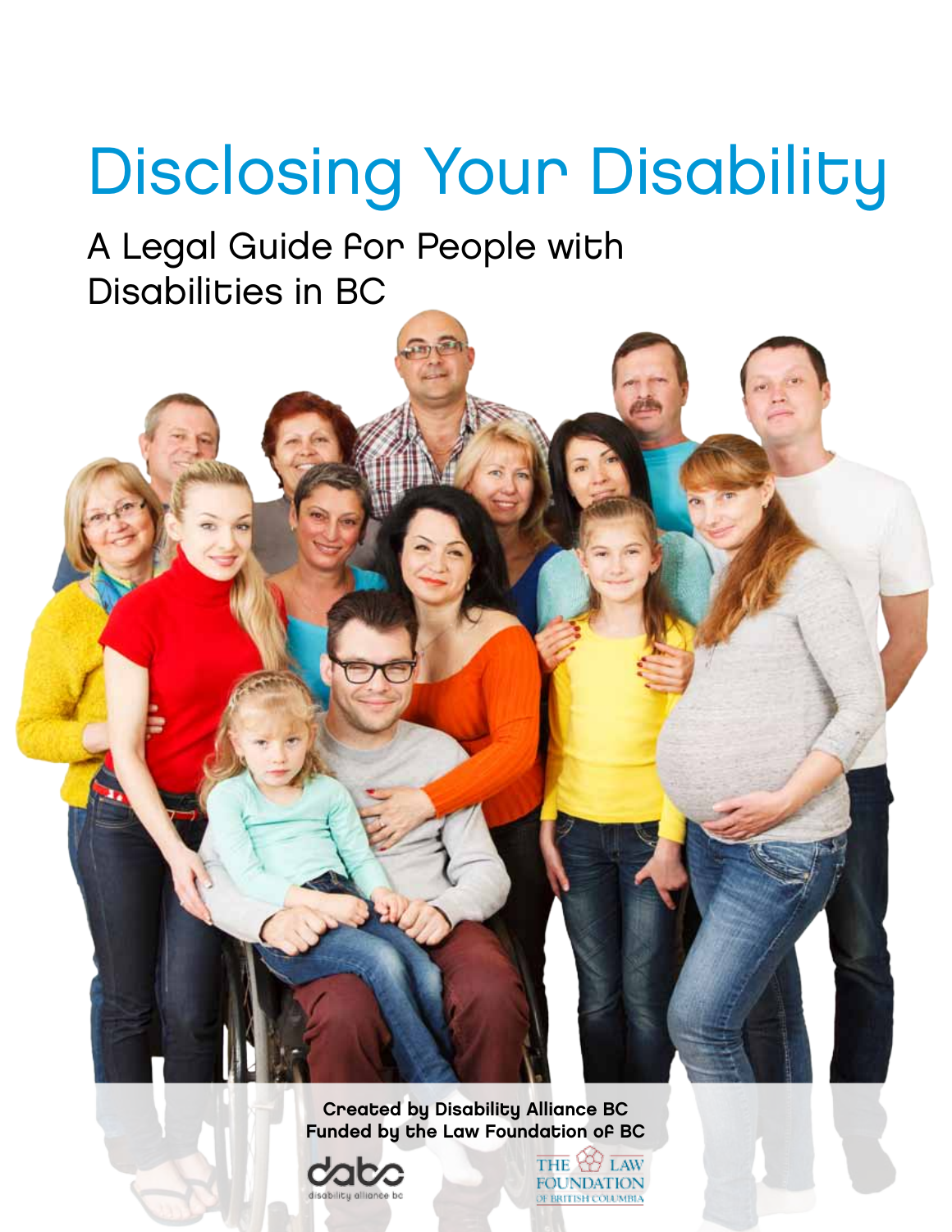# Disclosing Your Disability

## A Legal Guide for People with Disabilities in BC

**Created by Disability Alliance BC**
**Funded by the Law Foundation of BC**

dabc disability alliance bc

THE LAW FOUNDATION OF BRITISH COLUMBIA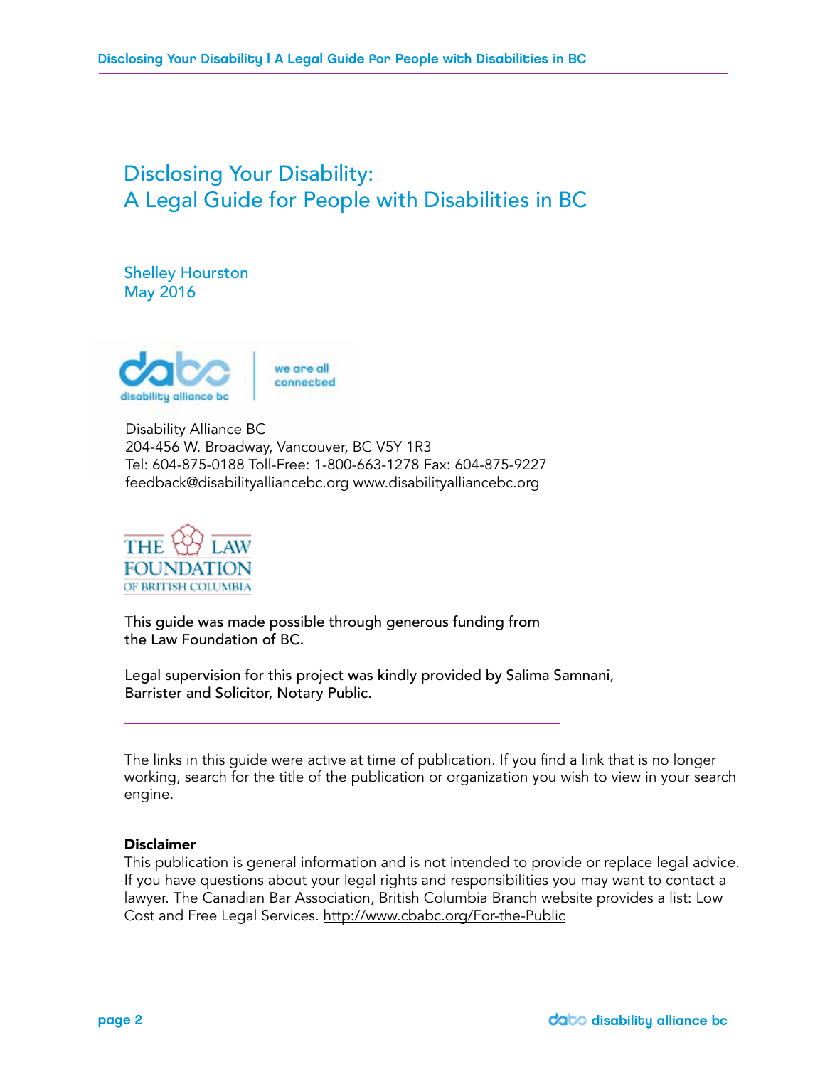# Disclosing Your Disability: A Legal Guide for People with Disabilities in BC

Shelley Hourston
May 2016

Disability Alliance BC
204-456 W. Broadway, Vancouver, BC V5Y 1R3
Tel: 604-875-0188 Toll-Free: 1-800-663-1278 Fax: 604-875-9227
feedback@disabilityalliancebc.org www.disabilityalliancebc.org

This guide was made possible through generous funding from the Law Foundation of BC.

Legal supervision for this project was kindly provided by Salima Samnani, Barrister and Solicitor, Notary Public.

---

The links in this guide were active at time of publication. If you find a link that is no longer working, search for the title of the publication or organization you wish to view in your search engine.

**Disclaimer**
This publication is general information and is not intended to provide or replace legal advice. If you have questions about your legal rights and responsibilities you may want to contact a lawyer. The Canadian Bar Association, British Columbia Branch website provides a list: Low Cost and Free Legal Services. http://www.cbabc.org/For-the-Public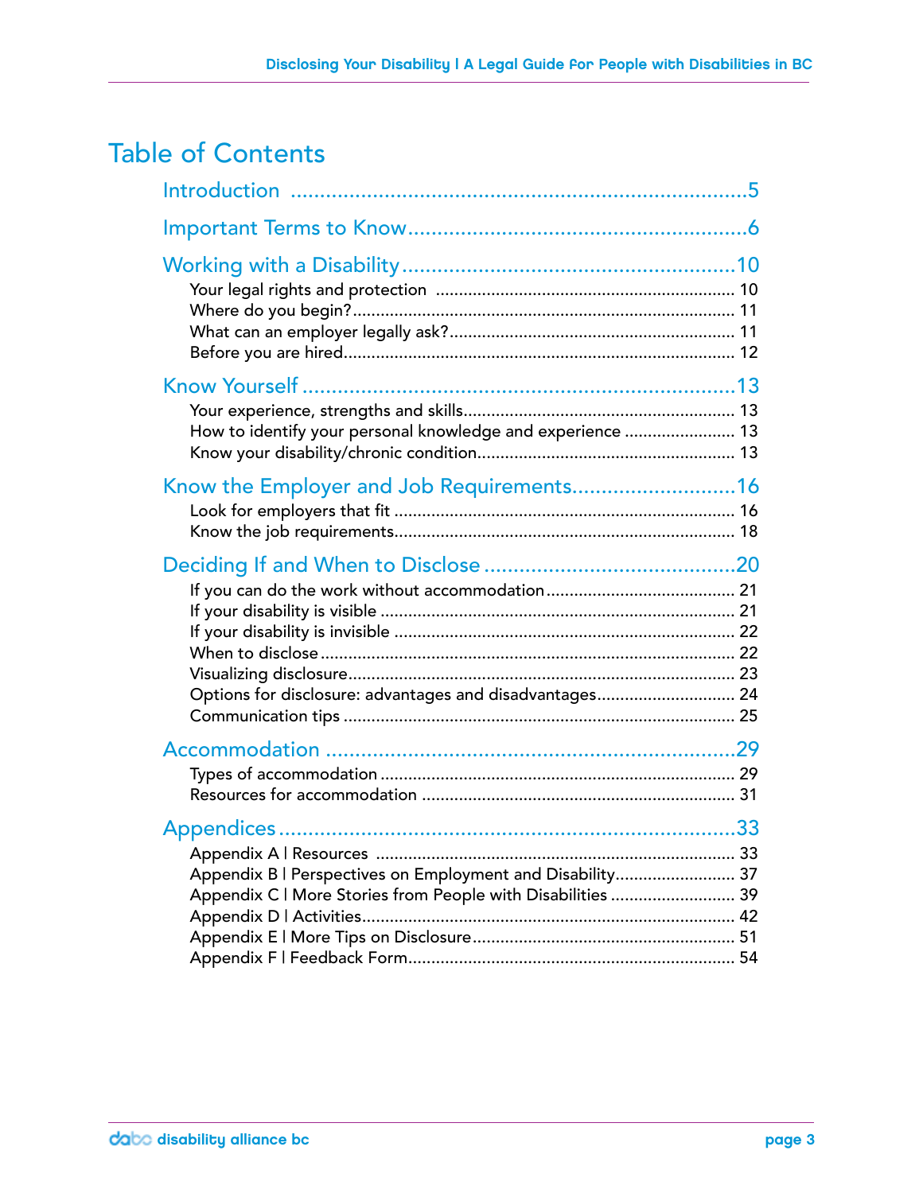# Table of Contents

Introduction .......................................................................5

Important Terms to Know.......................................................6

Working with a Disability.......................................................10
- Your legal rights and protection ..................................................... 10
- Where do you begin?......................................................................... 11
- What can an employer legally ask?................................................. 11
- Before you are hired.......................................................................... 12

Know Yourself ......................................................................13
- Your experience, strengths and skills.............................................. 13
- How to identify your personal knowledge and experience ............ 13
- Know your disability/chronic condition........................................... 13

Know the Employer and Job Requirements............................16
- Look for employers that fit .............................................................. 16
- Know the job requirements............................................................... 18

Deciding If and When to Disclose ........................................20
- If you can do the work without accommodation............................ 21
- If your disability is visible ................................................................. 21
- If your disability is invisible .............................................................. 22
- When to disclose ............................................................................... 22
- Visualizing disclosure......................................................................... 23
- Options for disclosure: advantages and disadvantages................. 24
- Communication tips ........................................................................... 25

Accommodation ...................................................................29
- Types of accommodation .................................................................. 29
- Resources for accommodation ......................................................... 31

Appendices ..........................................................................33
- Appendix A | Resources ..................................................................... 33
- Appendix B | Perspectives on Employment and Disability.............. 37
- Appendix C | More Stories from People with Disabilities ............... 39
- Appendix D | Activities....................................................................... 42
- Appendix E | More Tips on Disclosure.............................................. 51
- Appendix F | Feedback Form............................................................. 54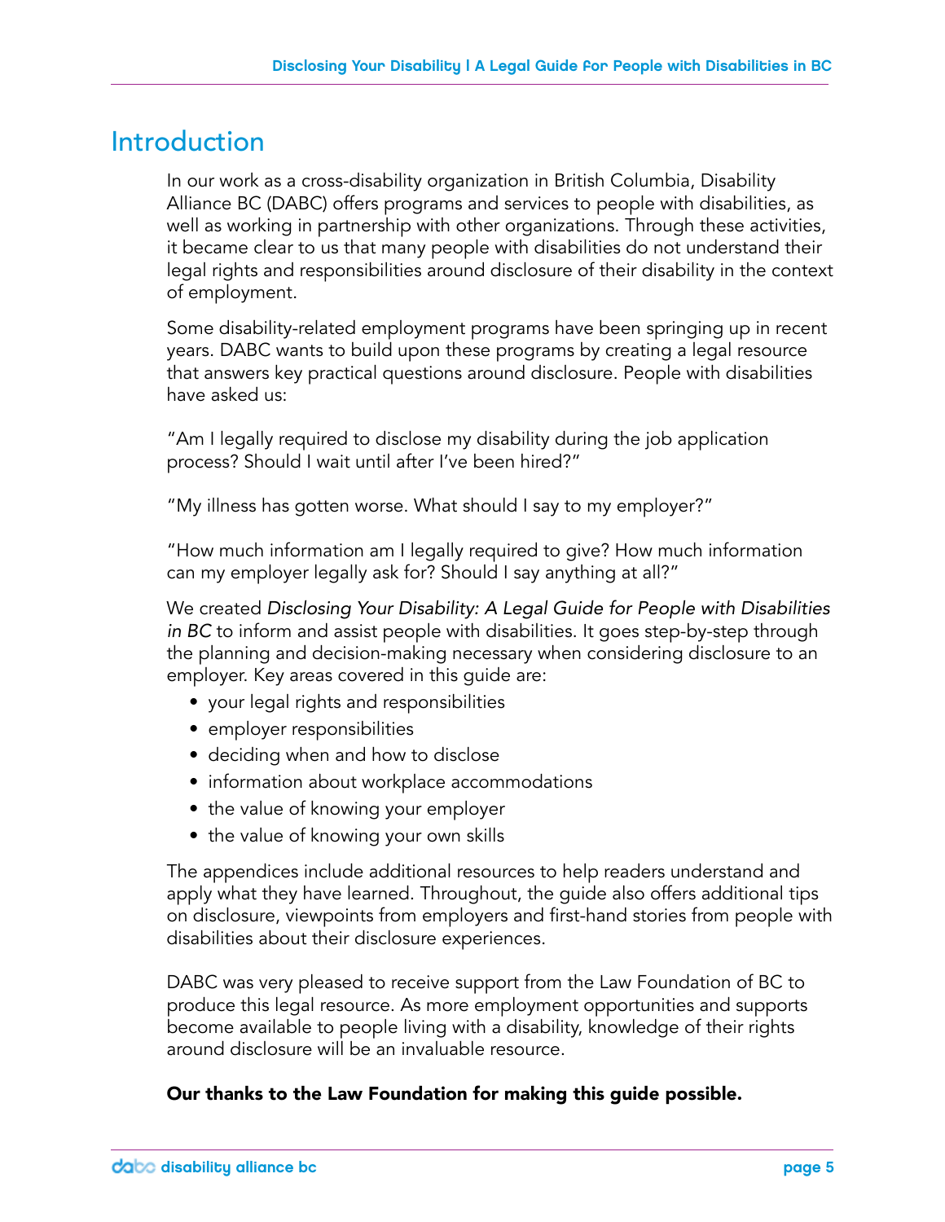# Introduction

In our work as a cross-disability organization in British Columbia, Disability Alliance BC (DABC) offers programs and services to people with disabilities, as well as working in partnership with other organizations. Through these activities, it became clear to us that many people with disabilities do not understand their legal rights and responsibilities around disclosure of their disability in the context of employment.

Some disability-related employment programs have been springing up in recent years. DABC wants to build upon these programs by creating a legal resource that answers key practical questions around disclosure. People with disabilities have asked us:

"Am I legally required to disclose my disability during the job application process? Should I wait until after I've been hired?"

"My illness has gotten worse. What should I say to my employer?"

"How much information am I legally required to give? How much information can my employer legally ask for? Should I say anything at all?"

We created *Disclosing Your Disability: A Legal Guide for People with Disabilities in BC* to inform and assist people with disabilities. It goes step-by-step through the planning and decision-making necessary when considering disclosure to an employer. Key areas covered in this guide are:

- your legal rights and responsibilities
- employer responsibilities
- deciding when and how to disclose
- information about workplace accommodations
- the value of knowing your employer
- the value of knowing your own skills

The appendices include additional resources to help readers understand and apply what they have learned. Throughout, the guide also offers additional tips on disclosure, viewpoints from employers and first-hand stories from people with disabilities about their disclosure experiences.

DABC was very pleased to receive support from the Law Foundation of BC to produce this legal resource. As more employment opportunities and supports become available to people living with a disability, knowledge of their rights around disclosure will be an invaluable resource.

**Our thanks to the Law Foundation for making this guide possible.**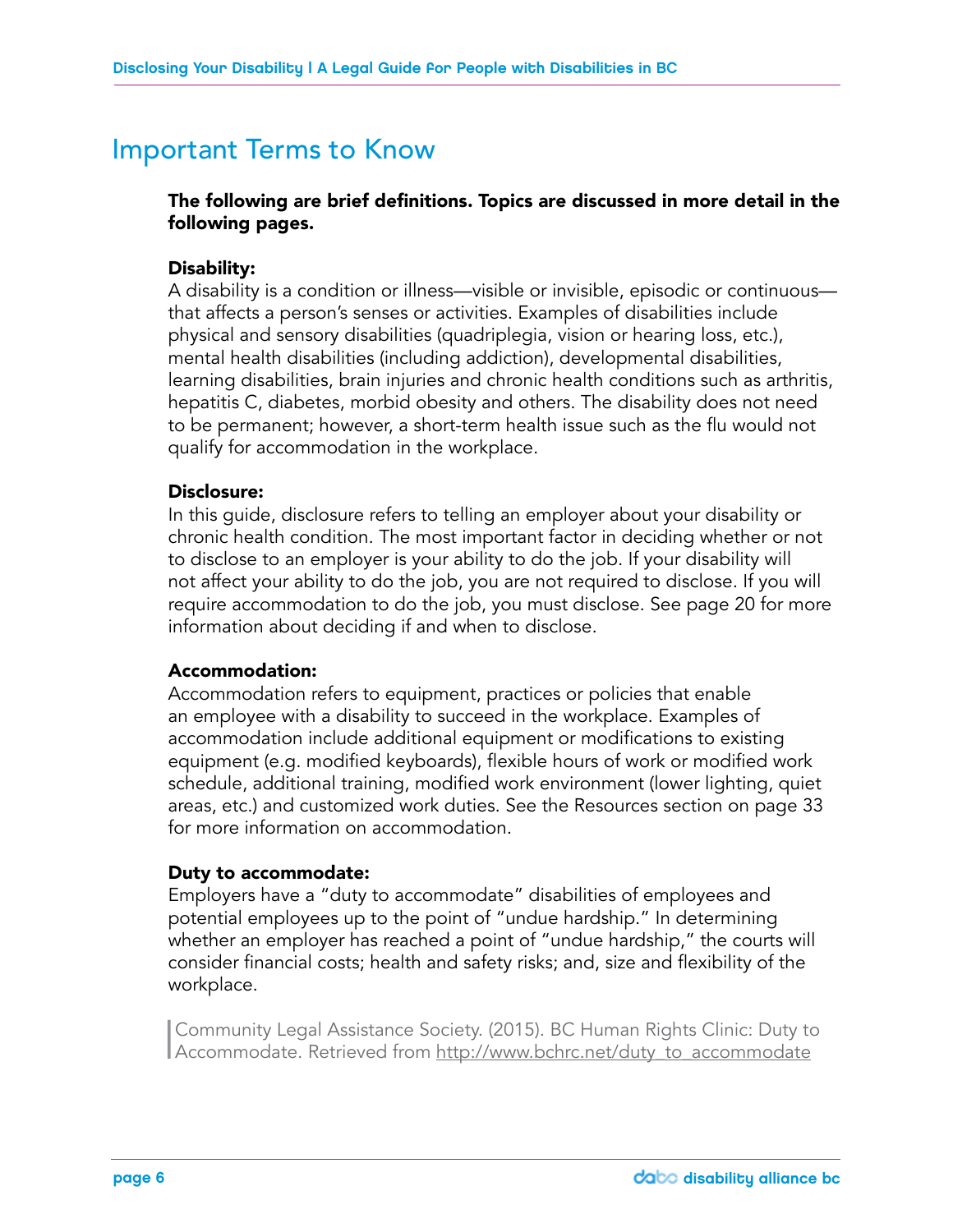# Important Terms to Know

**The following are brief definitions. Topics are discussed in more detail in the following pages.**

**Disability:**
A disability is a condition or illness—visible or invisible, episodic or continuous—that affects a person's senses or activities. Examples of disabilities include physical and sensory disabilities (quadriplegia, vision or hearing loss, etc.), mental health disabilities (including addiction), developmental disabilities, learning disabilities, brain injuries and chronic health conditions such as arthritis, hepatitis C, diabetes, morbid obesity and others. The disability does not need to be permanent; however, a short-term health issue such as the flu would not qualify for accommodation in the workplace.

**Disclosure:**
In this guide, disclosure refers to telling an employer about your disability or chronic health condition. The most important factor in deciding whether or not to disclose to an employer is your ability to do the job. If your disability will not affect your ability to do the job, you are not required to disclose. If you will require accommodation to do the job, you must disclose. See page 20 for more information about deciding if and when to disclose.

**Accommodation:**
Accommodation refers to equipment, practices or policies that enable an employee with a disability to succeed in the workplace. Examples of accommodation include additional equipment or modifications to existing equipment (e.g. modified keyboards), flexible hours of work or modified work schedule, additional training, modified work environment (lower lighting, quiet areas, etc.) and customized work duties. See the Resources section on page 33 for more information on accommodation.

**Duty to accommodate:**
Employers have a "duty to accommodate" disabilities of employees and potential employees up to the point of "undue hardship." In determining whether an employer has reached a point of "undue hardship," the courts will consider financial costs; health and safety risks; and, size and flexibility of the workplace.

> Community Legal Assistance Society. (2015). BC Human Rights Clinic: Duty to Accommodate. Retrieved from http://www.bchrc.net/duty_to_accommodate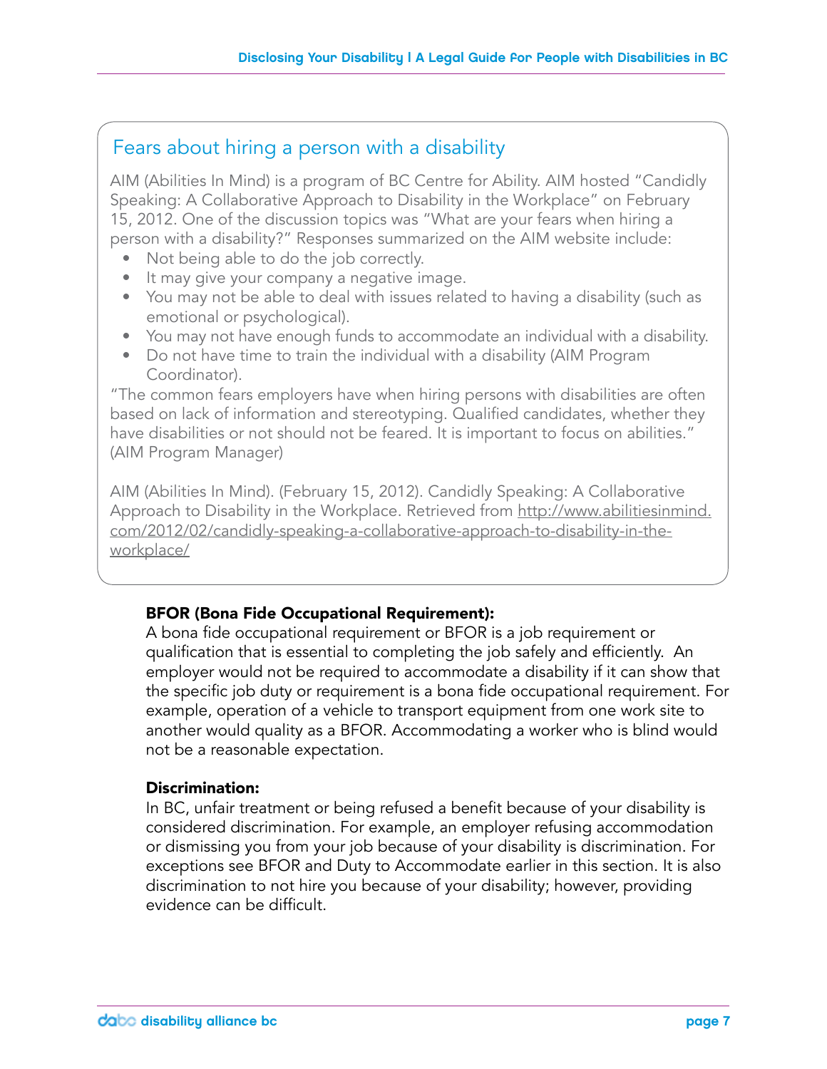## Fears about hiring a person with a disability

AIM (Abilities In Mind) is a program of BC Centre for Ability. AIM hosted "Candidly Speaking: A Collaborative Approach to Disability in the Workplace" on February 15, 2012. One of the discussion topics was "What are your fears when hiring a person with a disability?" Responses summarized on the AIM website include:

- Not being able to do the job correctly.
- It may give your company a negative image.
- You may not be able to deal with issues related to having a disability (such as emotional or psychological).
- You may not have enough funds to accommodate an individual with a disability.
- Do not have time to train the individual with a disability (AIM Program Coordinator).

"The common fears employers have when hiring persons with disabilities are often based on lack of information and stereotyping. Qualified candidates, whether they have disabilities or not should not be feared. It is important to focus on abilities." (AIM Program Manager)

AIM (Abilities In Mind). (February 15, 2012). Candidly Speaking: A Collaborative Approach to Disability in the Workplace. Retrieved from http://www.abilitiesinmind.com/2012/02/candidly-speaking-a-collaborative-approach-to-disability-in-the-workplace/

**BFOR (Bona Fide Occupational Requirement):**
A bona fide occupational requirement or BFOR is a job requirement or qualification that is essential to completing the job safely and efficiently. An employer would not be required to accommodate a disability if it can show that the specific job duty or requirement is a bona fide occupational requirement. For example, operation of a vehicle to transport equipment from one work site to another would quality as a BFOR. Accommodating a worker who is blind would not be a reasonable expectation.

**Discrimination:**
In BC, unfair treatment or being refused a benefit because of your disability is considered discrimination. For example, an employer refusing accommodation or dismissing you from your job because of your disability is discrimination. For exceptions see BFOR and Duty to Accommodate earlier in this section. It is also discrimination to not hire you because of your disability; however, providing evidence can be difficult.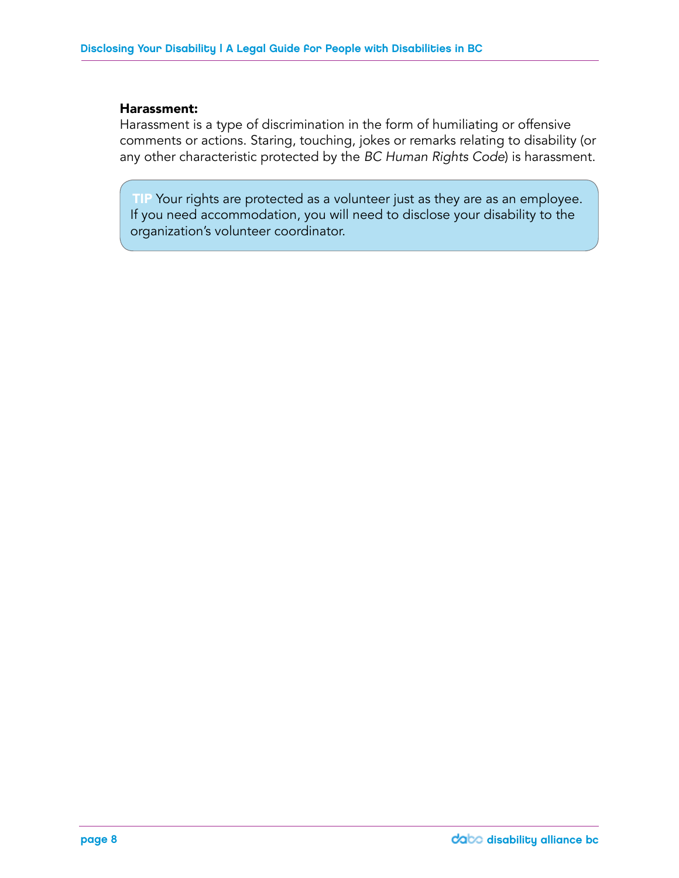**Harassment:**
Harassment is a type of discrimination in the form of humiliating or offensive comments or actions. Staring, touching, jokes or remarks relating to disability (or any other characteristic protected by the *BC Human Rights Code*) is harassment.

> **TIP** Your rights are protected as a volunteer just as they are as an employee. If you need accommodation, you will need to disclose your disability to the organization's volunteer coordinator.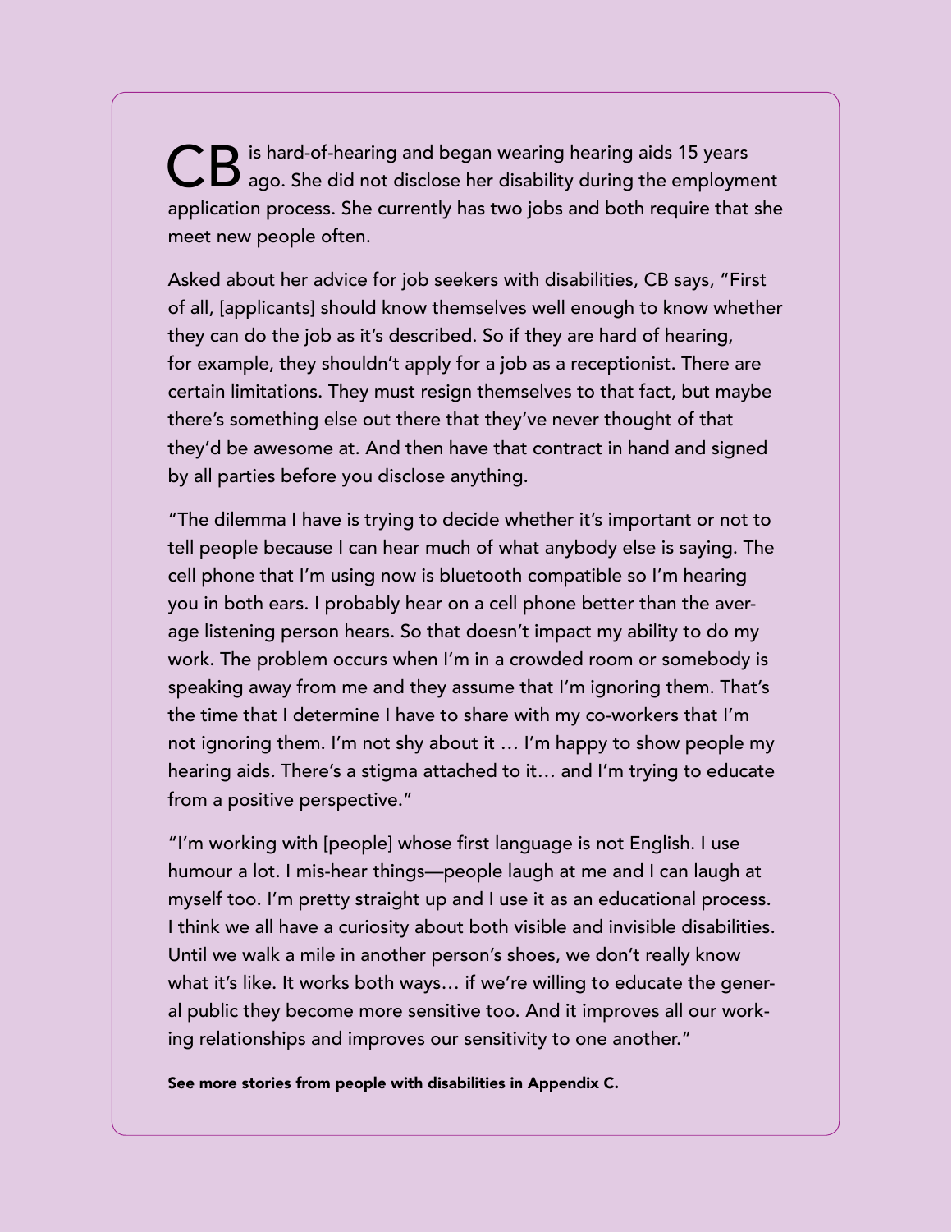CB is hard-of-hearing and began wearing hearing aids 15 years ago. She did not disclose her disability during the employment application process. She currently has two jobs and both require that she meet new people often.

Asked about her advice for job seekers with disabilities, CB says, "First of all, [applicants] should know themselves well enough to know whether they can do the job as it's described. So if they are hard of hearing, for example, they shouldn't apply for a job as a receptionist. There are certain limitations. They must resign themselves to that fact, but maybe there's something else out there that they've never thought of that they'd be awesome at. And then have that contract in hand and signed by all parties before you disclose anything.

"The dilemma I have is trying to decide whether it's important or not to tell people because I can hear much of what anybody else is saying. The cell phone that I'm using now is bluetooth compatible so I'm hearing you in both ears. I probably hear on a cell phone better than the average listening person hears. So that doesn't impact my ability to do my work. The problem occurs when I'm in a crowded room or somebody is speaking away from me and they assume that I'm ignoring them. That's the time that I determine I have to share with my co-workers that I'm not ignoring them. I'm not shy about it … I'm happy to show people my hearing aids. There's a stigma attached to it… and I'm trying to educate from a positive perspective."

"I'm working with [people] whose first language is not English. I use humour a lot. I mis-hear things—people laugh at me and I can laugh at myself too. I'm pretty straight up and I use it as an educational process. I think we all have a curiosity about both visible and invisible disabilities. Until we walk a mile in another person's shoes, we don't really know what it's like. It works both ways… if we're willing to educate the general public they become more sensitive too. And it improves all our working relationships and improves our sensitivity to one another."

**See more stories from people with disabilities in Appendix C.**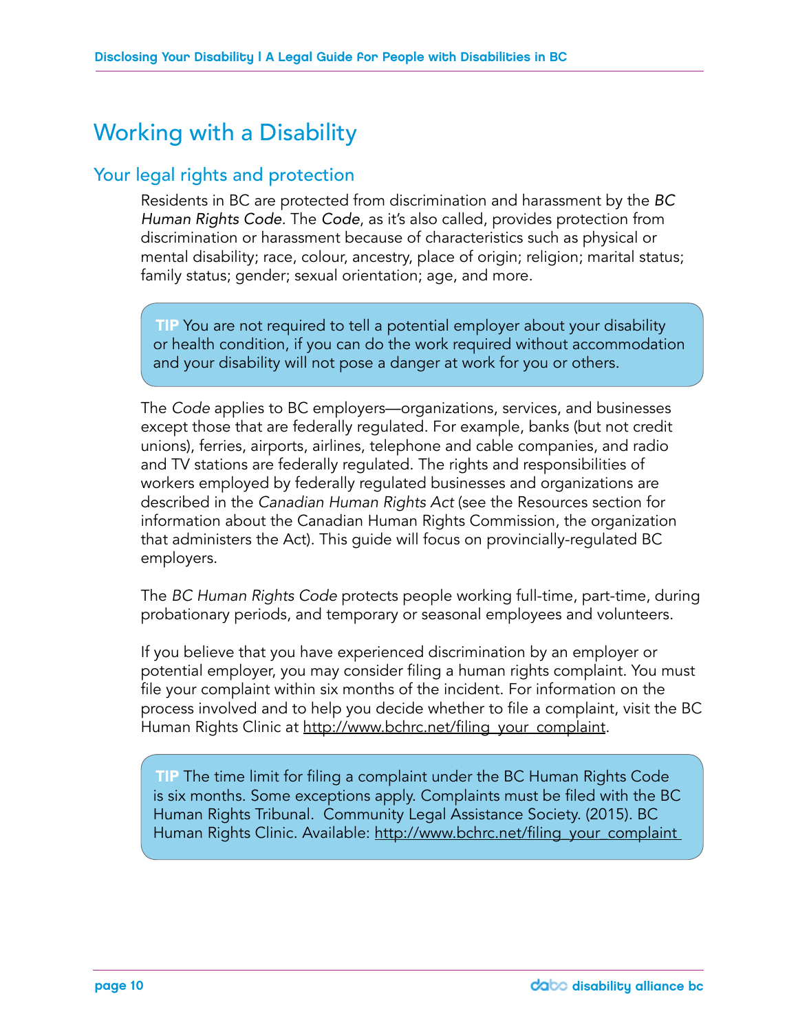# Working with a Disability

## Your legal rights and protection

Residents in BC are protected from discrimination and harassment by the *BC Human Rights Code*. The *Code*, as it's also called, provides protection from discrimination or harassment because of characteristics such as physical or mental disability; race, colour, ancestry, place of origin; religion; marital status; family status; gender; sexual orientation; age, and more.

> **TIP** You are not required to tell a potential employer about your disability or health condition, if you can do the work required without accommodation and your disability will not pose a danger at work for you or others.

The *Code* applies to BC employers—organizations, services, and businesses except those that are federally regulated. For example, banks (but not credit unions), ferries, airports, airlines, telephone and cable companies, and radio and TV stations are federally regulated. The rights and responsibilities of workers employed by federally regulated businesses and organizations are described in the *Canadian Human Rights Act* (see the Resources section for information about the Canadian Human Rights Commission, the organization that administers the Act). This guide will focus on provincially-regulated BC employers.

The *BC Human Rights Code* protects people working full-time, part-time, during probationary periods, and temporary or seasonal employees and volunteers.

If you believe that you have experienced discrimination by an employer or potential employer, you may consider filing a human rights complaint. You must file your complaint within six months of the incident. For information on the process involved and to help you decide whether to file a complaint, visit the BC Human Rights Clinic at http://www.bchrc.net/filing_your_complaint.

> **TIP** The time limit for filing a complaint under the BC Human Rights Code is six months. Some exceptions apply. Complaints must be filed with the BC Human Rights Tribunal. Community Legal Assistance Society. (2015). BC Human Rights Clinic. Available: http://www.bchrc.net/filing_your_complaint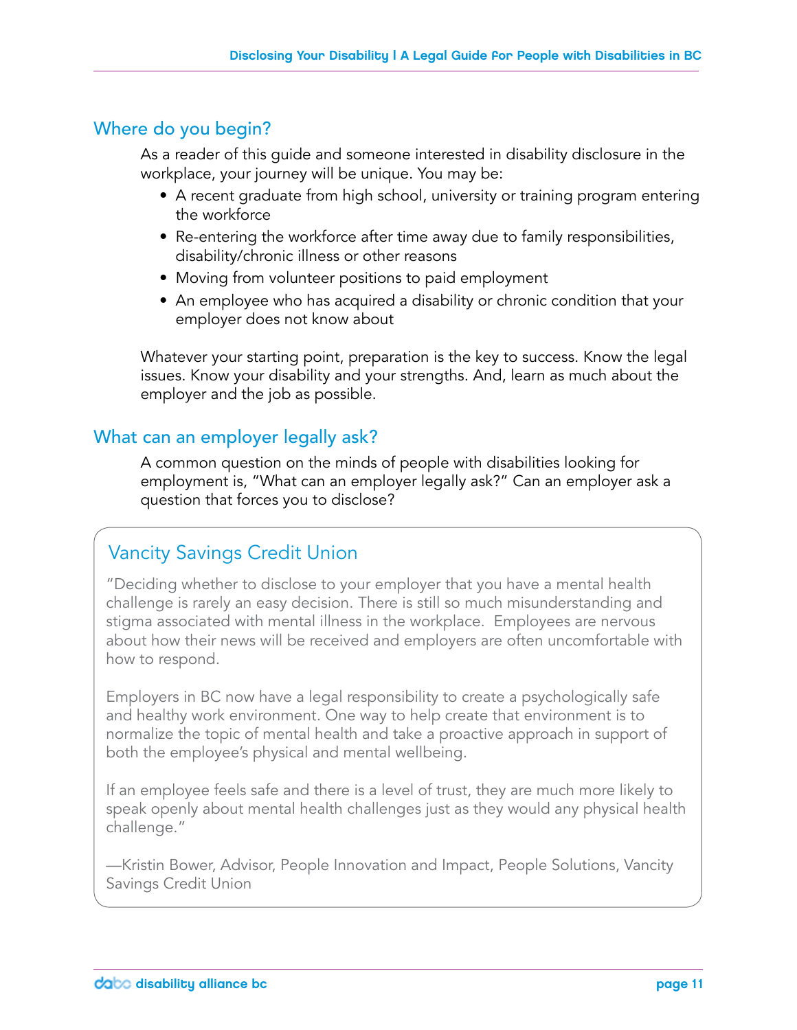## Where do you begin?

As a reader of this guide and someone interested in disability disclosure in the workplace, your journey will be unique. You may be:

- A recent graduate from high school, university or training program entering the workforce
- Re-entering the workforce after time away due to family responsibilities, disability/chronic illness or other reasons
- Moving from volunteer positions to paid employment
- An employee who has acquired a disability or chronic condition that your employer does not know about

Whatever your starting point, preparation is the key to success. Know the legal issues. Know your disability and your strengths. And, learn as much about the employer and the job as possible.

## What can an employer legally ask?

A common question on the minds of people with disabilities looking for employment is, "What can an employer legally ask?" Can an employer ask a question that forces you to disclose?

### Vancity Savings Credit Union

"Deciding whether to disclose to your employer that you have a mental health challenge is rarely an easy decision. There is still so much misunderstanding and stigma associated with mental illness in the workplace. Employees are nervous about how their news will be received and employers are often uncomfortable with how to respond.

Employers in BC now have a legal responsibility to create a psychologically safe and healthy work environment. One way to help create that environment is to normalize the topic of mental health and take a proactive approach in support of both the employee's physical and mental wellbeing.

If an employee feels safe and there is a level of trust, they are much more likely to speak openly about mental health challenges just as they would any physical health challenge."

—Kristin Bower, Advisor, People Innovation and Impact, People Solutions, Vancity Savings Credit Union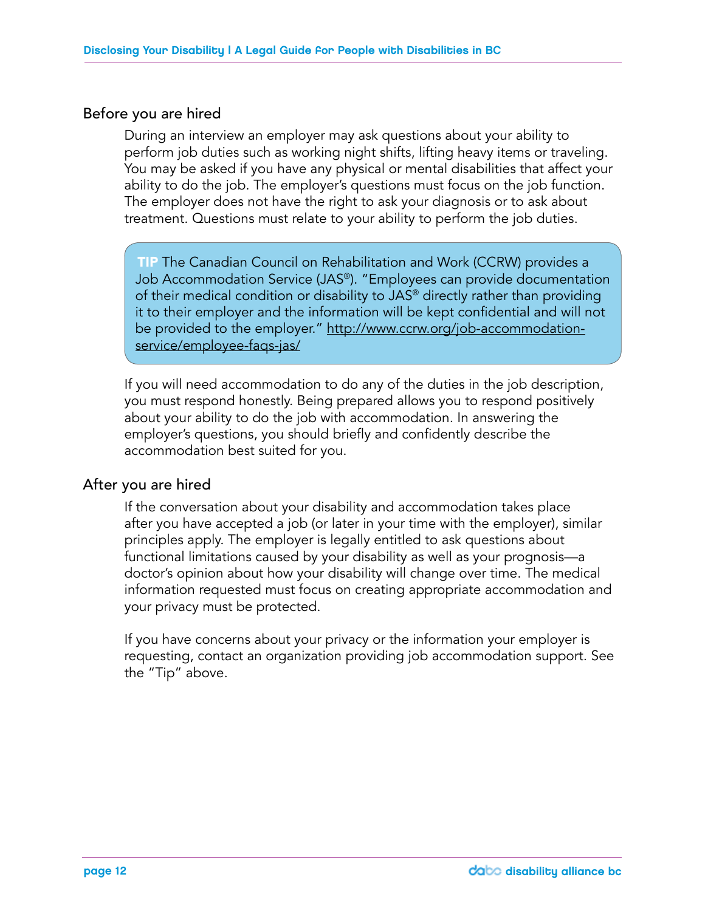### Before you are hired

During an interview an employer may ask questions about your ability to perform job duties such as working night shifts, lifting heavy items or traveling. You may be asked if you have any physical or mental disabilities that affect your ability to do the job. The employer's questions must focus on the job function. The employer does not have the right to ask your diagnosis or to ask about treatment. Questions must relate to your ability to perform the job duties.

> **TIP** The Canadian Council on Rehabilitation and Work (CCRW) provides a Job Accommodation Service (JAS®). "Employees can provide documentation of their medical condition or disability to JAS® directly rather than providing it to their employer and the information will be kept confidential and will not be provided to the employer." http://www.ccrw.org/job-accommodation-service/employee-faqs-jas/

If you will need accommodation to do any of the duties in the job description, you must respond honestly. Being prepared allows you to respond positively about your ability to do the job with accommodation. In answering the employer's questions, you should briefly and confidently describe the accommodation best suited for you.

### After you are hired

If the conversation about your disability and accommodation takes place after you have accepted a job (or later in your time with the employer), similar principles apply. The employer is legally entitled to ask questions about functional limitations caused by your disability as well as your prognosis—a doctor's opinion about how your disability will change over time. The medical information requested must focus on creating appropriate accommodation and your privacy must be protected.

If you have concerns about your privacy or the information your employer is requesting, contact an organization providing job accommodation support. See the "Tip" above.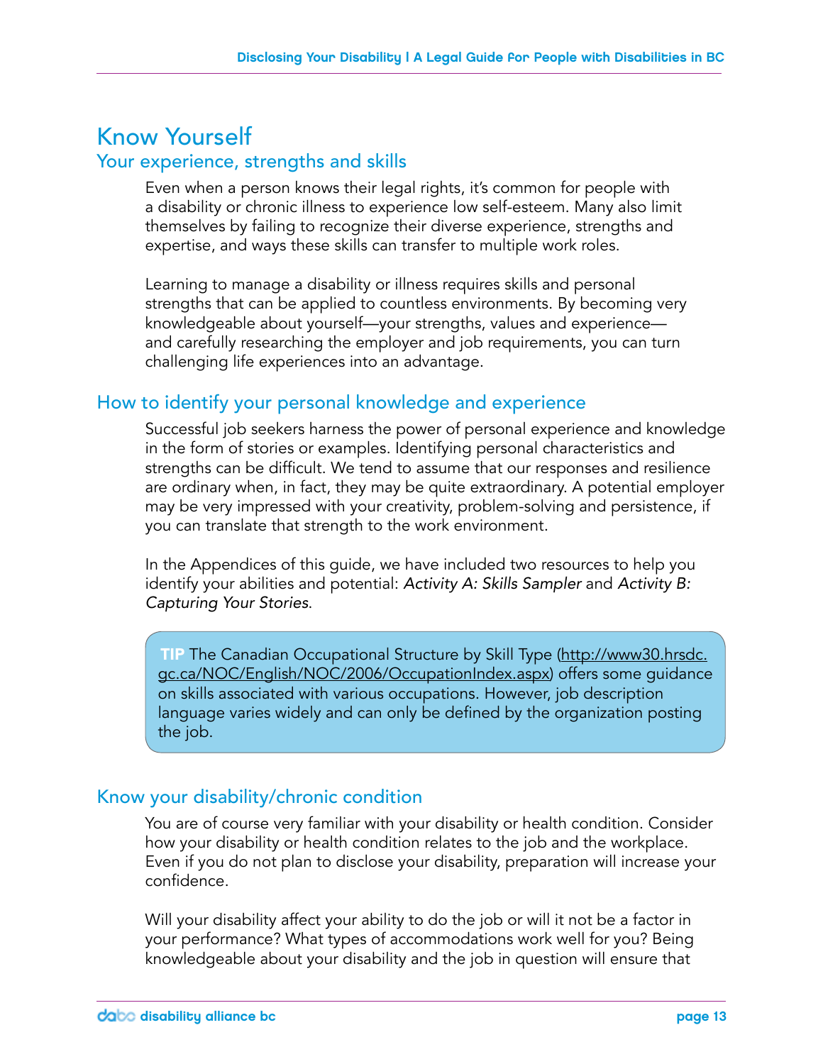# Know Yourself

## Your experience, strengths and skills

Even when a person knows their legal rights, it's common for people with a disability or chronic illness to experience low self-esteem. Many also limit themselves by failing to recognize their diverse experience, strengths and expertise, and ways these skills can transfer to multiple work roles.

Learning to manage a disability or illness requires skills and personal strengths that can be applied to countless environments. By becoming very knowledgeable about yourself—your strengths, values and experience—and carefully researching the employer and job requirements, you can turn challenging life experiences into an advantage.

## How to identify your personal knowledge and experience

Successful job seekers harness the power of personal experience and knowledge in the form of stories or examples. Identifying personal characteristics and strengths can be difficult. We tend to assume that our responses and resilience are ordinary when, in fact, they may be quite extraordinary. A potential employer may be very impressed with your creativity, problem-solving and persistence, if you can translate that strength to the work environment.

In the Appendices of this guide, we have included two resources to help you identify your abilities and potential: *Activity A: Skills Sampler* and *Activity B: Capturing Your Stories*.

> **TIP** The Canadian Occupational Structure by Skill Type (http://www30.hrsdc.gc.ca/NOC/English/NOC/2006/OccupationIndex.aspx) offers some guidance on skills associated with various occupations. However, job description language varies widely and can only be defined by the organization posting the job.

## Know your disability/chronic condition

You are of course very familiar with your disability or health condition. Consider how your disability or health condition relates to the job and the workplace. Even if you do not plan to disclose your disability, preparation will increase your confidence.

Will your disability affect your ability to do the job or will it not be a factor in your performance? What types of accommodations work well for you? Being knowledgeable about your disability and the job in question will ensure that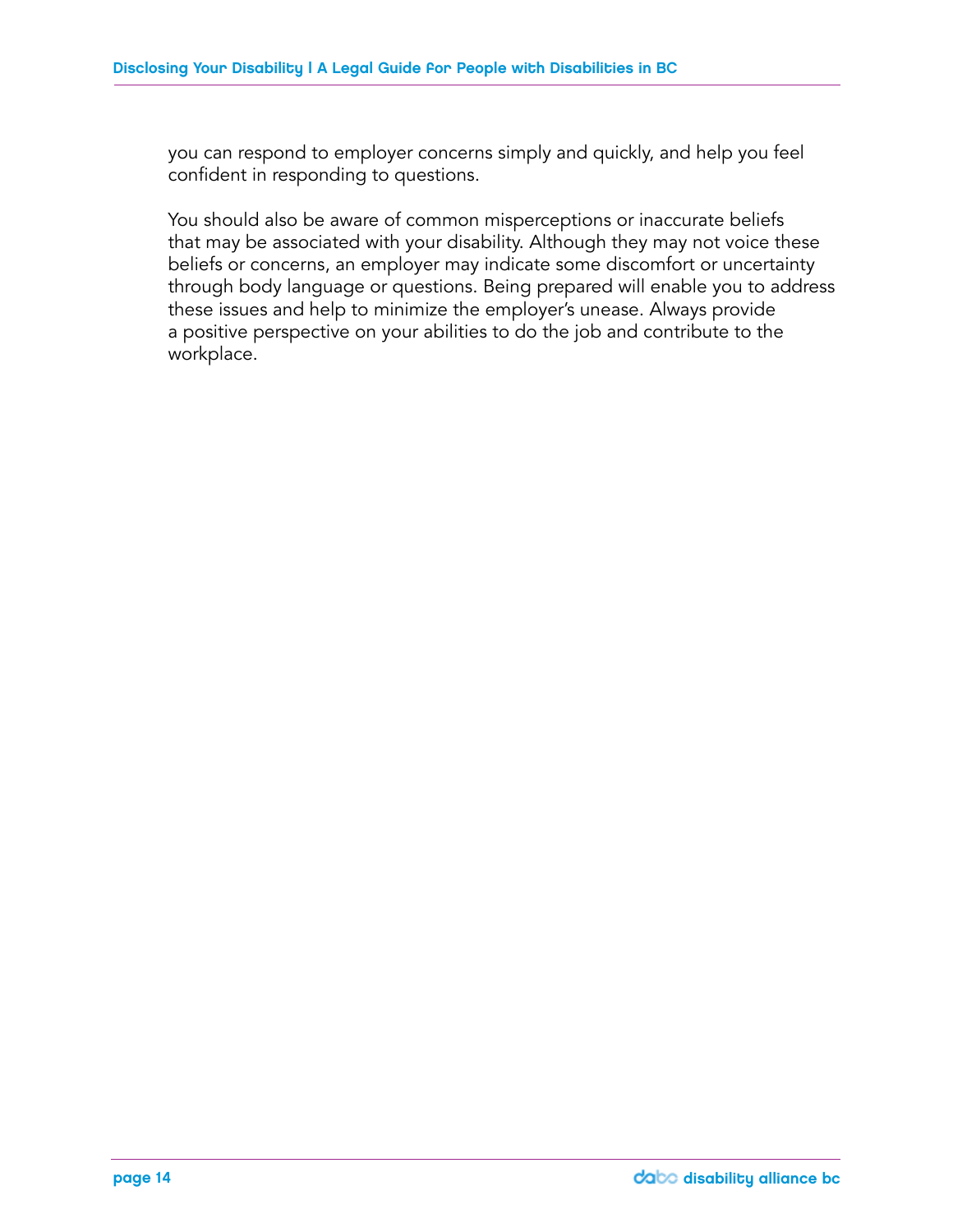you can respond to employer concerns simply and quickly, and help you feel confident in responding to questions.

You should also be aware of common misperceptions or inaccurate beliefs that may be associated with your disability. Although they may not voice these beliefs or concerns, an employer may indicate some discomfort or uncertainty through body language or questions. Being prepared will enable you to address these issues and help to minimize the employer's unease. Always provide a positive perspective on your abilities to do the job and contribute to the workplace.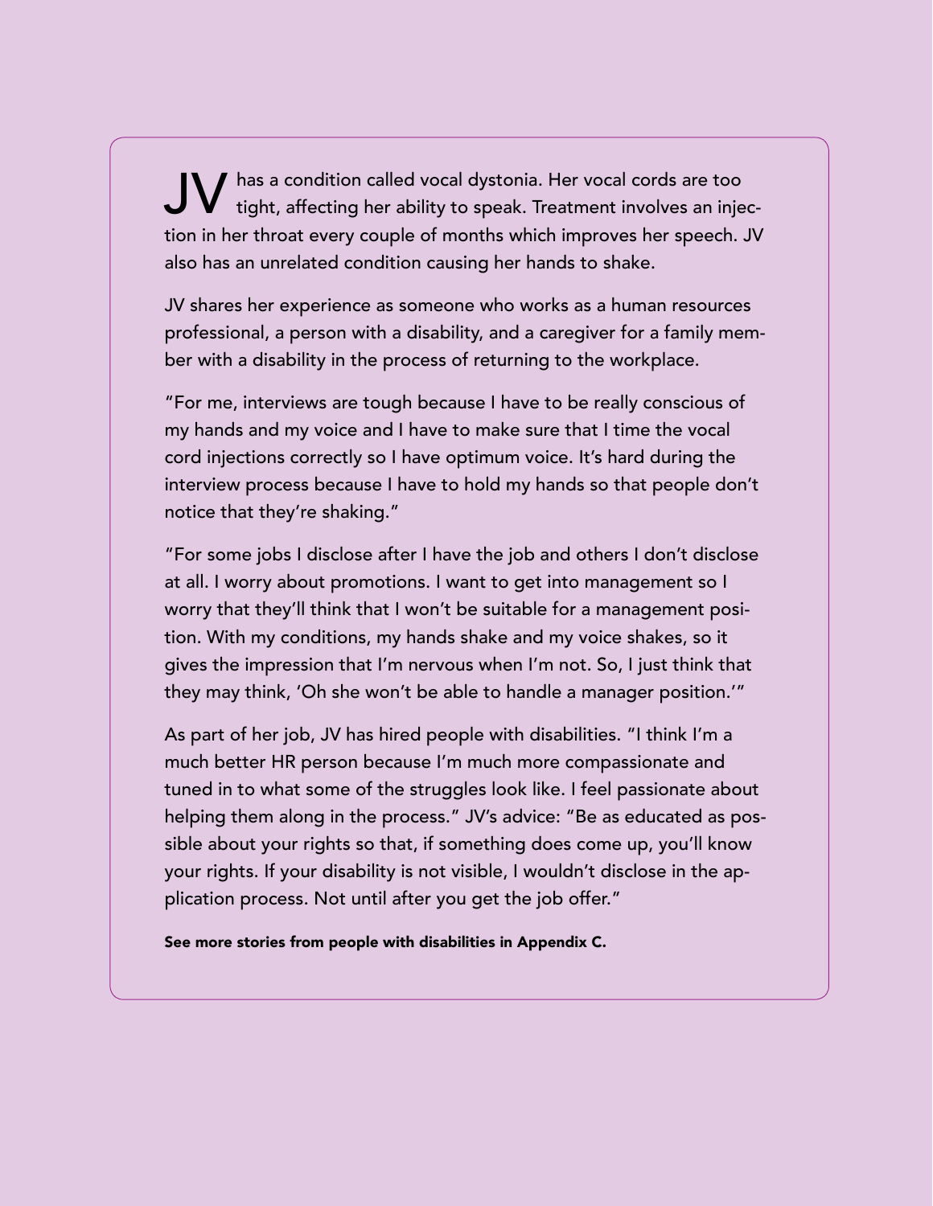JV has a condition called vocal dystonia. Her vocal cords are too tight, affecting her ability to speak. Treatment involves an injection in her throat every couple of months which improves her speech. JV also has an unrelated condition causing her hands to shake.

JV shares her experience as someone who works as a human resources professional, a person with a disability, and a caregiver for a family member with a disability in the process of returning to the workplace.

"For me, interviews are tough because I have to be really conscious of my hands and my voice and I have to make sure that I time the vocal cord injections correctly so I have optimum voice. It's hard during the interview process because I have to hold my hands so that people don't notice that they're shaking."

"For some jobs I disclose after I have the job and others I don't disclose at all. I worry about promotions. I want to get into management so I worry that they'll think that I won't be suitable for a management position. With my conditions, my hands shake and my voice shakes, so it gives the impression that I'm nervous when I'm not. So, I just think that they may think, 'Oh she won't be able to handle a manager position.'"

As part of her job, JV has hired people with disabilities. "I think I'm a much better HR person because I'm much more compassionate and tuned in to what some of the struggles look like. I feel passionate about helping them along in the process." JV's advice: "Be as educated as possible about your rights so that, if something does come up, you'll know your rights. If your disability is not visible, I wouldn't disclose in the application process. Not until after you get the job offer."

**See more stories from people with disabilities in Appendix C.**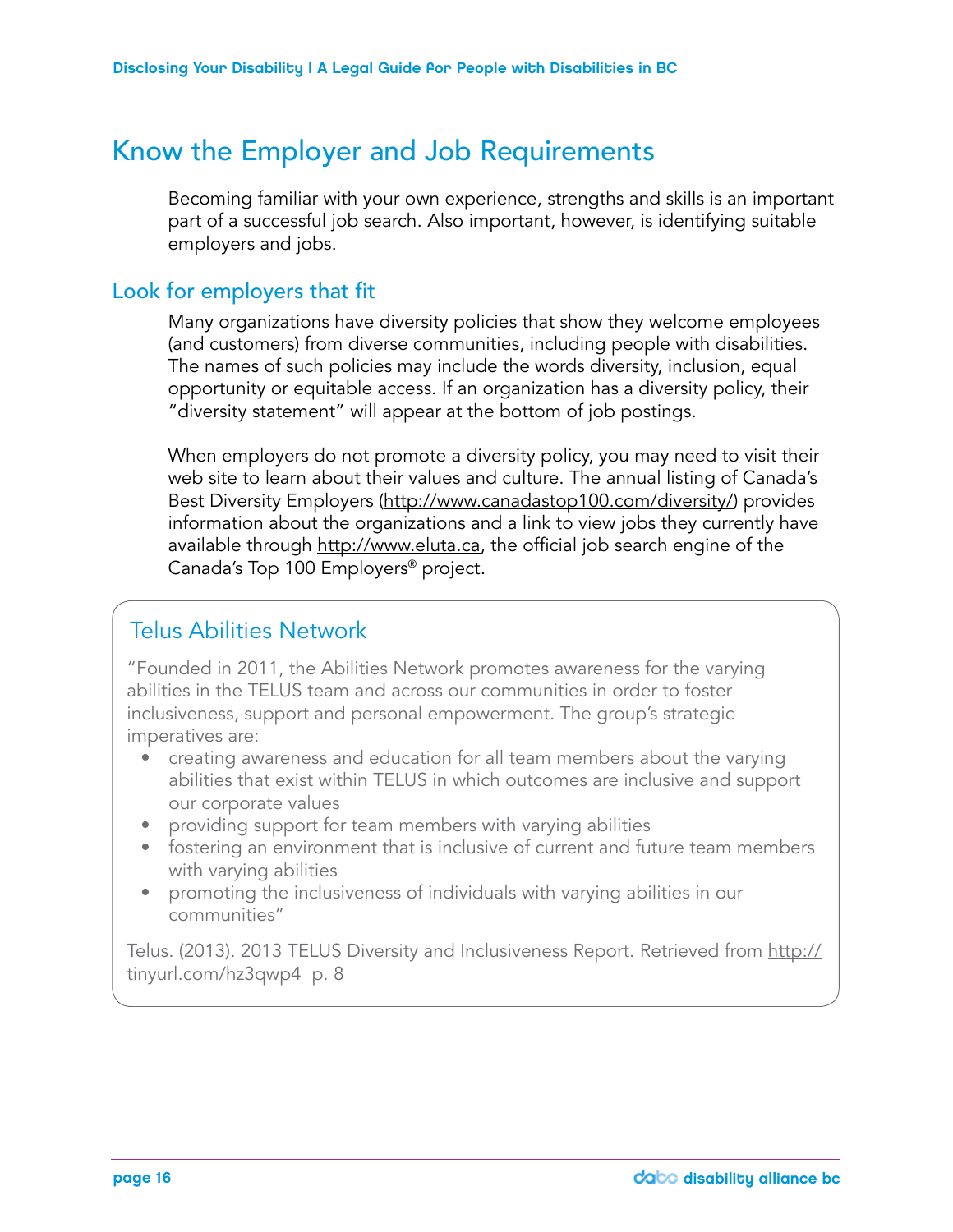# Know the Employer and Job Requirements

Becoming familiar with your own experience, strengths and skills is an important part of a successful job search. Also important, however, is identifying suitable employers and jobs.

## Look for employers that fit

Many organizations have diversity policies that show they welcome employees (and customers) from diverse communities, including people with disabilities. The names of such policies may include the words diversity, inclusion, equal opportunity or equitable access. If an organization has a diversity policy, their "diversity statement" will appear at the bottom of job postings.

When employers do not promote a diversity policy, you may need to visit their web site to learn about their values and culture. The annual listing of Canada's Best Diversity Employers (http://www.canadastop100.com/diversity/) provides information about the organizations and a link to view jobs they currently have available through http://www.eluta.ca, the official job search engine of the Canada's Top 100 Employers® project.

### Telus Abilities Network

"Founded in 2011, the Abilities Network promotes awareness for the varying abilities in the TELUS team and across our communities in order to foster inclusiveness, support and personal empowerment. The group's strategic imperatives are:

- creating awareness and education for all team members about the varying abilities that exist within TELUS in which outcomes are inclusive and support our corporate values
- providing support for team members with varying abilities
- fostering an environment that is inclusive of current and future team members with varying abilities
- promoting the inclusiveness of individuals with varying abilities in our communities"

Telus. (2013). 2013 TELUS Diversity and Inclusiveness Report. Retrieved from http://tinyurl.com/hz3qwp4 p. 8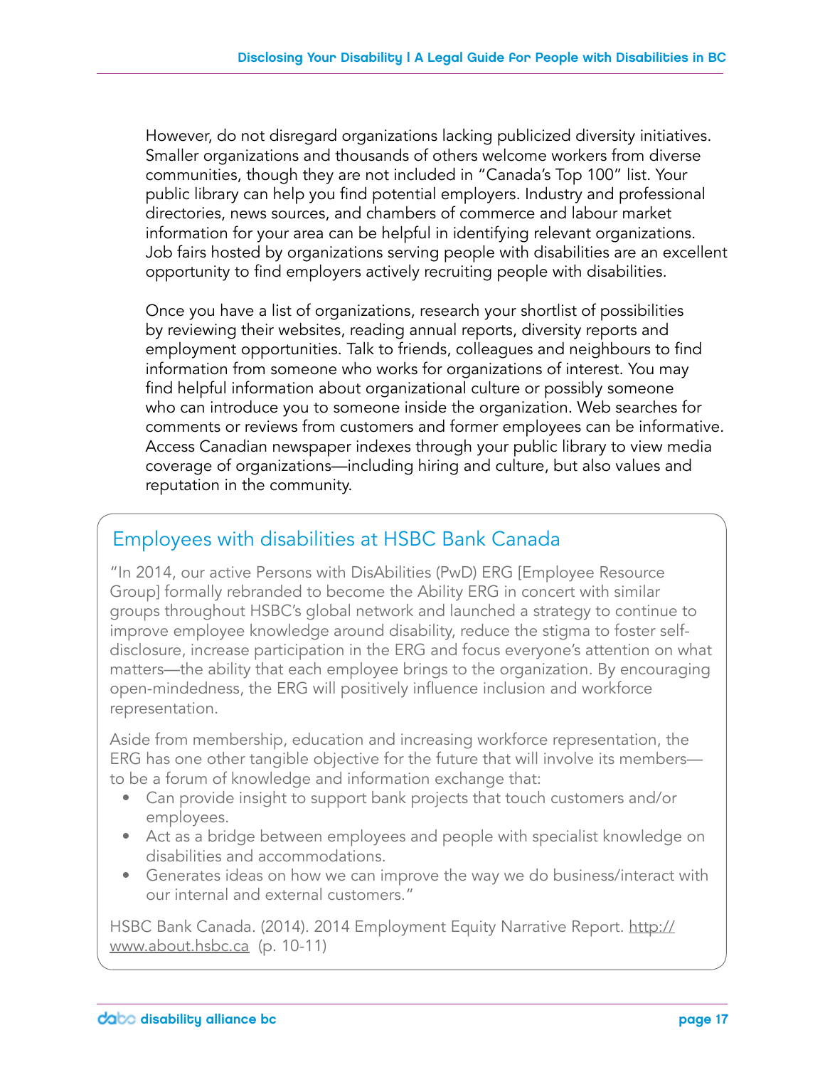However, do not disregard organizations lacking publicized diversity initiatives. Smaller organizations and thousands of others welcome workers from diverse communities, though they are not included in "Canada's Top 100" list. Your public library can help you find potential employers. Industry and professional directories, news sources, and chambers of commerce and labour market information for your area can be helpful in identifying relevant organizations. Job fairs hosted by organizations serving people with disabilities are an excellent opportunity to find employers actively recruiting people with disabilities.

Once you have a list of organizations, research your shortlist of possibilities by reviewing their websites, reading annual reports, diversity reports and employment opportunities. Talk to friends, colleagues and neighbours to find information from someone who works for organizations of interest. You may find helpful information about organizational culture or possibly someone who can introduce you to someone inside the organization. Web searches for comments or reviews from customers and former employees can be informative. Access Canadian newspaper indexes through your public library to view media coverage of organizations—including hiring and culture, but also values and reputation in the community.

## Employees with disabilities at HSBC Bank Canada

"In 2014, our active Persons with DisAbilities (PwD) ERG [Employee Resource Group] formally rebranded to become the Ability ERG in concert with similar groups throughout HSBC's global network and launched a strategy to continue to improve employee knowledge around disability, reduce the stigma to foster self-disclosure, increase participation in the ERG and focus everyone's attention on what matters—the ability that each employee brings to the organization. By encouraging open-mindedness, the ERG will positively influence inclusion and workforce representation.

Aside from membership, education and increasing workforce representation, the ERG has one other tangible objective for the future that will involve its members—to be a forum of knowledge and information exchange that:

- Can provide insight to support bank projects that touch customers and/or employees.
- Act as a bridge between employees and people with specialist knowledge on disabilities and accommodations.
- Generates ideas on how we can improve the way we do business/interact with our internal and external customers."

HSBC Bank Canada. (2014). 2014 Employment Equity Narrative Report. http://www.about.hsbc.ca (p. 10-11)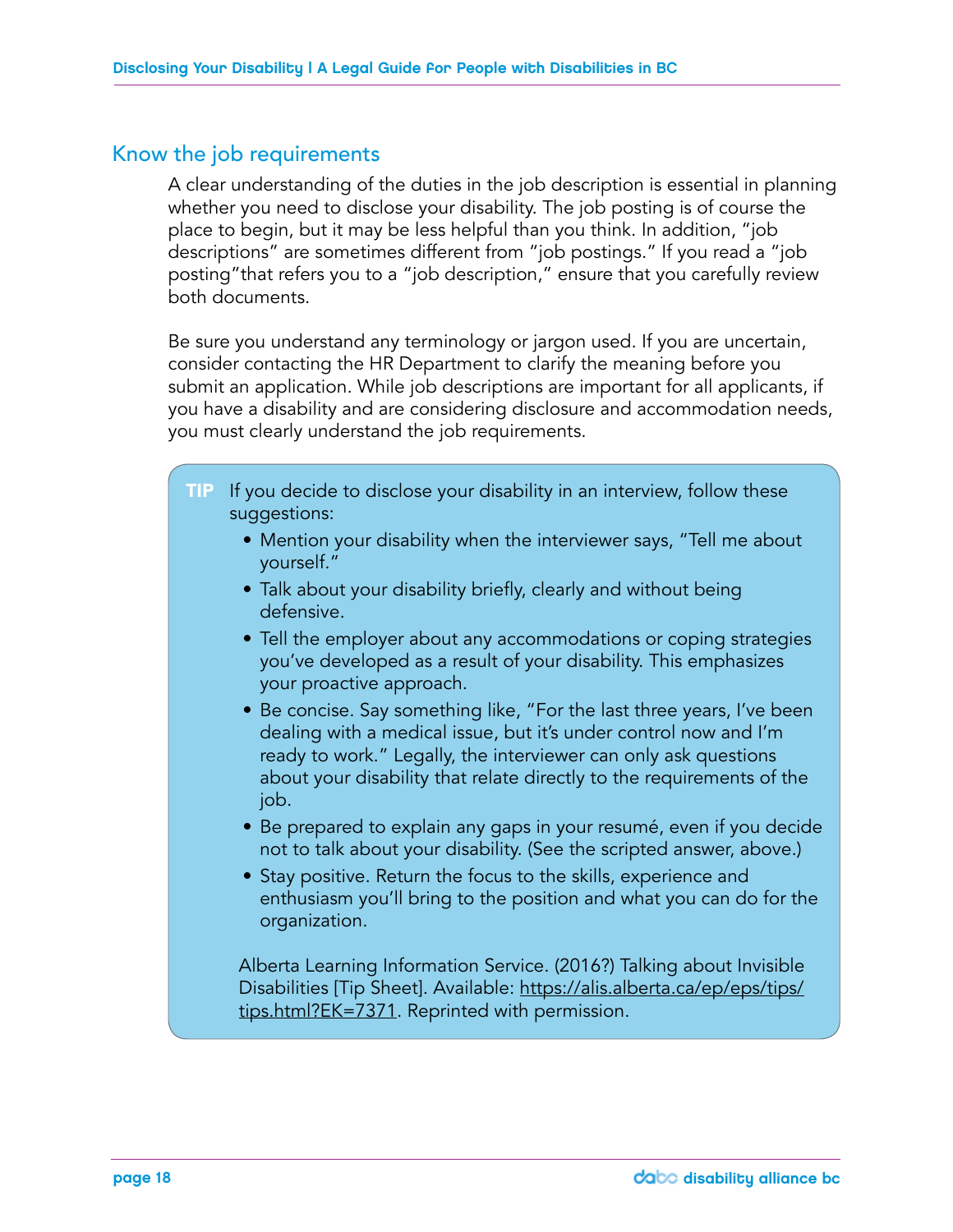## Know the job requirements

A clear understanding of the duties in the job description is essential in planning whether you need to disclose your disability. The job posting is of course the place to begin, but it may be less helpful than you think. In addition, "job descriptions" are sometimes different from "job postings." If you read a "job posting"that refers you to a "job description," ensure that you carefully review both documents.

Be sure you understand any terminology or jargon used. If you are uncertain, consider contacting the HR Department to clarify the meaning before you submit an application. While job descriptions are important for all applicants, if you have a disability and are considering disclosure and accommodation needs, you must clearly understand the job requirements.

> **TIP** If you decide to disclose your disability in an interview, follow these suggestions:
>
> - Mention your disability when the interviewer says, "Tell me about yourself."
> - Talk about your disability briefly, clearly and without being defensive.
> - Tell the employer about any accommodations or coping strategies you've developed as a result of your disability. This emphasizes your proactive approach.
> - Be concise. Say something like, "For the last three years, I've been dealing with a medical issue, but it's under control now and I'm ready to work." Legally, the interviewer can only ask questions about your disability that relate directly to the requirements of the job.
> - Be prepared to explain any gaps in your resumé, even if you decide not to talk about your disability. (See the scripted answer, above.)
> - Stay positive. Return the focus to the skills, experience and enthusiasm you'll bring to the position and what you can do for the organization.
>
> Alberta Learning Information Service. (2016?) Talking about Invisible Disabilities [Tip Sheet]. Available: https://alis.alberta.ca/ep/eps/tips/tips.html?EK=7371. Reprinted with permission.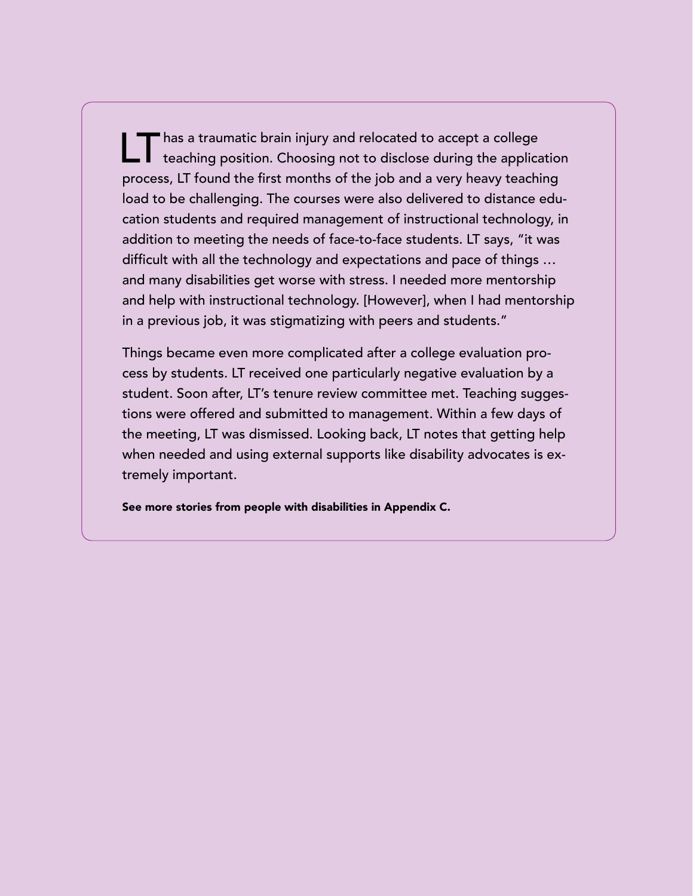LT has a traumatic brain injury and relocated to accept a college teaching position. Choosing not to disclose during the application process, LT found the first months of the job and a very heavy teaching load to be challenging. The courses were also delivered to distance education students and required management of instructional technology, in addition to meeting the needs of face-to-face students. LT says, "it was difficult with all the technology and expectations and pace of things … and many disabilities get worse with stress. I needed more mentorship and help with instructional technology. [However], when I had mentorship in a previous job, it was stigmatizing with peers and students."

Things became even more complicated after a college evaluation process by students. LT received one particularly negative evaluation by a student. Soon after, LT's tenure review committee met. Teaching suggestions were offered and submitted to management. Within a few days of the meeting, LT was dismissed. Looking back, LT notes that getting help when needed and using external supports like disability advocates is extremely important.

**See more stories from people with disabilities in Appendix C.**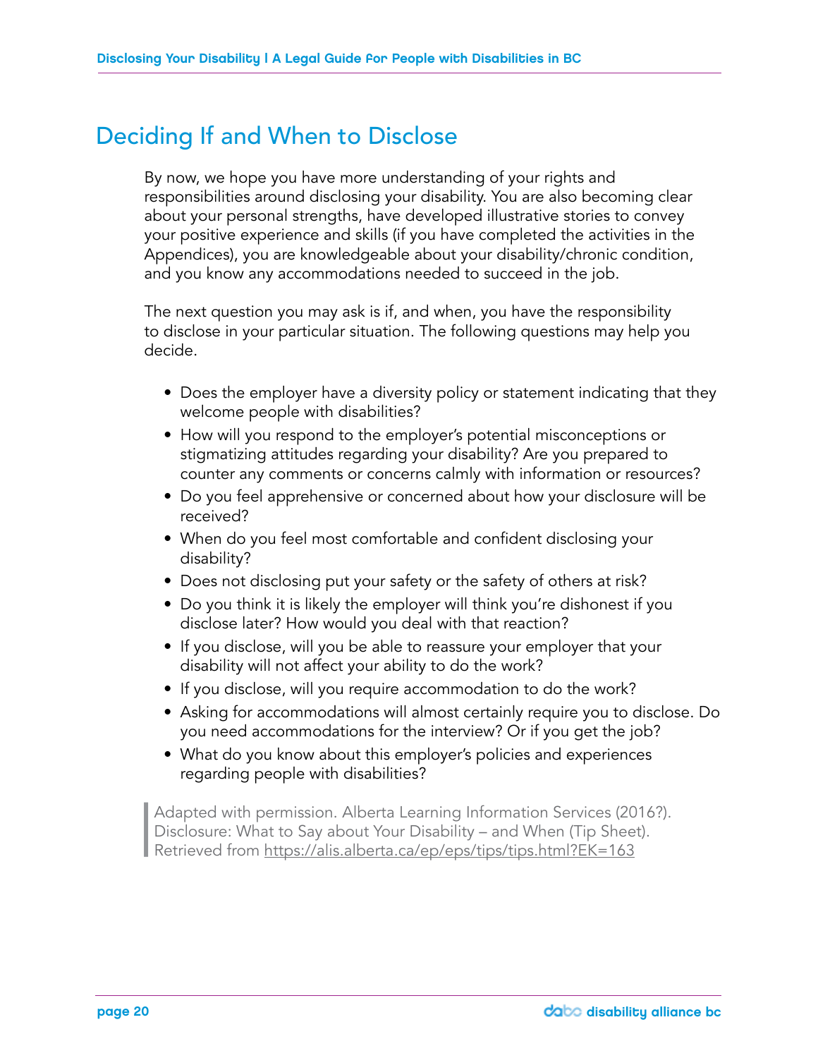# Deciding If and When to Disclose

By now, we hope you have more understanding of your rights and responsibilities around disclosing your disability. You are also becoming clear about your personal strengths, have developed illustrative stories to convey your positive experience and skills (if you have completed the activities in the Appendices), you are knowledgeable about your disability/chronic condition, and you know any accommodations needed to succeed in the job.

The next question you may ask is if, and when, you have the responsibility to disclose in your particular situation. The following questions may help you decide.

- Does the employer have a diversity policy or statement indicating that they welcome people with disabilities?
- How will you respond to the employer's potential misconceptions or stigmatizing attitudes regarding your disability? Are you prepared to counter any comments or concerns calmly with information or resources?
- Do you feel apprehensive or concerned about how your disclosure will be received?
- When do you feel most comfortable and confident disclosing your disability?
- Does not disclosing put your safety or the safety of others at risk?
- Do you think it is likely the employer will think you're dishonest if you disclose later? How would you deal with that reaction?
- If you disclose, will you be able to reassure your employer that your disability will not affect your ability to do the work?
- If you disclose, will you require accommodation to do the work?
- Asking for accommodations will almost certainly require you to disclose. Do you need accommodations for the interview? Or if you get the job?
- What do you know about this employer's policies and experiences regarding people with disabilities?

> Adapted with permission. Alberta Learning Information Services (2016?). Disclosure: What to Say about Your Disability – and When (Tip Sheet). Retrieved from https://alis.alberta.ca/ep/eps/tips/tips.html?EK=163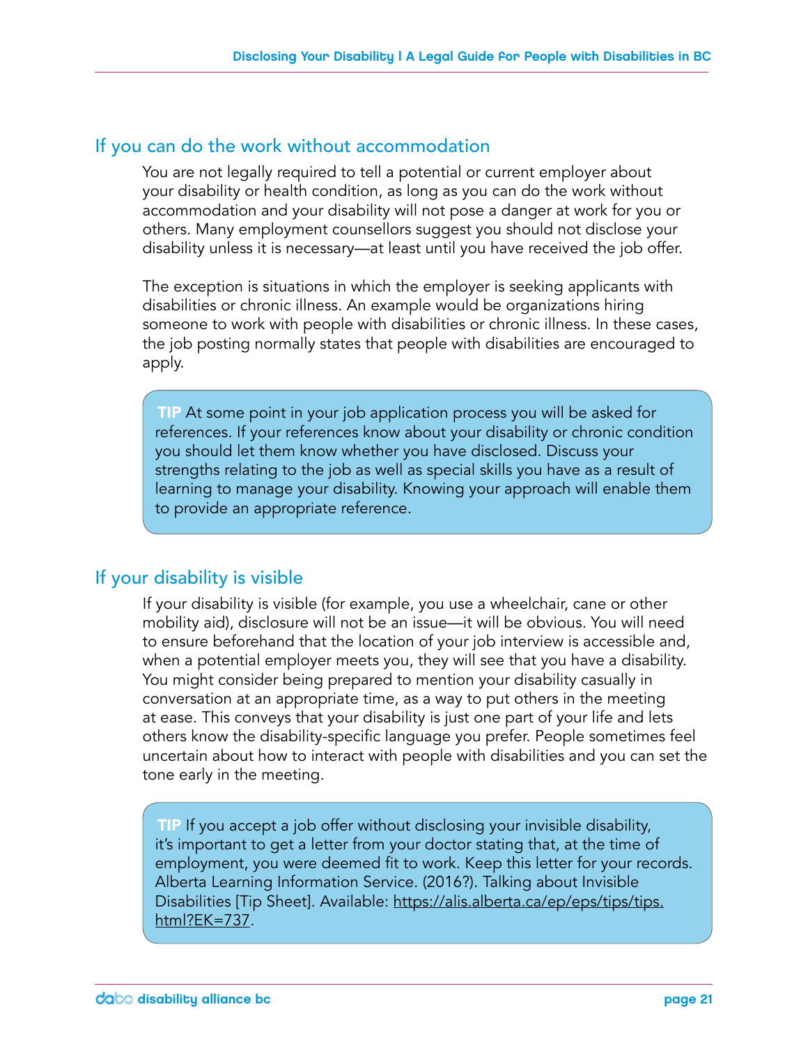## If you can do the work without accommodation

You are not legally required to tell a potential or current employer about your disability or health condition, as long as you can do the work without accommodation and your disability will not pose a danger at work for you or others. Many employment counsellors suggest you should not disclose your disability unless it is necessary—at least until you have received the job offer.

The exception is situations in which the employer is seeking applicants with disabilities or chronic illness. An example would be organizations hiring someone to work with people with disabilities or chronic illness. In these cases, the job posting normally states that people with disabilities are encouraged to apply.

> **TIP** At some point in your job application process you will be asked for references. If your references know about your disability or chronic condition you should let them know whether you have disclosed. Discuss your strengths relating to the job as well as special skills you have as a result of learning to manage your disability. Knowing your approach will enable them to provide an appropriate reference.

## If your disability is visible

If your disability is visible (for example, you use a wheelchair, cane or other mobility aid), disclosure will not be an issue—it will be obvious. You will need to ensure beforehand that the location of your job interview is accessible and, when a potential employer meets you, they will see that you have a disability. You might consider being prepared to mention your disability casually in conversation at an appropriate time, as a way to put others in the meeting at ease. This conveys that your disability is just one part of your life and lets others know the disability-specific language you prefer. People sometimes feel uncertain about how to interact with people with disabilities and you can set the tone early in the meeting.

> **TIP** If you accept a job offer without disclosing your invisible disability, it's important to get a letter from your doctor stating that, at the time of employment, you were deemed fit to work. Keep this letter for your records. Alberta Learning Information Service. (2016?). Talking about Invisible Disabilities [Tip Sheet]. Available: https://alis.alberta.ca/ep/eps/tips/tips.html?EK=737.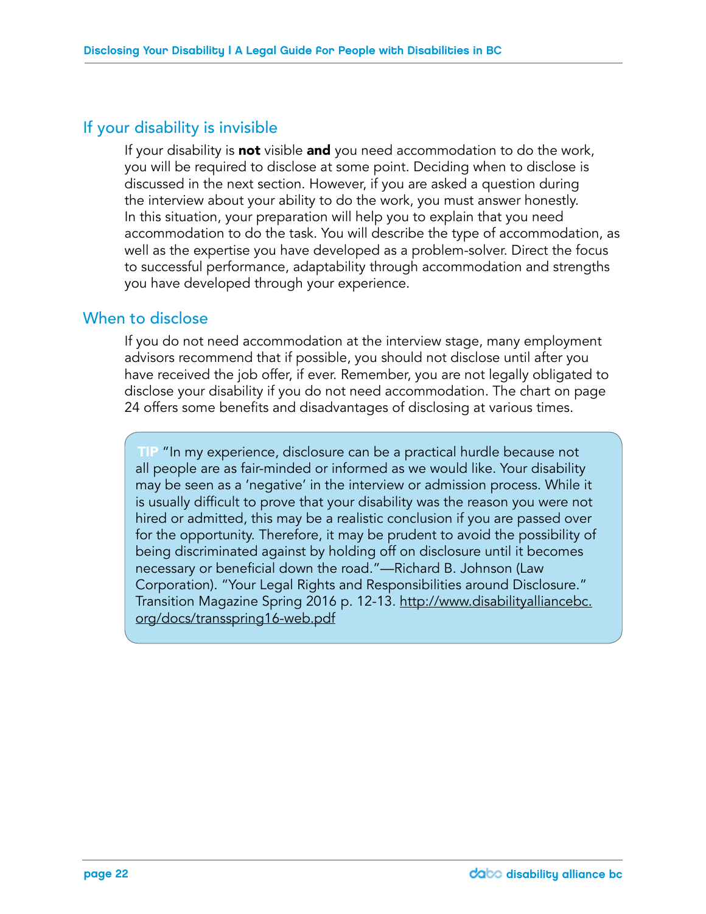## If your disability is invisible

If your disability is **not** visible **and** you need accommodation to do the work, you will be required to disclose at some point. Deciding when to disclose is discussed in the next section. However, if you are asked a question during the interview about your ability to do the work, you must answer honestly. In this situation, your preparation will help you to explain that you need accommodation to do the task. You will describe the type of accommodation, as well as the expertise you have developed as a problem-solver. Direct the focus to successful performance, adaptability through accommodation and strengths you have developed through your experience.

## When to disclose

If you do not need accommodation at the interview stage, many employment advisors recommend that if possible, you should not disclose until after you have received the job offer, if ever. Remember, you are not legally obligated to disclose your disability if you do not need accommodation. The chart on page 24 offers some benefits and disadvantages of disclosing at various times.

> **TIP** "In my experience, disclosure can be a practical hurdle because not all people are as fair-minded or informed as we would like. Your disability may be seen as a 'negative' in the interview or admission process. While it is usually difficult to prove that your disability was the reason you were not hired or admitted, this may be a realistic conclusion if you are passed over for the opportunity. Therefore, it may be prudent to avoid the possibility of being discriminated against by holding off on disclosure until it becomes necessary or beneficial down the road."—Richard B. Johnson (Law Corporation). "Your Legal Rights and Responsibilities around Disclosure." Transition Magazine Spring 2016 p. 12-13. http://www.disabilityalliancebc.org/docs/transspring16-web.pdf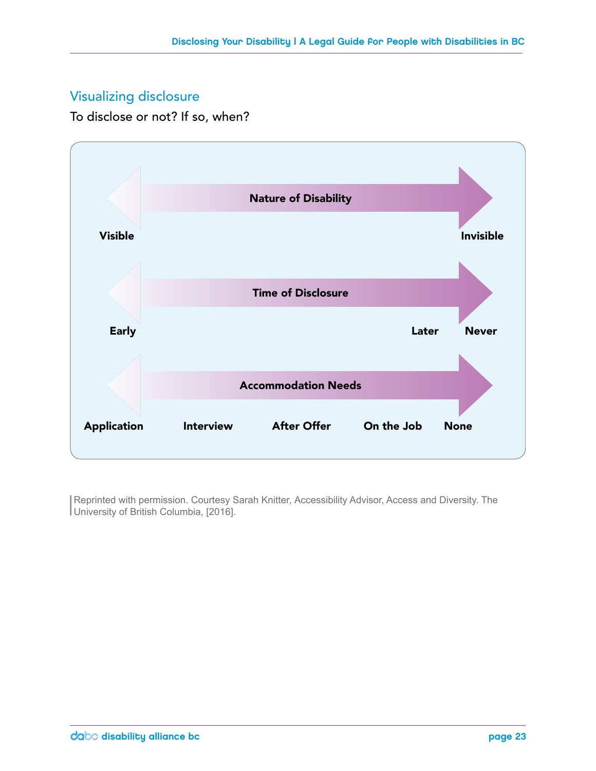## Visualizing disclosure

To disclose or not? If so, when?

**Nature of Disability**

Visible — Invisible

**Time of Disclosure**

Early — Later — Never

**Accommodation Needs**

Application — Interview — After Offer — On the Job — None

Reprinted with permission. Courtesy Sarah Knitter, Accessibility Advisor, Access and Diversity. The University of British Columbia, [2016].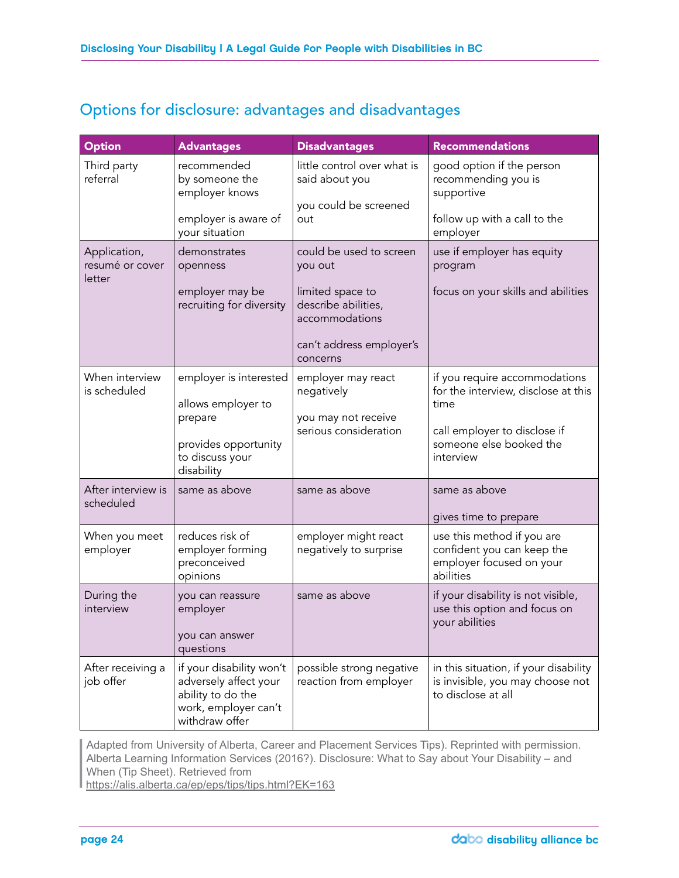## Options for disclosure: advantages and disadvantages

| Option | Advantages | Disadvantages | Recommendations |
|---|---|---|---|
| Third party referral | recommended by someone the employer knows<br><br>employer is aware of your situation | little control over what is said about you<br><br>you could be screened out | good option if the person recommending you is supportive<br><br>follow up with a call to the employer |
| Application, resumé or cover letter | demonstrates openness<br><br>employer may be recruiting for diversity | could be used to screen you out<br><br>limited space to describe abilities, accommodations<br><br>can't address employer's concerns | use if employer has equity program<br><br>focus on your skills and abilities |
| When interview is scheduled | employer is interested<br><br>allows employer to prepare<br><br>provides opportunity to discuss your disability | employer may react negatively<br><br>you may not receive serious consideration | if you require accommodations for the interview, disclose at this time<br><br>call employer to disclose if someone else booked the interview |
| After interview is scheduled | same as above | same as above | same as above<br><br>gives time to prepare |
| When you meet employer | reduces risk of employer forming preconceived opinions | employer might react negatively to surprise | use this method if you are confident you can keep the employer focused on your abilities |
| During the interview | you can reassure employer<br><br>you can answer questions | same as above | if your disability is not visible, use this option and focus on your abilities |
| After receiving a job offer | if your disability won't adversely affect your ability to do the work, employer can't withdraw offer | possible strong negative reaction from employer | in this situation, if your disability is invisible, you may choose not to disclose at all |

Adapted from University of Alberta, Career and Placement Services Tips). Reprinted with permission. Alberta Learning Information Services (2016?). Disclosure: What to Say about Your Disability – and When (Tip Sheet). Retrieved from https://alis.alberta.ca/ep/eps/tips/tips.html?EK=163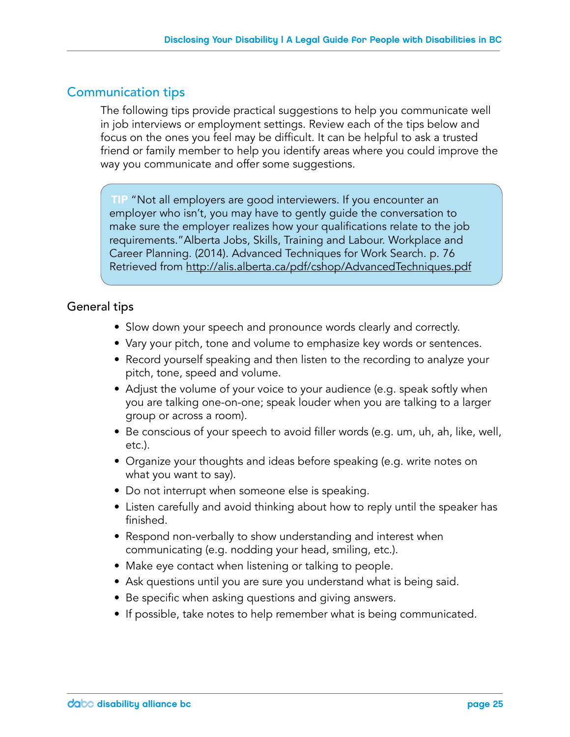## Communication tips

The following tips provide practical suggestions to help you communicate well in job interviews or employment settings. Review each of the tips below and focus on the ones you feel may be difficult. It can be helpful to ask a trusted friend or family member to help you identify areas where you could improve the way you communicate and offer some suggestions.

> **TIP** "Not all employers are good interviewers. If you encounter an employer who isn't, you may have to gently guide the conversation to make sure the employer realizes how your qualifications relate to the job requirements."Alberta Jobs, Skills, Training and Labour. Workplace and Career Planning. (2014). Advanced Techniques for Work Search. p. 76 Retrieved from http://alis.alberta.ca/pdf/cshop/AdvancedTechniques.pdf

### General tips

- Slow down your speech and pronounce words clearly and correctly.
- Vary your pitch, tone and volume to emphasize key words or sentences.
- Record yourself speaking and then listen to the recording to analyze your pitch, tone, speed and volume.
- Adjust the volume of your voice to your audience (e.g. speak softly when you are talking one-on-one; speak louder when you are talking to a larger group or across a room).
- Be conscious of your speech to avoid filler words (e.g. um, uh, ah, like, well, etc.).
- Organize your thoughts and ideas before speaking (e.g. write notes on what you want to say).
- Do not interrupt when someone else is speaking.
- Listen carefully and avoid thinking about how to reply until the speaker has finished.
- Respond non-verbally to show understanding and interest when communicating (e.g. nodding your head, smiling, etc.).
- Make eye contact when listening or talking to people.
- Ask questions until you are sure you understand what is being said.
- Be specific when asking questions and giving answers.
- If possible, take notes to help remember what is being communicated.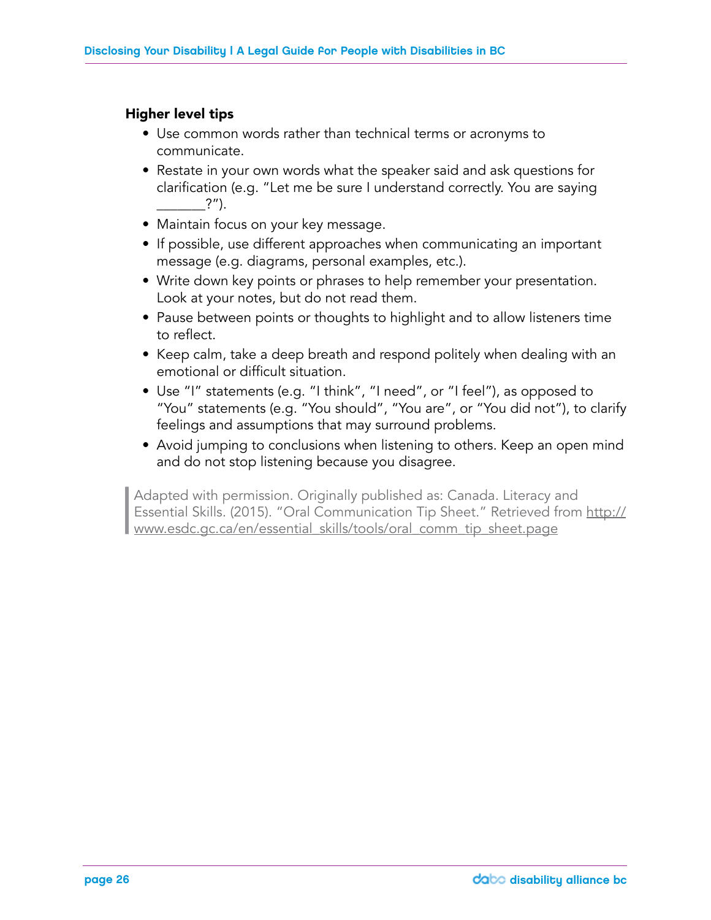### Higher level tips

- Use common words rather than technical terms or acronyms to communicate.
- Restate in your own words what the speaker said and ask questions for clarification (e.g. "Let me be sure I understand correctly. You are saying _______?").
- Maintain focus on your key message.
- If possible, use different approaches when communicating an important message (e.g. diagrams, personal examples, etc.).
- Write down key points or phrases to help remember your presentation. Look at your notes, but do not read them.
- Pause between points or thoughts to highlight and to allow listeners time to reflect.
- Keep calm, take a deep breath and respond politely when dealing with an emotional or difficult situation.
- Use "I" statements (e.g. "I think", "I need", or "I feel"), as opposed to "You" statements (e.g. "You should", "You are", or "You did not"), to clarify feelings and assumptions that may surround problems.
- Avoid jumping to conclusions when listening to others. Keep an open mind and do not stop listening because you disagree.

> Adapted with permission. Originally published as: Canada. Literacy and Essential Skills. (2015). "Oral Communication Tip Sheet." Retrieved from http://www.esdc.gc.ca/en/essential_skills/tools/oral_comm_tip_sheet.page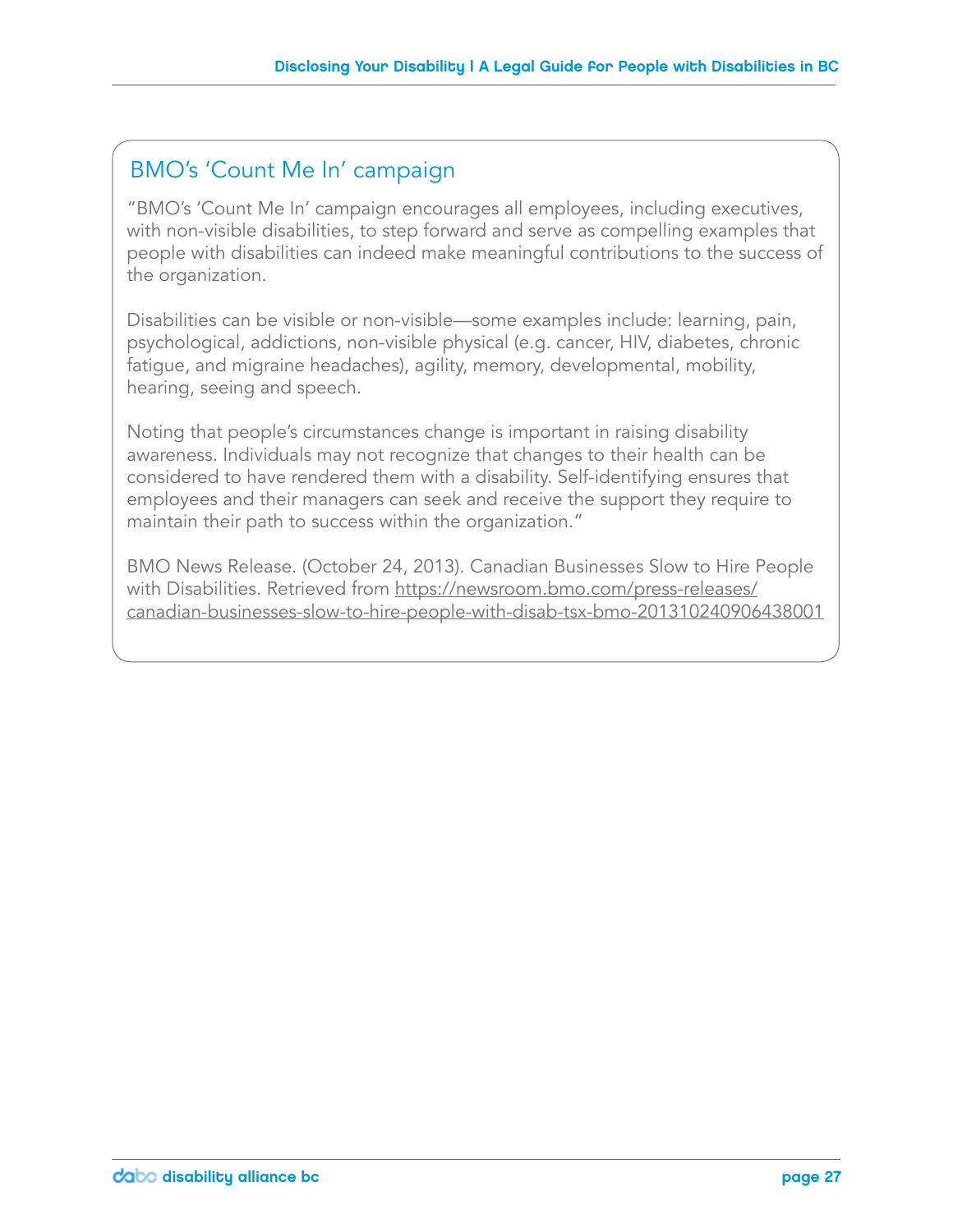## BMO's 'Count Me In' campaign

"BMO's 'Count Me In' campaign encourages all employees, including executives, with non-visible disabilities, to step forward and serve as compelling examples that people with disabilities can indeed make meaningful contributions to the success of the organization.

Disabilities can be visible or non-visible—some examples include: learning, pain, psychological, addictions, non-visible physical (e.g. cancer, HIV, diabetes, chronic fatigue, and migraine headaches), agility, memory, developmental, mobility, hearing, seeing and speech.

Noting that people's circumstances change is important in raising disability awareness. Individuals may not recognize that changes to their health can be considered to have rendered them with a disability. Self-identifying ensures that employees and their managers can seek and receive the support they require to maintain their path to success within the organization."

BMO News Release. (October 24, 2013). Canadian Businesses Slow to Hire People with Disabilities. Retrieved from https://newsroom.bmo.com/press-releases/canadian-businesses-slow-to-hire-people-with-disab-tsx-bmo-201310240906438001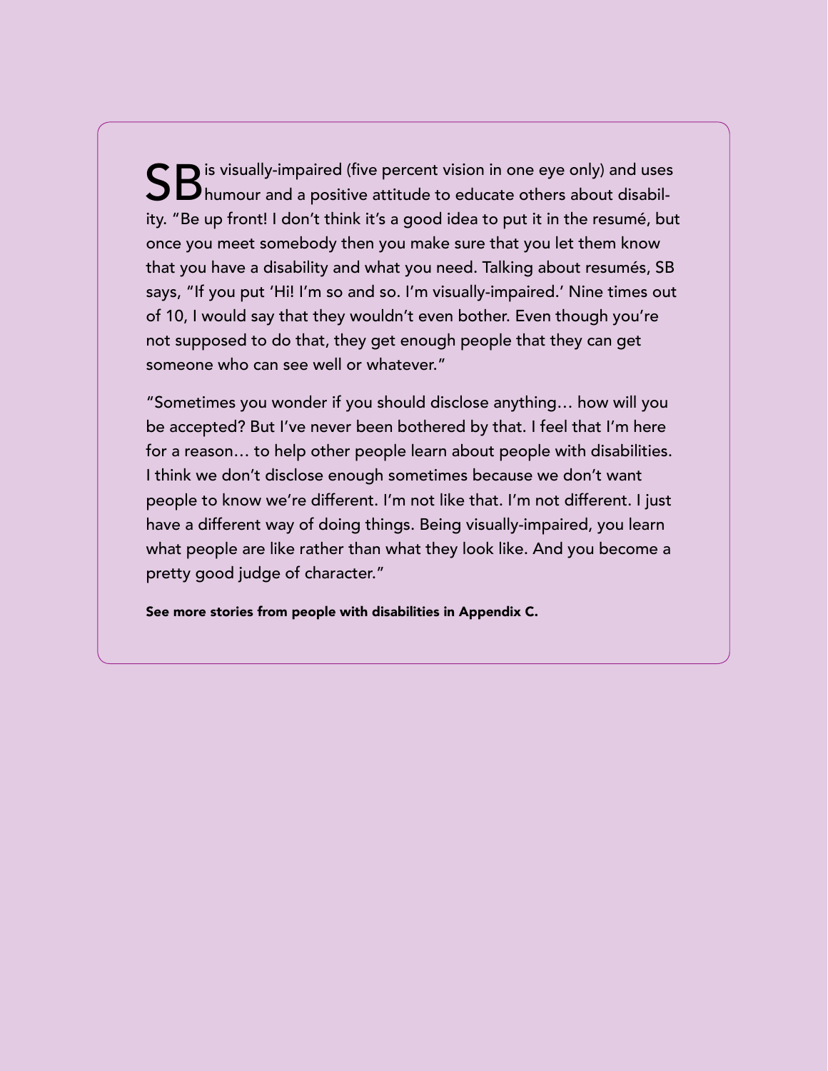SB is visually-impaired (five percent vision in one eye only) and uses humour and a positive attitude to educate others about disability. "Be up front! I don't think it's a good idea to put it in the resumé, but once you meet somebody then you make sure that you let them know that you have a disability and what you need. Talking about resumés, SB says, "If you put 'Hi! I'm so and so. I'm visually-impaired.' Nine times out of 10, I would say that they wouldn't even bother. Even though you're not supposed to do that, they get enough people that they can get someone who can see well or whatever."

"Sometimes you wonder if you should disclose anything… how will you be accepted? But I've never been bothered by that. I feel that I'm here for a reason… to help other people learn about people with disabilities. I think we don't disclose enough sometimes because we don't want people to know we're different. I'm not like that. I'm not different. I just have a different way of doing things. Being visually-impaired, you learn what people are like rather than what they look like. And you become a pretty good judge of character."

**See more stories from people with disabilities in Appendix C.**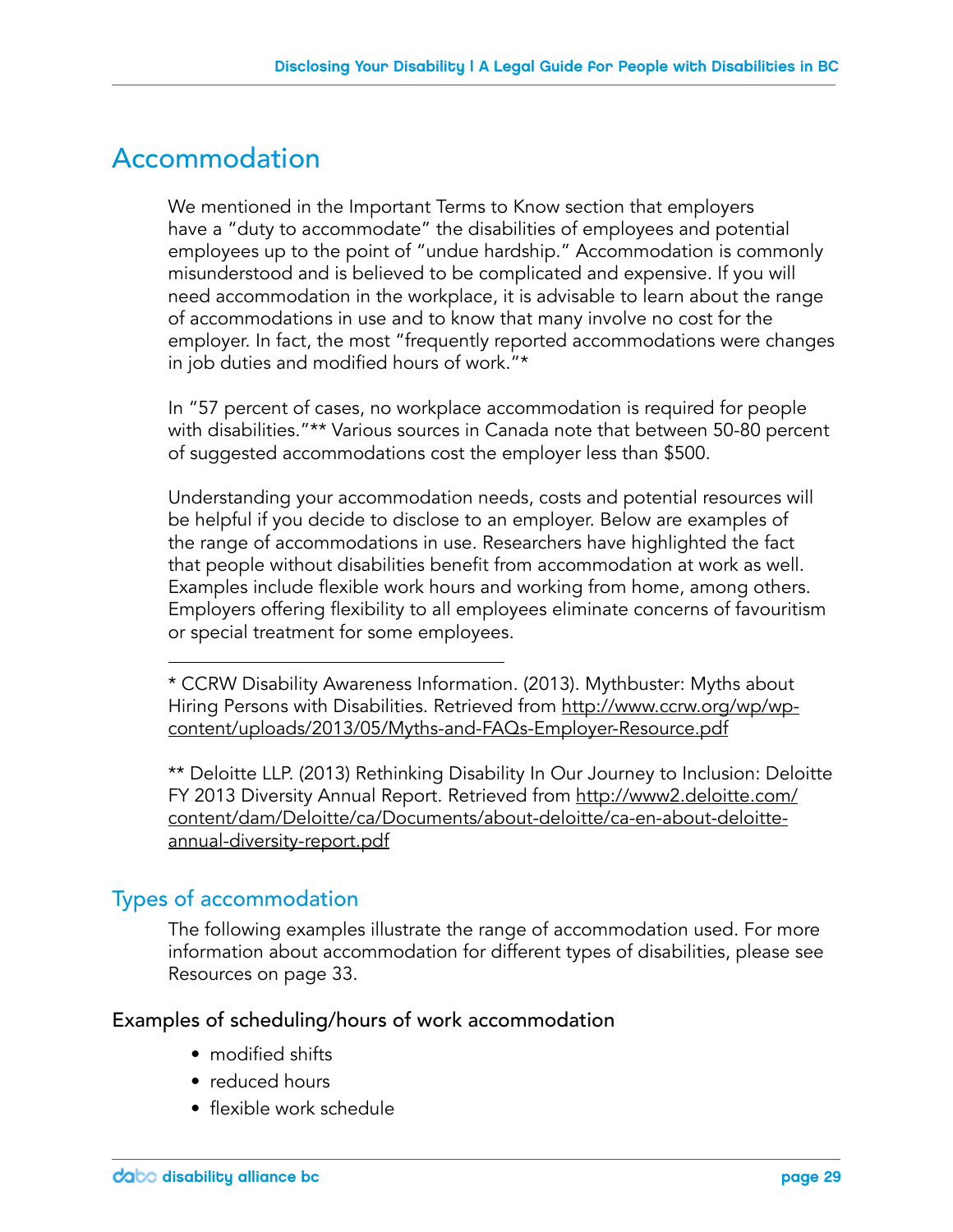# Accommodation

We mentioned in the Important Terms to Know section that employers have a "duty to accommodate" the disabilities of employees and potential employees up to the point of "undue hardship." Accommodation is commonly misunderstood and is believed to be complicated and expensive. If you will need accommodation in the workplace, it is advisable to learn about the range of accommodations in use and to know that many involve no cost for the employer. In fact, the most "frequently reported accommodations were changes in job duties and modified hours of work."*

In "57 percent of cases, no workplace accommodation is required for people with disabilities."** Various sources in Canada note that between 50-80 percent of suggested accommodations cost the employer less than $500.

Understanding your accommodation needs, costs and potential resources will be helpful if you decide to disclose to an employer. Below are examples of the range of accommodations in use. Researchers have highlighted the fact that people without disabilities benefit from accommodation at work as well. Examples include flexible work hours and working from home, among others. Employers offering flexibility to all employees eliminate concerns of favouritism or special treatment for some employees.

---

* CCRW Disability Awareness Information. (2013). Mythbuster: Myths about Hiring Persons with Disabilities. Retrieved from http://www.ccrw.org/wp/wp-content/uploads/2013/05/Myths-and-FAQs-Employer-Resource.pdf

** Deloitte LLP. (2013) Rethinking Disability In Our Journey to Inclusion: Deloitte FY 2013 Diversity Annual Report. Retrieved from http://www2.deloitte.com/content/dam/Deloitte/ca/Documents/about-deloitte/ca-en-about-deloitte-annual-diversity-report.pdf

## Types of accommodation

The following examples illustrate the range of accommodation used. For more information about accommodation for different types of disabilities, please see Resources on page 33.

### Examples of scheduling/hours of work accommodation

- modified shifts
- reduced hours
- flexible work schedule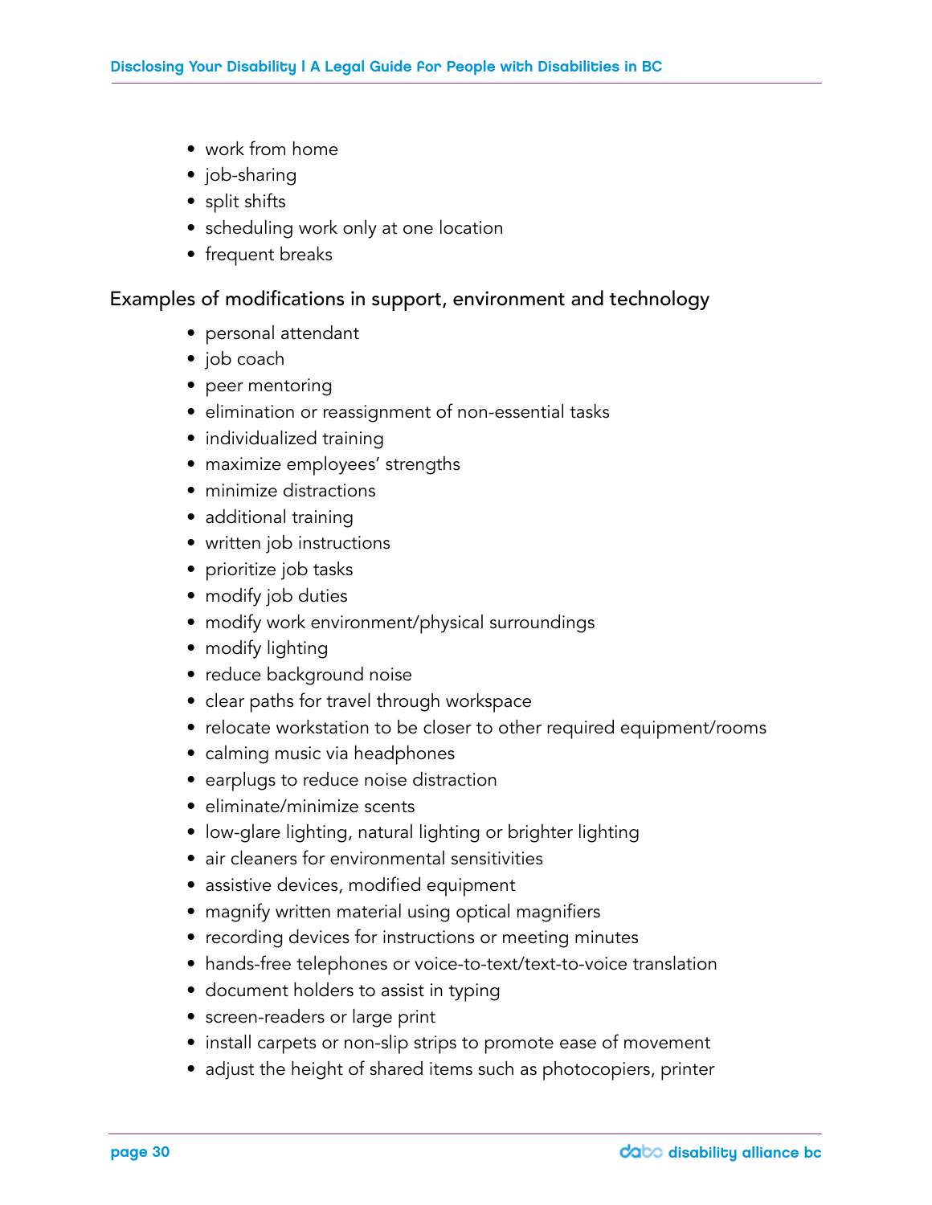- work from home
- job-sharing
- split shifts
- scheduling work only at one location
- frequent breaks

Examples of modifications in support, environment and technology

- personal attendant
- job coach
- peer mentoring
- elimination or reassignment of non-essential tasks
- individualized training
- maximize employees' strengths
- minimize distractions
- additional training
- written job instructions
- prioritize job tasks
- modify job duties
- modify work environment/physical surroundings
- modify lighting
- reduce background noise
- clear paths for travel through workspace
- relocate workstation to be closer to other required equipment/rooms
- calming music via headphones
- earplugs to reduce noise distraction
- eliminate/minimize scents
- low-glare lighting, natural lighting or brighter lighting
- air cleaners for environmental sensitivities
- assistive devices, modified equipment
- magnify written material using optical magnifiers
- recording devices for instructions or meeting minutes
- hands-free telephones or voice-to-text/text-to-voice translation
- document holders to assist in typing
- screen-readers or large print
- install carpets or non-slip strips to promote ease of movement
- adjust the height of shared items such as photocopiers, printer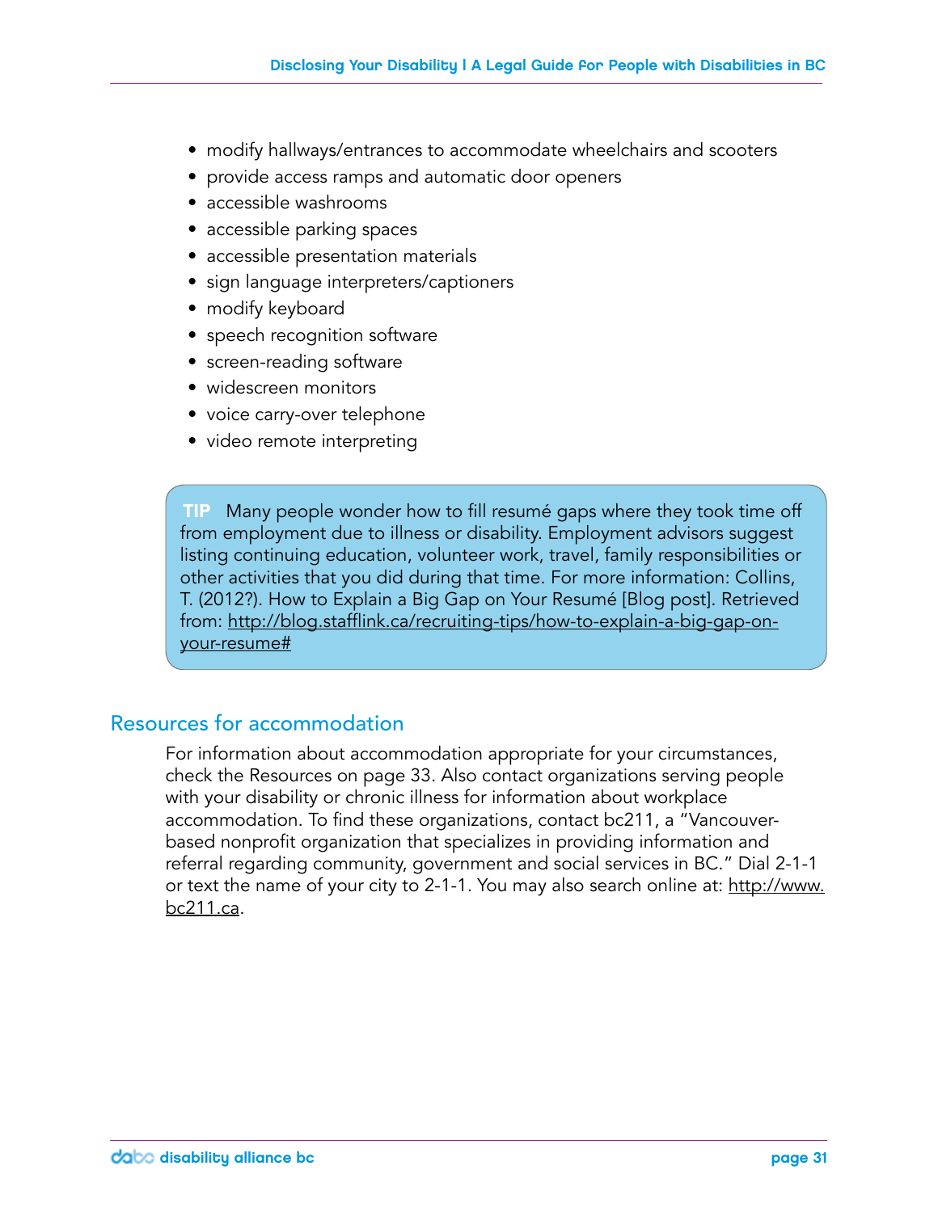- modify hallways/entrances to accommodate wheelchairs and scooters
- provide access ramps and automatic door openers
- accessible washrooms
- accessible parking spaces
- accessible presentation materials
- sign language interpreters/captioners
- modify keyboard
- speech recognition software
- screen-reading software
- widescreen monitors
- voice carry-over telephone
- video remote interpreting

> **TIP** Many people wonder how to fill resumé gaps where they took time off from employment due to illness or disability. Employment advisors suggest listing continuing education, volunteer work, travel, family responsibilities or other activities that you did during that time. For more information: Collins, T. (2012?). How to Explain a Big Gap on Your Resumé [Blog post]. Retrieved from: http://blog.stafflink.ca/recruiting-tips/how-to-explain-a-big-gap-on-your-resume#

## Resources for accommodation

For information about accommodation appropriate for your circumstances, check the Resources on page 33. Also contact organizations serving people with your disability or chronic illness for information about workplace accommodation. To find these organizations, contact bc211, a "Vancouver-based nonprofit organization that specializes in providing information and referral regarding community, government and social services in BC." Dial 2-1-1 or text the name of your city to 2-1-1. You may also search online at: http://www.bc211.ca.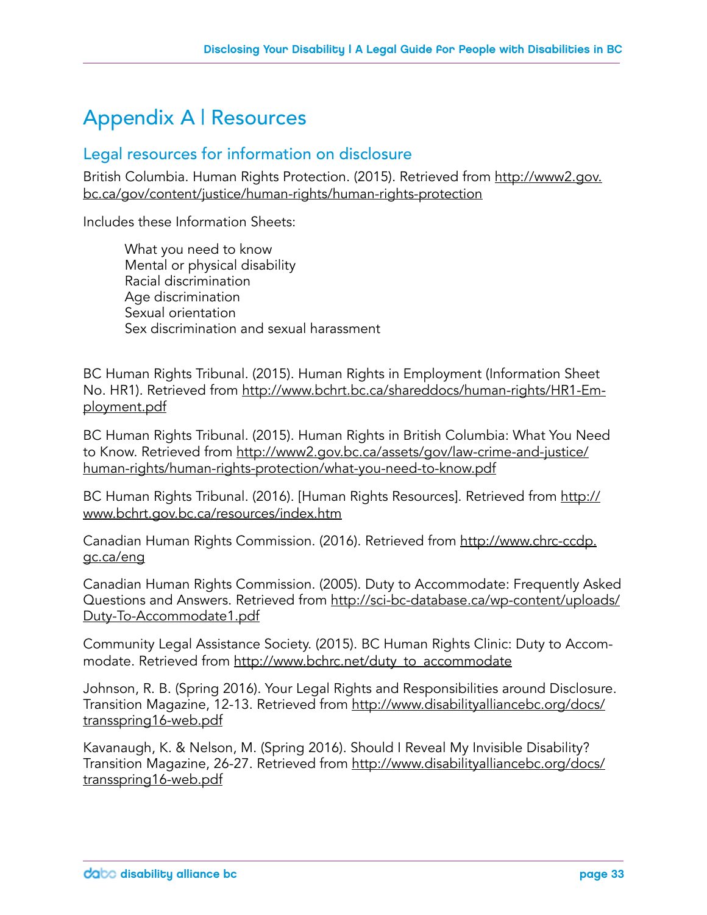# Appendix A | Resources

## Legal resources for information on disclosure

British Columbia. Human Rights Protection. (2015). Retrieved from http://www2.gov.bc.ca/gov/content/justice/human-rights/human-rights-protection

Includes these Information Sheets:

What you need to know
Mental or physical disability
Racial discrimination
Age discrimination
Sexual orientation
Sex discrimination and sexual harassment

BC Human Rights Tribunal. (2015). Human Rights in Employment (Information Sheet No. HR1). Retrieved from http://www.bchrt.bc.ca/shareddocs/human-rights/HR1-Employment.pdf

BC Human Rights Tribunal. (2015). Human Rights in British Columbia: What You Need to Know. Retrieved from http://www2.gov.bc.ca/assets/gov/law-crime-and-justice/human-rights/human-rights-protection/what-you-need-to-know.pdf

BC Human Rights Tribunal. (2016). [Human Rights Resources]. Retrieved from http://www.bchrt.gov.bc.ca/resources/index.htm

Canadian Human Rights Commission. (2016). Retrieved from http://www.chrc-ccdp.gc.ca/eng

Canadian Human Rights Commission. (2005). Duty to Accommodate: Frequently Asked Questions and Answers. Retrieved from http://sci-bc-database.ca/wp-content/uploads/Duty-To-Accommodate1.pdf

Community Legal Assistance Society. (2015). BC Human Rights Clinic: Duty to Accommodate. Retrieved from http://www.bchrc.net/duty_to_accommodate

Johnson, R. B. (Spring 2016). Your Legal Rights and Responsibilities around Disclosure. Transition Magazine, 12-13. Retrieved from http://www.disabilityalliancebc.org/docs/transspring16-web.pdf

Kavanaugh, K. & Nelson, M. (Spring 2016). Should I Reveal My Invisible Disability? Transition Magazine, 26-27. Retrieved from http://www.disabilityalliancebc.org/docs/transspring16-web.pdf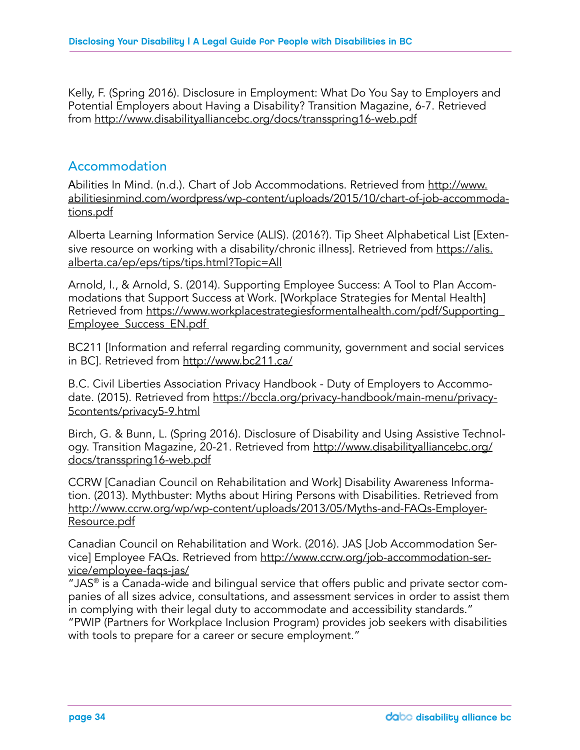Kelly, F. (Spring 2016). Disclosure in Employment: What Do You Say to Employers and Potential Employers about Having a Disability? Transition Magazine, 6-7. Retrieved from http://www.disabilityalliancebc.org/docs/transspring16-web.pdf

## Accommodation

Abilities In Mind. (n.d.). Chart of Job Accommodations. Retrieved from http://www.abilitiesinmind.com/wordpress/wp-content/uploads/2015/10/chart-of-job-accommodations.pdf

Alberta Learning Information Service (ALIS). (2016?). Tip Sheet Alphabetical List [Extensive resource on working with a disability/chronic illness]. Retrieved from https://alis.alberta.ca/ep/eps/tips/tips.html?Topic=All

Arnold, I., & Arnold, S. (2014). Supporting Employee Success: A Tool to Plan Accommodations that Support Success at Work. [Workplace Strategies for Mental Health] Retrieved from https://www.workplacestrategiesformentalhealth.com/pdf/Supporting_Employee_Success_EN.pdf

BC211 [Information and referral regarding community, government and social services in BC]. Retrieved from http://www.bc211.ca/

B.C. Civil Liberties Association Privacy Handbook - Duty of Employers to Accommodate. (2015). Retrieved from https://bccla.org/privacy-handbook/main-menu/privacy-5contents/privacy5-9.html

Birch, G. & Bunn, L. (Spring 2016). Disclosure of Disability and Using Assistive Technology. Transition Magazine, 20-21. Retrieved from http://www.disabilityalliancebc.org/docs/transspring16-web.pdf

CCRW [Canadian Council on Rehabilitation and Work] Disability Awareness Information. (2013). Mythbuster: Myths about Hiring Persons with Disabilities. Retrieved from http://www.ccrw.org/wp/wp-content/uploads/2013/05/Myths-and-FAQs-Employer-Resource.pdf

Canadian Council on Rehabilitation and Work. (2016). JAS [Job Accommodation Service] Employee FAQs. Retrieved from http://www.ccrw.org/job-accommodation-service/employee-faqs-jas/
"JAS® is a Canada-wide and bilingual service that offers public and private sector companies of all sizes advice, consultations, and assessment services in order to assist them in complying with their legal duty to accommodate and accessibility standards."
"PWIP (Partners for Workplace Inclusion Program) provides job seekers with disabilities with tools to prepare for a career or secure employment."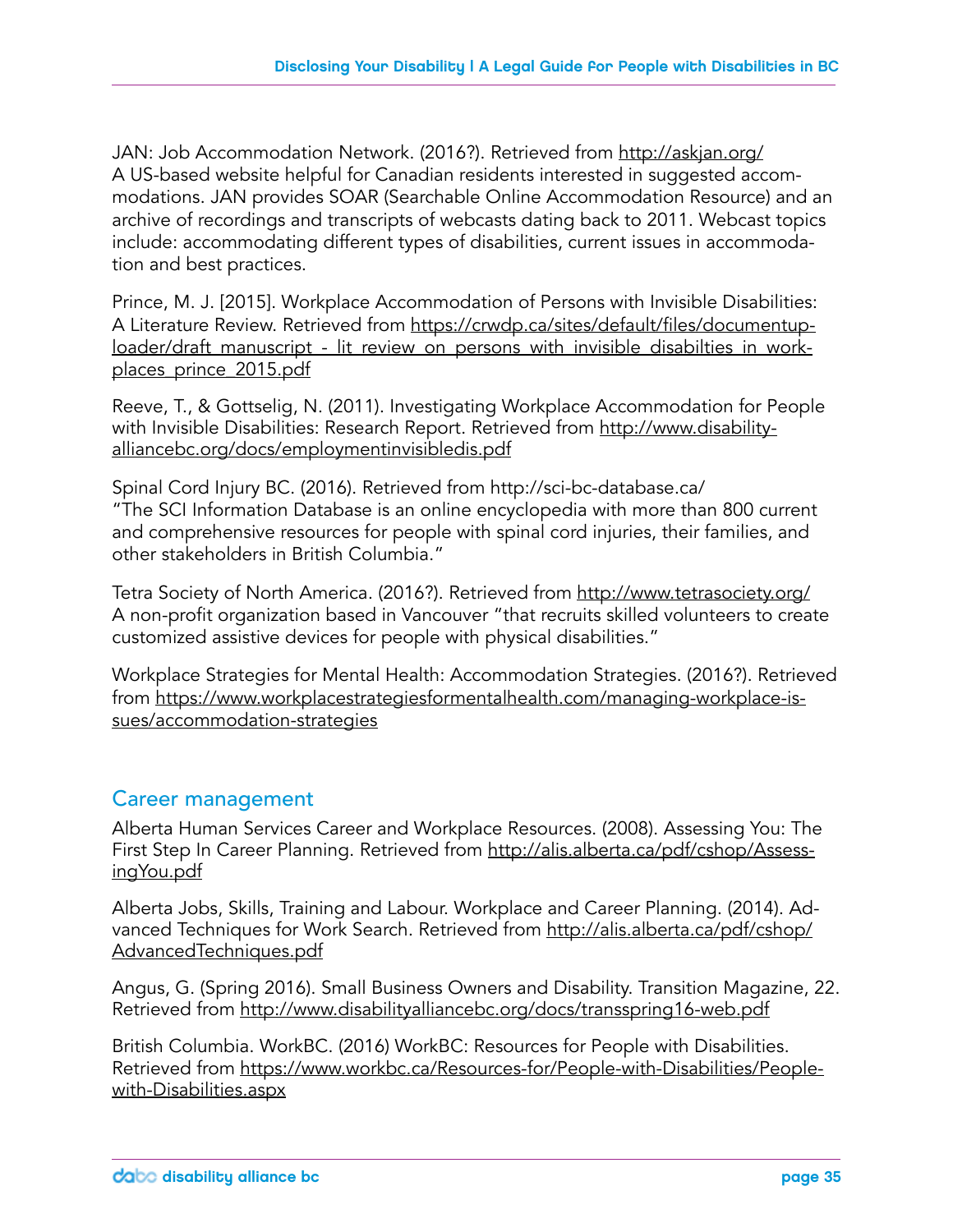JAN: Job Accommodation Network. (2016?). Retrieved from http://askjan.org/
A US-based website helpful for Canadian residents interested in suggested accommodations. JAN provides SOAR (Searchable Online Accommodation Resource) and an archive of recordings and transcripts of webcasts dating back to 2011. Webcast topics include: accommodating different types of disabilities, current issues in accommodation and best practices.

Prince, M. J. [2015]. Workplace Accommodation of Persons with Invisible Disabilities: A Literature Review. Retrieved from https://crwdp.ca/sites/default/files/documentuploader/draft_manuscript_-_lit_review_on_persons_with_invisible_disabilties_in_workplaces_prince_2015.pdf

Reeve, T., & Gottselig, N. (2011). Investigating Workplace Accommodation for People with Invisible Disabilities: Research Report. Retrieved from http://www.disabilityalliancebc.org/docs/employmentinvisibledis.pdf

Spinal Cord Injury BC. (2016). Retrieved from http://sci-bc-database.ca/
"The SCI Information Database is an online encyclopedia with more than 800 current and comprehensive resources for people with spinal cord injuries, their families, and other stakeholders in British Columbia."

Tetra Society of North America. (2016?). Retrieved from http://www.tetrasociety.org/
A non-profit organization based in Vancouver "that recruits skilled volunteers to create customized assistive devices for people with physical disabilities."

Workplace Strategies for Mental Health: Accommodation Strategies. (2016?). Retrieved from https://www.workplacestrategiesformentalhealth.com/managing-workplace-issues/accommodation-strategies

## Career management

Alberta Human Services Career and Workplace Resources. (2008). Assessing You: The First Step In Career Planning. Retrieved from http://alis.alberta.ca/pdf/cshop/AssessingYou.pdf

Alberta Jobs, Skills, Training and Labour. Workplace and Career Planning. (2014). Advanced Techniques for Work Search. Retrieved from http://alis.alberta.ca/pdf/cshop/AdvancedTechniques.pdf

Angus, G. (Spring 2016). Small Business Owners and Disability. Transition Magazine, 22. Retrieved from http://www.disabilityalliancebc.org/docs/transspring16-web.pdf

British Columbia. WorkBC. (2016) WorkBC: Resources for People with Disabilities. Retrieved from https://www.workbc.ca/Resources-for/People-with-Disabilities/People-with-Disabilities.aspx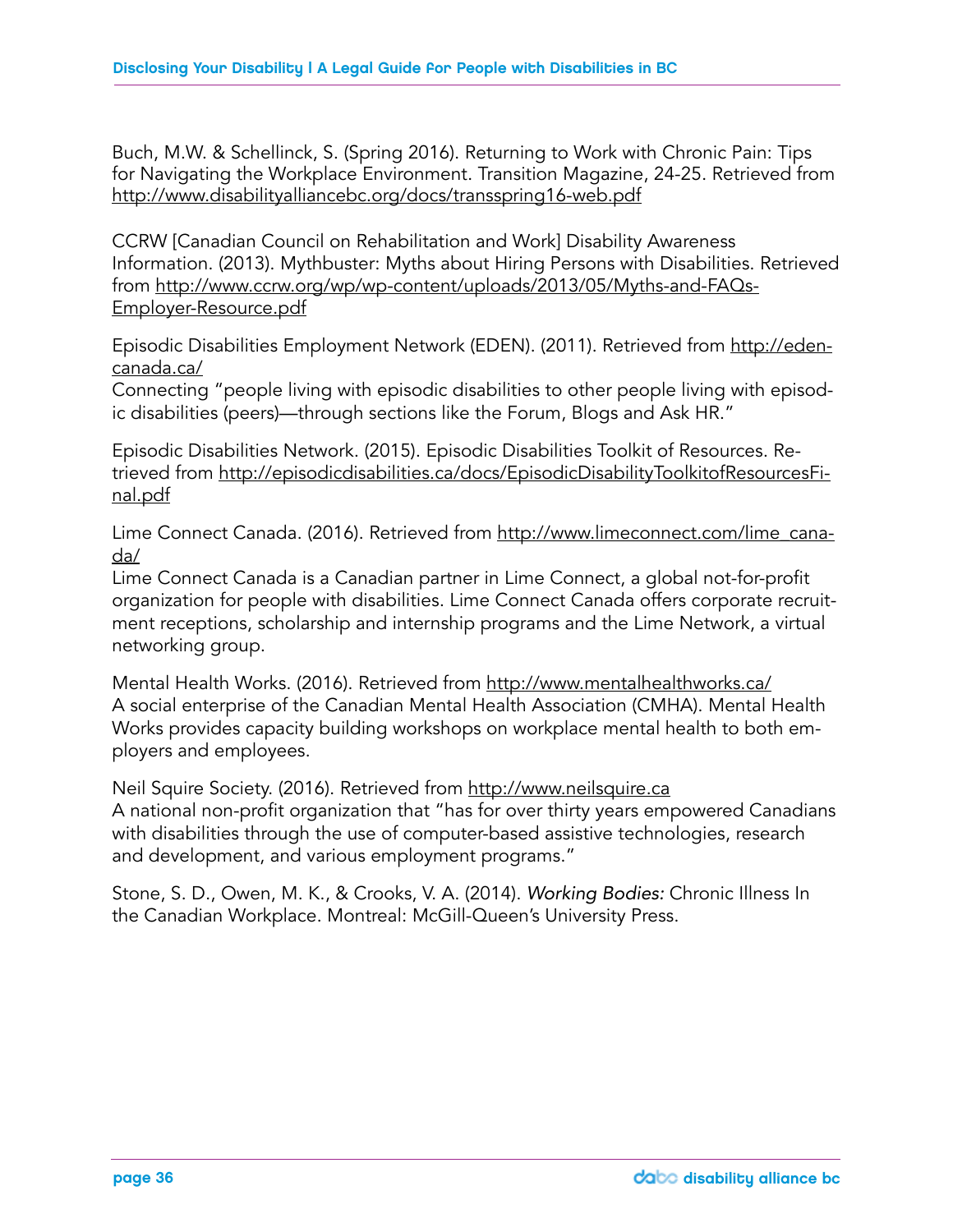Buch, M.W. & Schellinck, S. (Spring 2016). Returning to Work with Chronic Pain: Tips for Navigating the Workplace Environment. Transition Magazine, 24-25. Retrieved from http://www.disabilityalliancebc.org/docs/transspring16-web.pdf

CCRW [Canadian Council on Rehabilitation and Work] Disability Awareness Information. (2013). Mythbuster: Myths about Hiring Persons with Disabilities. Retrieved from http://www.ccrw.org/wp/wp-content/uploads/2013/05/Myths-and-FAQs-Employer-Resource.pdf

Episodic Disabilities Employment Network (EDEN). (2011). Retrieved from http://eden-canada.ca/
Connecting "people living with episodic disabilities to other people living with episodic disabilities (peers)—through sections like the Forum, Blogs and Ask HR."

Episodic Disabilities Network. (2015). Episodic Disabilities Toolkit of Resources. Retrieved from http://episodicdisabilities.ca/docs/EpisodicDisabilityToolkitofResourcesFinal.pdf

Lime Connect Canada. (2016). Retrieved from http://www.limeconnect.com/lime_canada/
Lime Connect Canada is a Canadian partner in Lime Connect, a global not-for-profit organization for people with disabilities. Lime Connect Canada offers corporate recruitment receptions, scholarship and internship programs and the Lime Network, a virtual networking group.

Mental Health Works. (2016). Retrieved from http://www.mentalhealthworks.ca/
A social enterprise of the Canadian Mental Health Association (CMHA). Mental Health Works provides capacity building workshops on workplace mental health to both employers and employees.

Neil Squire Society. (2016). Retrieved from http://www.neilsquire.ca
A national non-profit organization that "has for over thirty years empowered Canadians with disabilities through the use of computer-based assistive technologies, research and development, and various employment programs."

Stone, S. D., Owen, M. K., & Crooks, V. A. (2014). *Working Bodies:* Chronic Illness In the Canadian Workplace. Montreal: McGill-Queen's University Press.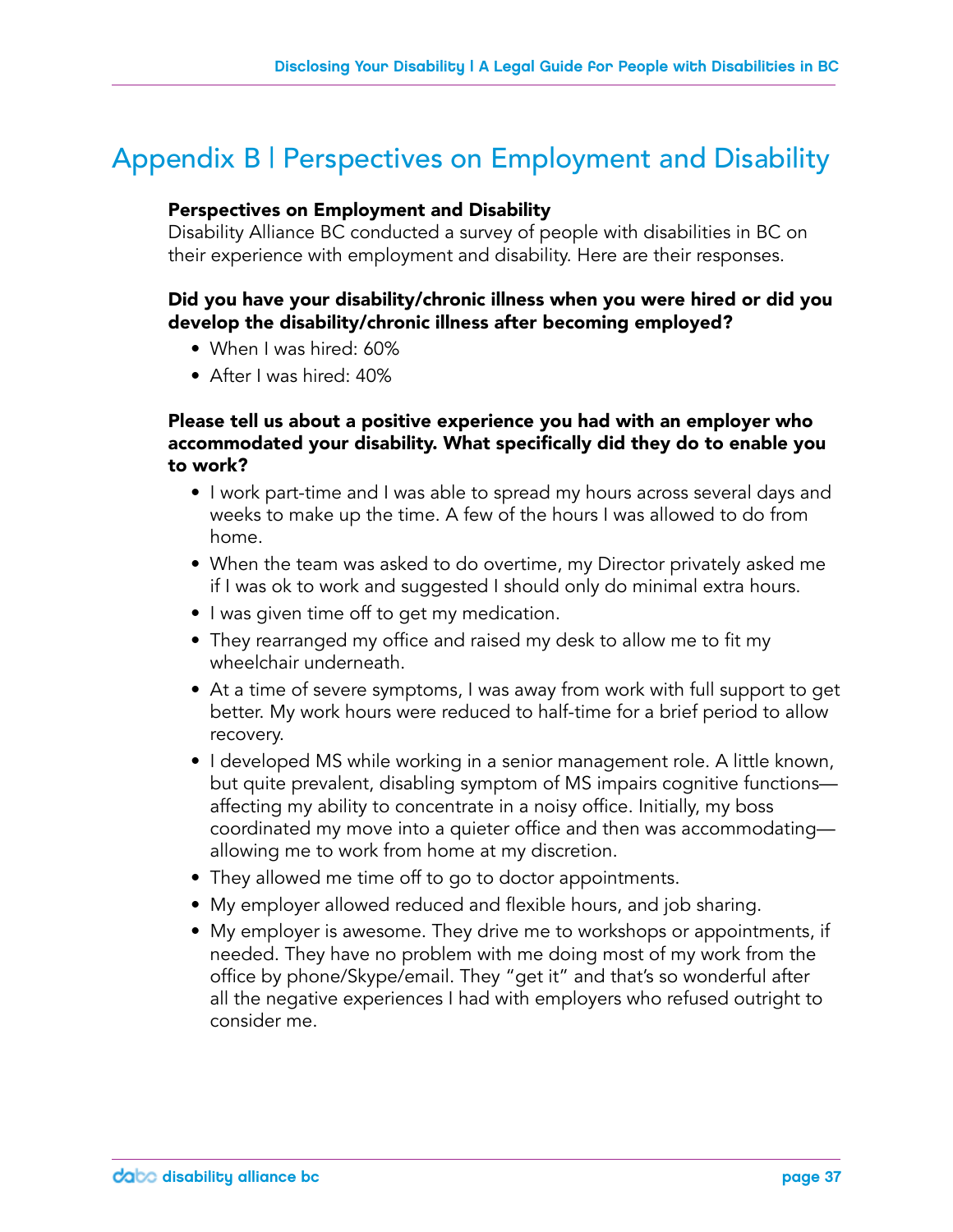# Appendix B | Perspectives on Employment and Disability

**Perspectives on Employment and Disability**

Disability Alliance BC conducted a survey of people with disabilities in BC on their experience with employment and disability. Here are their responses.

**Did you have your disability/chronic illness when you were hired or did you develop the disability/chronic illness after becoming employed?**

- When I was hired: 60%
- After I was hired: 40%

**Please tell us about a positive experience you had with an employer who accommodated your disability. What specifically did they do to enable you to work?**

- I work part-time and I was able to spread my hours across several days and weeks to make up the time. A few of the hours I was allowed to do from home.
- When the team was asked to do overtime, my Director privately asked me if I was ok to work and suggested I should only do minimal extra hours.
- I was given time off to get my medication.
- They rearranged my office and raised my desk to allow me to fit my wheelchair underneath.
- At a time of severe symptoms, I was away from work with full support to get better. My work hours were reduced to half-time for a brief period to allow recovery.
- I developed MS while working in a senior management role. A little known, but quite prevalent, disabling symptom of MS impairs cognitive functions—affecting my ability to concentrate in a noisy office. Initially, my boss coordinated my move into a quieter office and then was accommodating—allowing me to work from home at my discretion.
- They allowed me time off to go to doctor appointments.
- My employer allowed reduced and flexible hours, and job sharing.
- My employer is awesome. They drive me to workshops or appointments, if needed. They have no problem with me doing most of my work from the office by phone/Skype/email. They "get it" and that's so wonderful after all the negative experiences I had with employers who refused outright to consider me.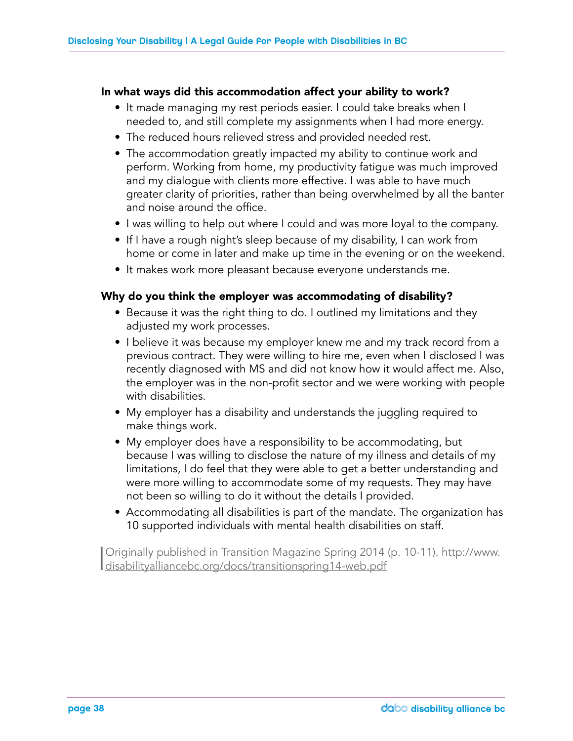**In what ways did this accommodation affect your ability to work?**

- It made managing my rest periods easier. I could take breaks when I needed to, and still complete my assignments when I had more energy.
- The reduced hours relieved stress and provided needed rest.
- The accommodation greatly impacted my ability to continue work and perform. Working from home, my productivity fatigue was much improved and my dialogue with clients more effective. I was able to have much greater clarity of priorities, rather than being overwhelmed by all the banter and noise around the office.
- I was willing to help out where I could and was more loyal to the company.
- If I have a rough night's sleep because of my disability, I can work from home or come in later and make up time in the evening or on the weekend.
- It makes work more pleasant because everyone understands me.

**Why do you think the employer was accommodating of disability?**

- Because it was the right thing to do. I outlined my limitations and they adjusted my work processes.
- I believe it was because my employer knew me and my track record from a previous contract. They were willing to hire me, even when I disclosed I was recently diagnosed with MS and did not know how it would affect me. Also, the employer was in the non-profit sector and we were working with people with disabilities.
- My employer has a disability and understands the juggling required to make things work.
- My employer does have a responsibility to be accommodating, but because I was willing to disclose the nature of my illness and details of my limitations, I do feel that they were able to get a better understanding and were more willing to accommodate some of my requests. They may have not been so willing to do it without the details I provided.
- Accommodating all disabilities is part of the mandate. The organization has 10 supported individuals with mental health disabilities on staff.

> Originally published in Transition Magazine Spring 2014 (p. 10-11). http://www.disabilityalliancebc.org/docs/transitionspring14-web.pdf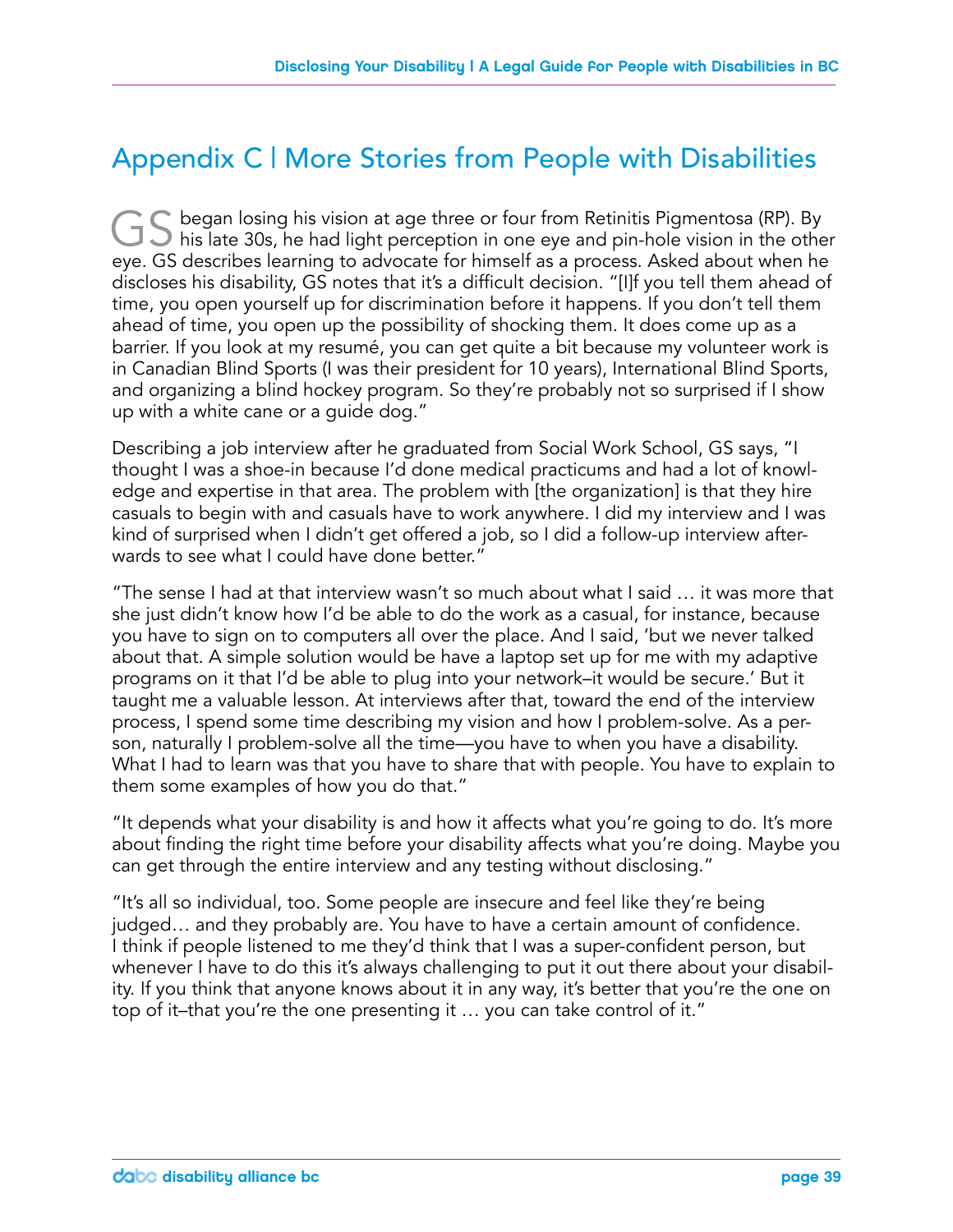## Appendix C | More Stories from People with Disabilities

GS began losing his vision at age three or four from Retinitis Pigmentosa (RP). By his late 30s, he had light perception in one eye and pin-hole vision in the other eye. GS describes learning to advocate for himself as a process. Asked about when he discloses his disability, GS notes that it's a difficult decision. "[I]f you tell them ahead of time, you open yourself up for discrimination before it happens. If you don't tell them ahead of time, you open up the possibility of shocking them. It does come up as a barrier. If you look at my resumé, you can get quite a bit because my volunteer work is in Canadian Blind Sports (I was their president for 10 years), International Blind Sports, and organizing a blind hockey program. So they're probably not so surprised if I show up with a white cane or a guide dog."

Describing a job interview after he graduated from Social Work School, GS says, "I thought I was a shoe-in because I'd done medical practicums and had a lot of knowledge and expertise in that area. The problem with [the organization] is that they hire casuals to begin with and casuals have to work anywhere. I did my interview and I was kind of surprised when I didn't get offered a job, so I did a follow-up interview afterwards to see what I could have done better."

"The sense I had at that interview wasn't so much about what I said … it was more that she just didn't know how I'd be able to do the work as a casual, for instance, because you have to sign on to computers all over the place. And I said, 'but we never talked about that. A simple solution would be have a laptop set up for me with my adaptive programs on it that I'd be able to plug into your network–it would be secure.' But it taught me a valuable lesson. At interviews after that, toward the end of the interview process, I spend some time describing my vision and how I problem-solve. As a person, naturally I problem-solve all the time—you have to when you have a disability. What I had to learn was that you have to share that with people. You have to explain to them some examples of how you do that."

"It depends what your disability is and how it affects what you're going to do. It's more about finding the right time before your disability affects what you're doing. Maybe you can get through the entire interview and any testing without disclosing."

"It's all so individual, too. Some people are insecure and feel like they're being judged… and they probably are. You have to have a certain amount of confidence. I think if people listened to me they'd think that I was a super-confident person, but whenever I have to do this it's always challenging to put it out there about your disability. If you think that anyone knows about it in any way, it's better that you're the one on top of it–that you're the one presenting it … you can take control of it."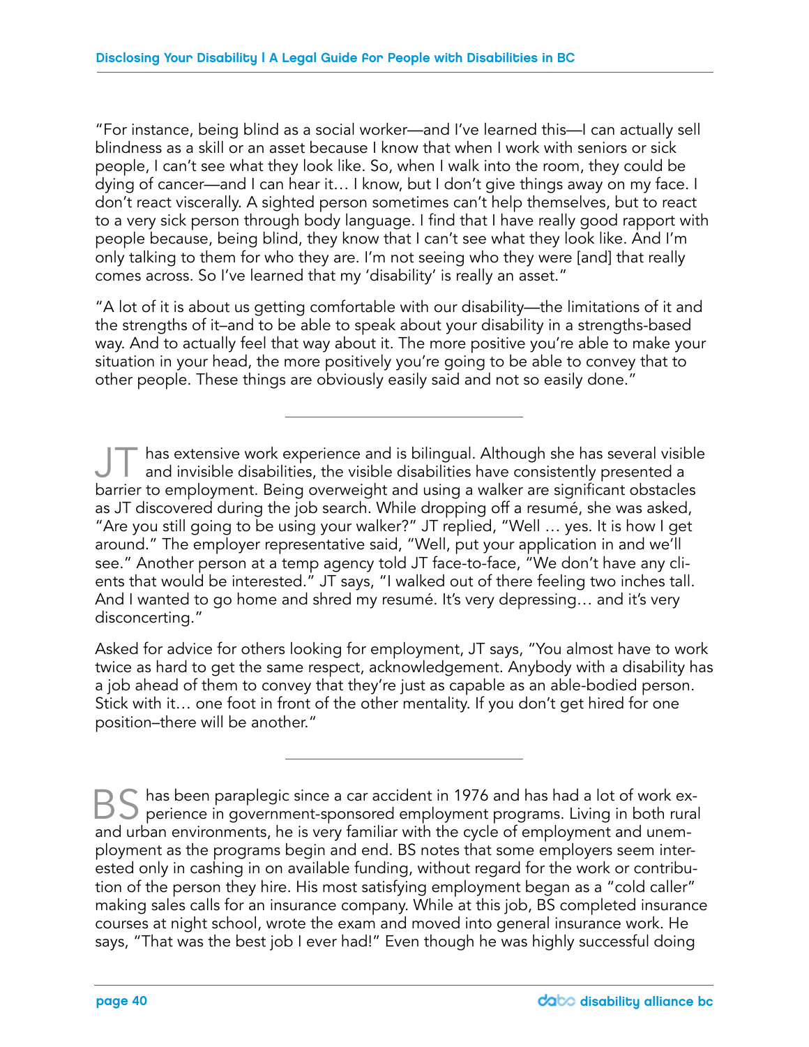"For instance, being blind as a social worker—and I've learned this—I can actually sell blindness as a skill or an asset because I know that when I work with seniors or sick people, I can't see what they look like. So, when I walk into the room, they could be dying of cancer—and I can hear it… I know, but I don't give things away on my face. I don't react viscerally. A sighted person sometimes can't help themselves, but to react to a very sick person through body language. I find that I have really good rapport with people because, being blind, they know that I can't see what they look like. And I'm only talking to them for who they are. I'm not seeing who they were [and] that really comes across. So I've learned that my 'disability' is really an asset."

"A lot of it is about us getting comfortable with our disability—the limitations of it and the strengths of it–and to be able to speak about your disability in a strengths-based way. And to actually feel that way about it. The more positive you're able to make your situation in your head, the more positively you're going to be able to convey that to other people. These things are obviously easily said and not so easily done."

---

JT has extensive work experience and is bilingual. Although she has several visible and invisible disabilities, the visible disabilities have consistently presented a barrier to employment. Being overweight and using a walker are significant obstacles as JT discovered during the job search. While dropping off a resumé, she was asked, "Are you still going to be using your walker?" JT replied, "Well … yes. It is how I get around." The employer representative said, "Well, put your application in and we'll see." Another person at a temp agency told JT face-to-face, "We don't have any clients that would be interested." JT says, "I walked out of there feeling two inches tall. And I wanted to go home and shred my resumé. It's very depressing… and it's very disconcerting."

Asked for advice for others looking for employment, JT says, "You almost have to work twice as hard to get the same respect, acknowledgement. Anybody with a disability has a job ahead of them to convey that they're just as capable as an able-bodied person. Stick with it… one foot in front of the other mentality. If you don't get hired for one position–there will be another."

---

BS has been paraplegic since a car accident in 1976 and has had a lot of work experience in government-sponsored employment programs. Living in both rural and urban environments, he is very familiar with the cycle of employment and unemployment as the programs begin and end. BS notes that some employers seem interested only in cashing in on available funding, without regard for the work or contribution of the person they hire. His most satisfying employment began as a "cold caller" making sales calls for an insurance company. While at this job, BS completed insurance courses at night school, wrote the exam and moved into general insurance work. He says, "That was the best job I ever had!" Even though he was highly successful doing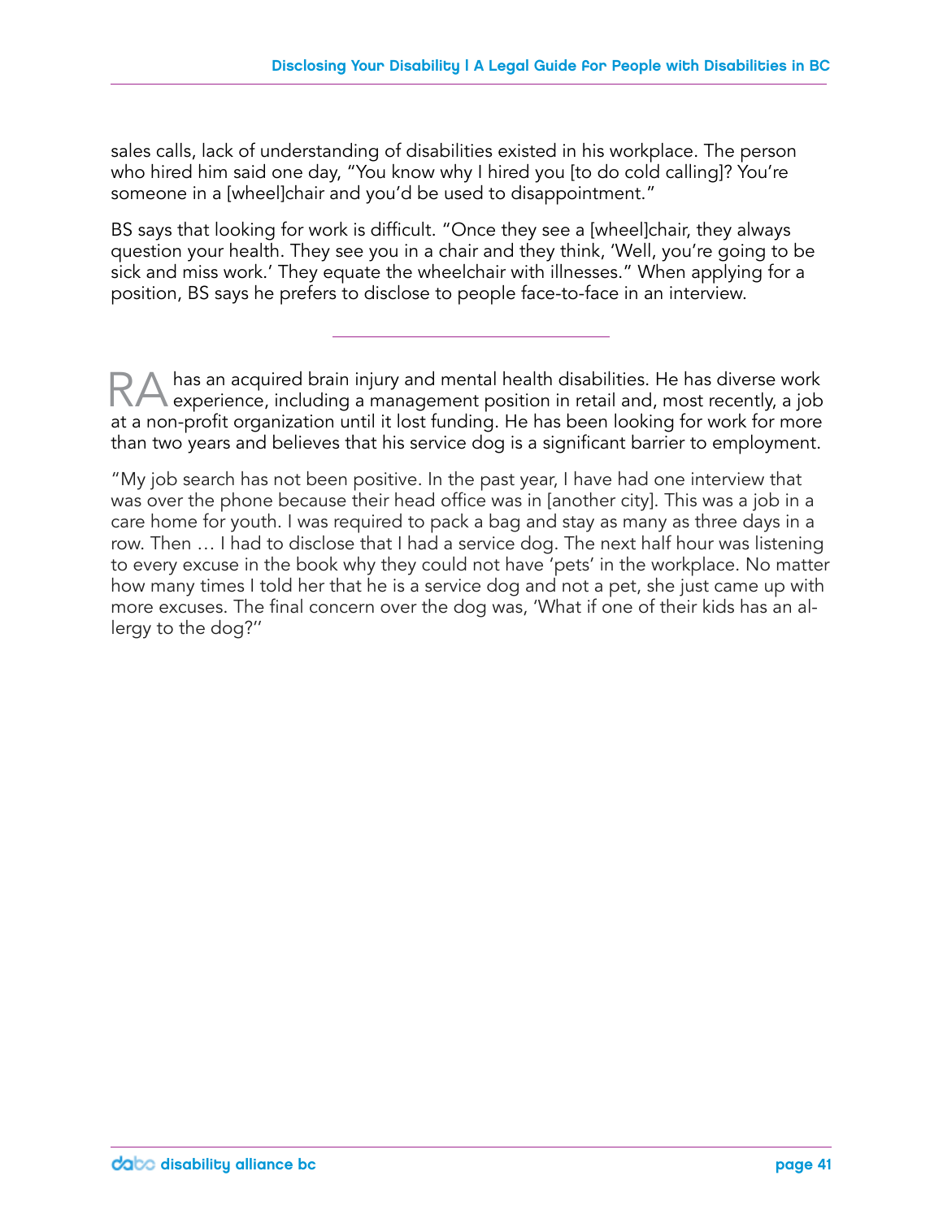sales calls, lack of understanding of disabilities existed in his workplace. The person who hired him said one day, "You know why I hired you [to do cold calling]? You're someone in a [wheel]chair and you'd be used to disappointment."

BS says that looking for work is difficult. "Once they see a [wheel]chair, they always question your health. They see you in a chair and they think, 'Well, you're going to be sick and miss work.' They equate the wheelchair with illnesses." When applying for a position, BS says he prefers to disclose to people face-to-face in an interview.

---

RA has an acquired brain injury and mental health disabilities. He has diverse work experience, including a management position in retail and, most recently, a job at a non-profit organization until it lost funding. He has been looking for work for more than two years and believes that his service dog is a significant barrier to employment.

"My job search has not been positive. In the past year, I have had one interview that was over the phone because their head office was in [another city]. This was a job in a care home for youth. I was required to pack a bag and stay as many as three days in a row. Then … I had to disclose that I had a service dog. The next half hour was listening to every excuse in the book why they could not have 'pets' in the workplace. No matter how many times I told her that he is a service dog and not a pet, she just came up with more excuses. The final concern over the dog was, 'What if one of their kids has an allergy to the dog?''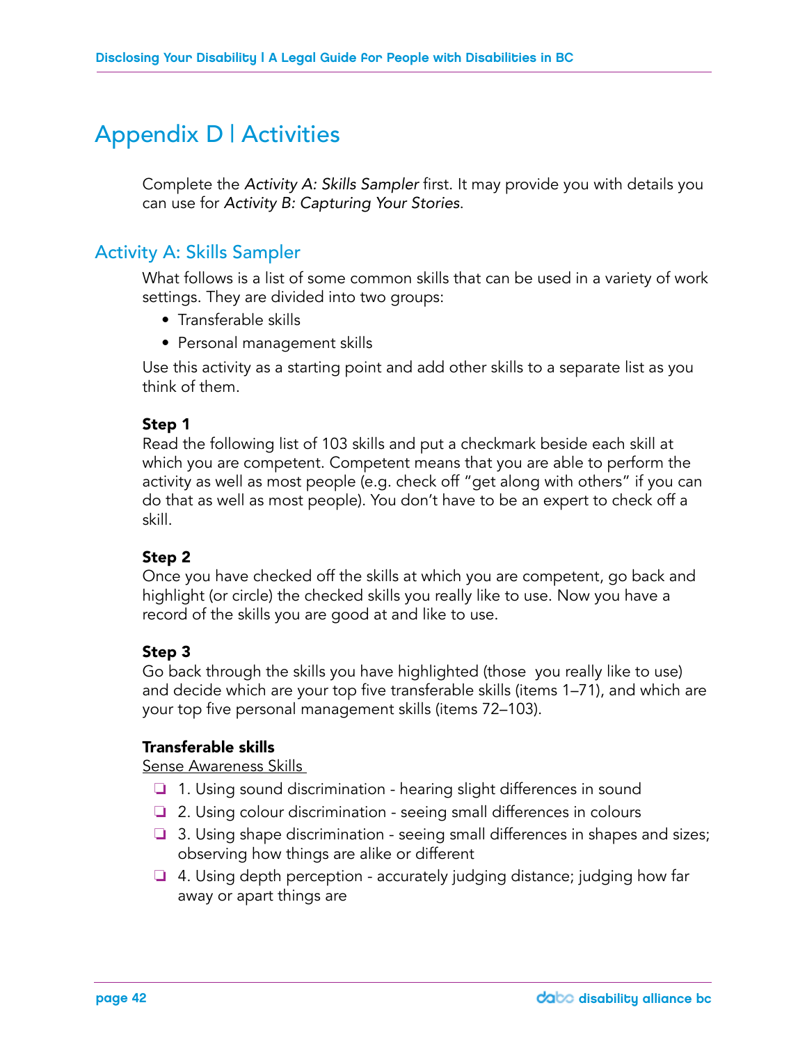# Appendix D | Activities

Complete the *Activity A: Skills Sampler* first. It may provide you with details you can use for *Activity B: Capturing Your Stories*.

## Activity A: Skills Sampler

What follows is a list of some common skills that can be used in a variety of work settings. They are divided into two groups:

- Transferable skills
- Personal management skills

Use this activity as a starting point and add other skills to a separate list as you think of them.

**Step 1**
Read the following list of 103 skills and put a checkmark beside each skill at which you are competent. Competent means that you are able to perform the activity as well as most people (e.g. check off "get along with others" if you can do that as well as most people). You don't have to be an expert to check off a skill.

**Step 2**
Once you have checked off the skills at which you are competent, go back and highlight (or circle) the checked skills you really like to use. Now you have a record of the skills you are good at and like to use.

**Step 3**
Go back through the skills you have highlighted (those you really like to use) and decide which are your top five transferable skills (items 1–71), and which are your top five personal management skills (items 72–103).

**Transferable skills**
Sense Awareness Skills

- ❏ 1. Using sound discrimination - hearing slight differences in sound
- ❏ 2. Using colour discrimination - seeing small differences in colours
- ❏ 3. Using shape discrimination - seeing small differences in shapes and sizes; observing how things are alike or different
- ❏ 4. Using depth perception - accurately judging distance; judging how far away or apart things are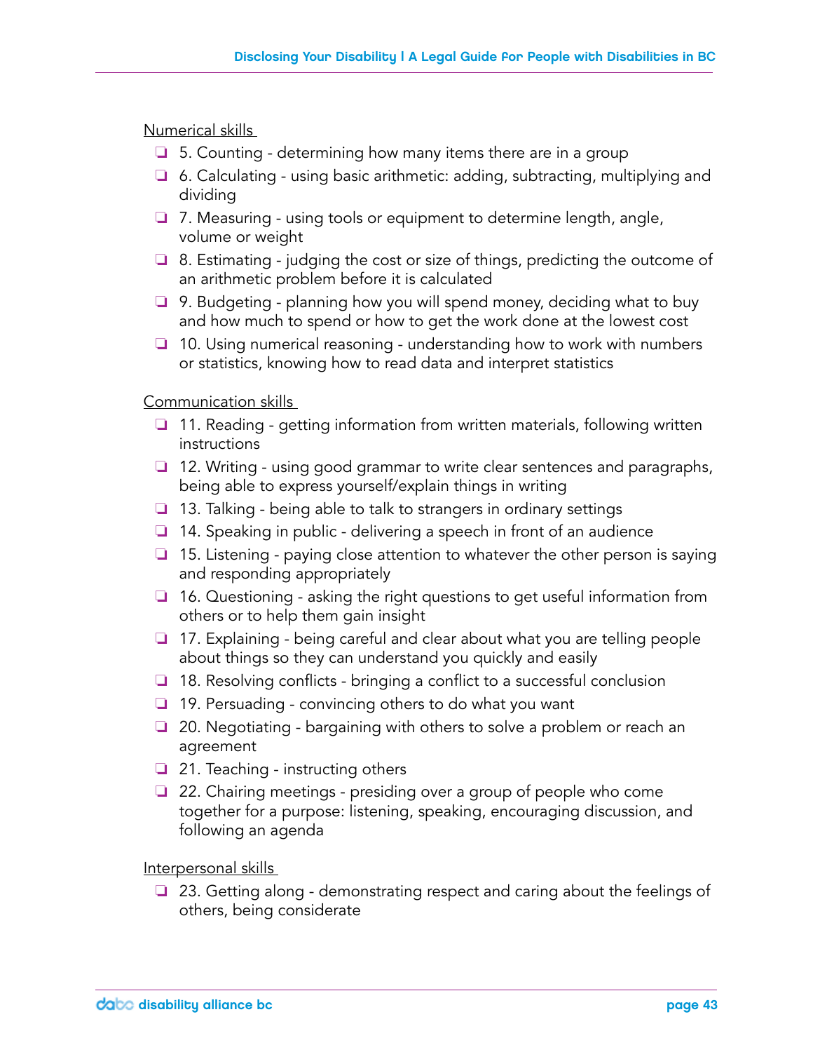Numerical skills

- ❑ 5. Counting - determining how many items there are in a group
- ❑ 6. Calculating - using basic arithmetic: adding, subtracting, multiplying and dividing
- ❑ 7. Measuring - using tools or equipment to determine length, angle, volume or weight
- ❑ 8. Estimating - judging the cost or size of things, predicting the outcome of an arithmetic problem before it is calculated
- ❑ 9. Budgeting - planning how you will spend money, deciding what to buy and how much to spend or how to get the work done at the lowest cost
- ❑ 10. Using numerical reasoning - understanding how to work with numbers or statistics, knowing how to read data and interpret statistics

Communication skills

- ❑ 11. Reading - getting information from written materials, following written instructions
- ❑ 12. Writing - using good grammar to write clear sentences and paragraphs, being able to express yourself/explain things in writing
- ❑ 13. Talking - being able to talk to strangers in ordinary settings
- ❑ 14. Speaking in public - delivering a speech in front of an audience
- ❑ 15. Listening - paying close attention to whatever the other person is saying and responding appropriately
- ❑ 16. Questioning - asking the right questions to get useful information from others or to help them gain insight
- ❑ 17. Explaining - being careful and clear about what you are telling people about things so they can understand you quickly and easily
- ❑ 18. Resolving conflicts - bringing a conflict to a successful conclusion
- ❑ 19. Persuading - convincing others to do what you want
- ❑ 20. Negotiating - bargaining with others to solve a problem or reach an agreement
- ❑ 21. Teaching - instructing others
- ❑ 22. Chairing meetings - presiding over a group of people who come together for a purpose: listening, speaking, encouraging discussion, and following an agenda

Interpersonal skills

- ❑ 23. Getting along - demonstrating respect and caring about the feelings of others, being considerate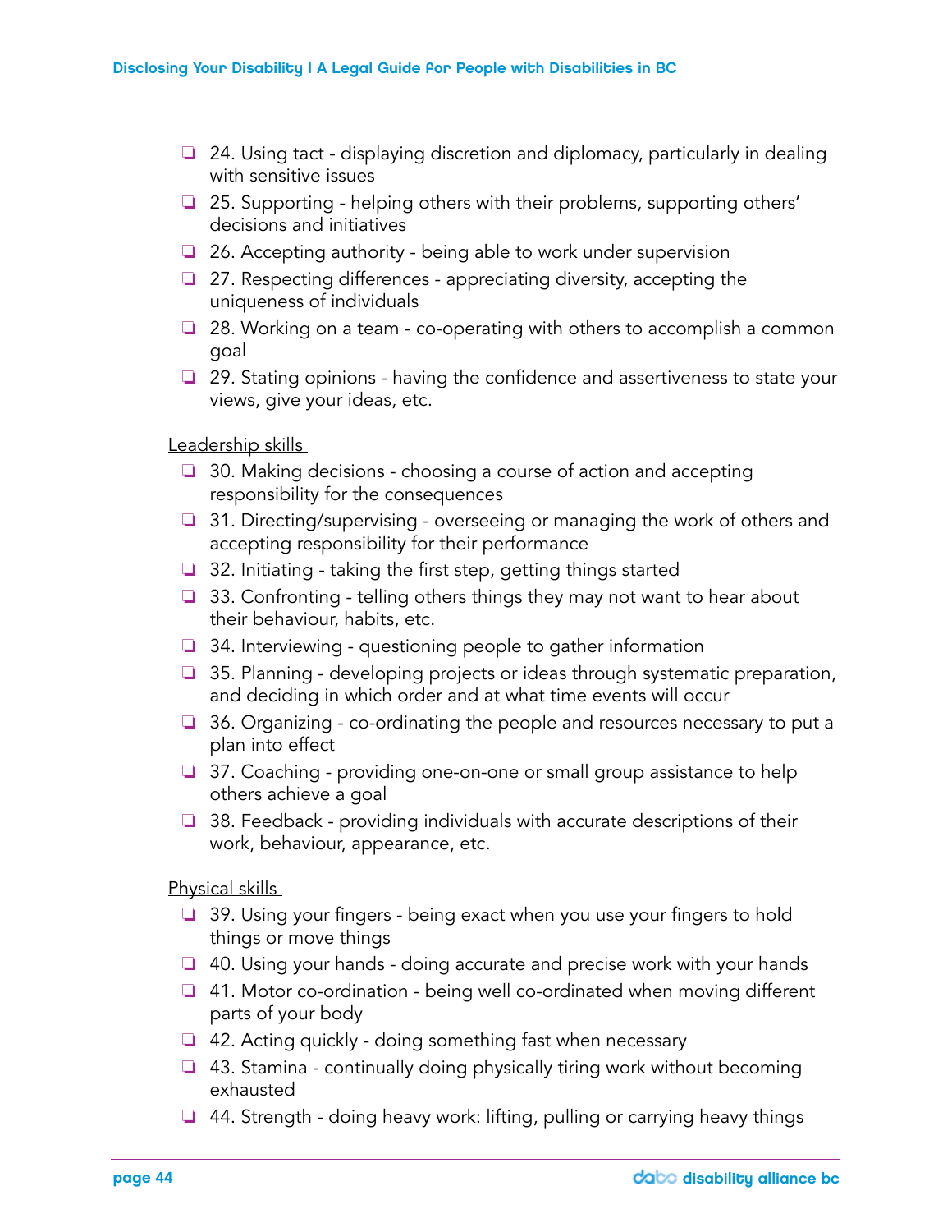- ❑ 24. Using tact - displaying discretion and diplomacy, particularly in dealing with sensitive issues
- ❑ 25. Supporting - helping others with their problems, supporting others' decisions and initiatives
- ❑ 26. Accepting authority - being able to work under supervision
- ❑ 27. Respecting differences - appreciating diversity, accepting the uniqueness of individuals
- ❑ 28. Working on a team - co-operating with others to accomplish a common goal
- ❑ 29. Stating opinions - having the confidence and assertiveness to state your views, give your ideas, etc.

<u>Leadership skills</u>

- ❑ 30. Making decisions - choosing a course of action and accepting responsibility for the consequences
- ❑ 31. Directing/supervising - overseeing or managing the work of others and accepting responsibility for their performance
- ❑ 32. Initiating - taking the first step, getting things started
- ❑ 33. Confronting - telling others things they may not want to hear about their behaviour, habits, etc.
- ❑ 34. Interviewing - questioning people to gather information
- ❑ 35. Planning - developing projects or ideas through systematic preparation, and deciding in which order and at what time events will occur
- ❑ 36. Organizing - co-ordinating the people and resources necessary to put a plan into effect
- ❑ 37. Coaching - providing one-on-one or small group assistance to help others achieve a goal
- ❑ 38. Feedback - providing individuals with accurate descriptions of their work, behaviour, appearance, etc.

<u>Physical skills</u>

- ❑ 39. Using your fingers - being exact when you use your fingers to hold things or move things
- ❑ 40. Using your hands - doing accurate and precise work with your hands
- ❑ 41. Motor co-ordination - being well co-ordinated when moving different parts of your body
- ❑ 42. Acting quickly - doing something fast when necessary
- ❑ 43. Stamina - continually doing physically tiring work without becoming exhausted
- ❑ 44. Strength - doing heavy work: lifting, pulling or carrying heavy things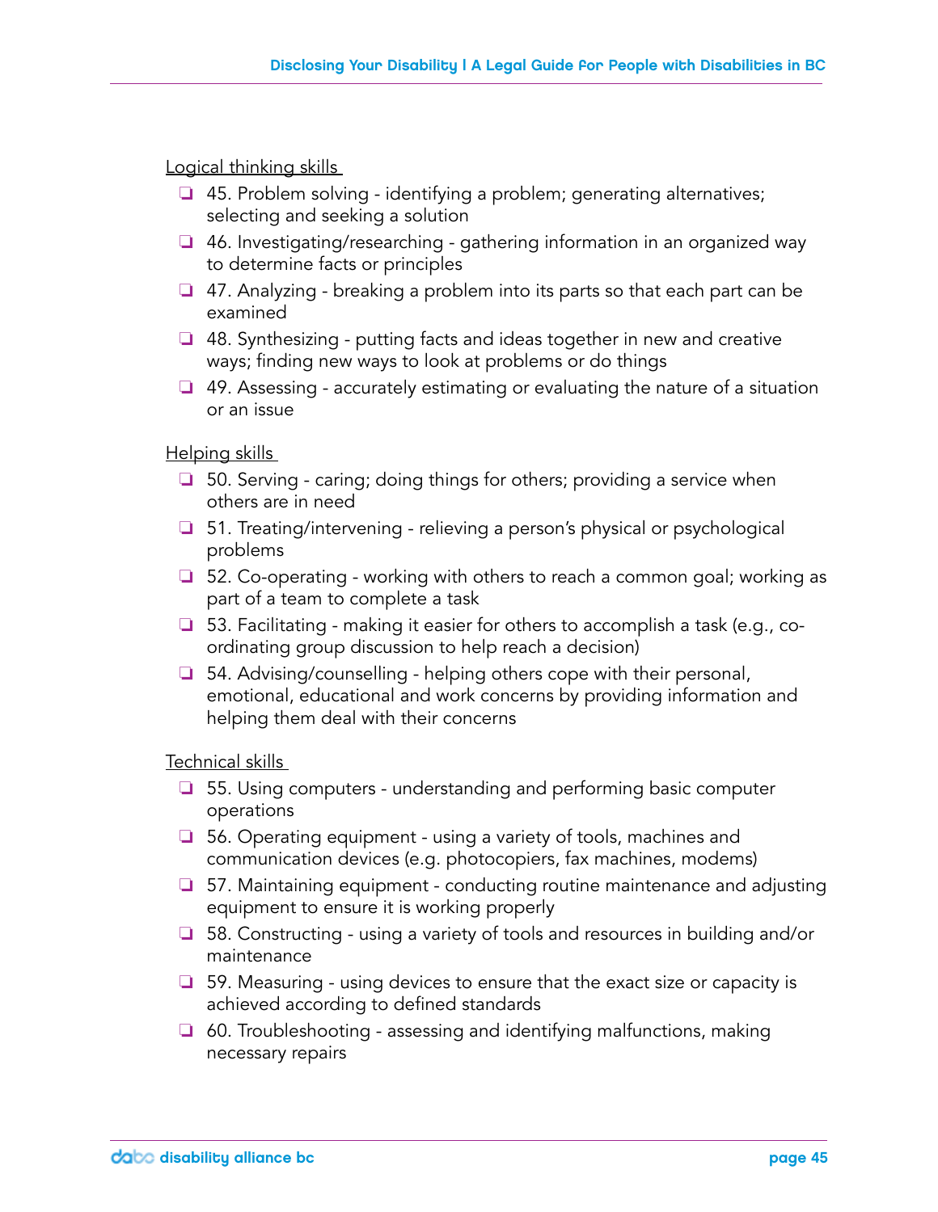Logical thinking skills

- ❑ 45. Problem solving - identifying a problem; generating alternatives; selecting and seeking a solution
- ❑ 46. Investigating/researching - gathering information in an organized way to determine facts or principles
- ❑ 47. Analyzing - breaking a problem into its parts so that each part can be examined
- ❑ 48. Synthesizing - putting facts and ideas together in new and creative ways; finding new ways to look at problems or do things
- ❑ 49. Assessing - accurately estimating or evaluating the nature of a situation or an issue

Helping skills

- ❑ 50. Serving - caring; doing things for others; providing a service when others are in need
- ❑ 51. Treating/intervening - relieving a person's physical or psychological problems
- ❑ 52. Co-operating - working with others to reach a common goal; working as part of a team to complete a task
- ❑ 53. Facilitating - making it easier for others to accomplish a task (e.g., co-ordinating group discussion to help reach a decision)
- ❑ 54. Advising/counselling - helping others cope with their personal, emotional, educational and work concerns by providing information and helping them deal with their concerns

Technical skills

- ❑ 55. Using computers - understanding and performing basic computer operations
- ❑ 56. Operating equipment - using a variety of tools, machines and communication devices (e.g. photocopiers, fax machines, modems)
- ❑ 57. Maintaining equipment - conducting routine maintenance and adjusting equipment to ensure it is working properly
- ❑ 58. Constructing - using a variety of tools and resources in building and/or maintenance
- ❑ 59. Measuring - using devices to ensure that the exact size or capacity is achieved according to defined standards
- ❑ 60. Troubleshooting - assessing and identifying malfunctions, making necessary repairs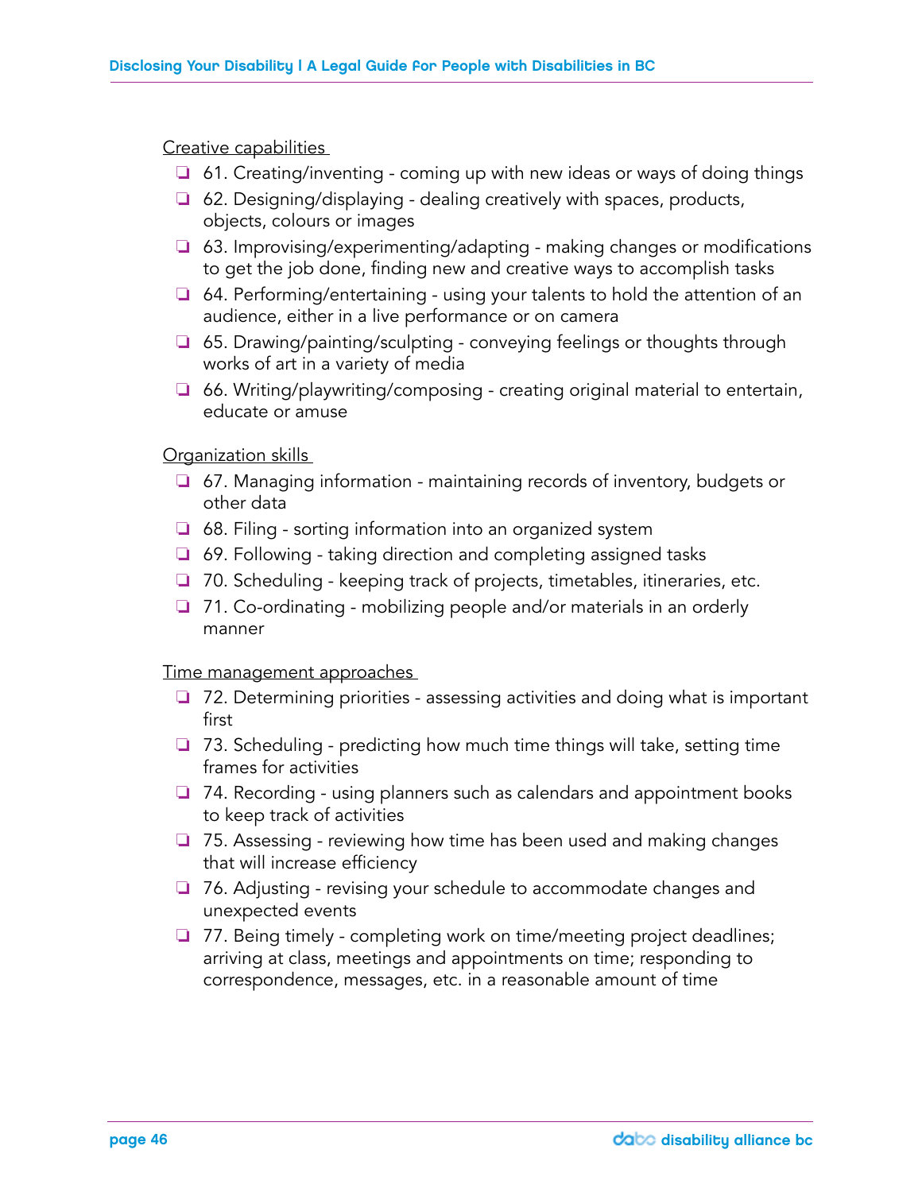Creative capabilities

- ❏ 61. Creating/inventing - coming up with new ideas or ways of doing things
- ❏ 62. Designing/displaying - dealing creatively with spaces, products, objects, colours or images
- ❏ 63. Improvising/experimenting/adapting - making changes or modifications to get the job done, finding new and creative ways to accomplish tasks
- ❏ 64. Performing/entertaining - using your talents to hold the attention of an audience, either in a live performance or on camera
- ❏ 65. Drawing/painting/sculpting - conveying feelings or thoughts through works of art in a variety of media
- ❏ 66. Writing/playwriting/composing - creating original material to entertain, educate or amuse

Organization skills

- ❏ 67. Managing information - maintaining records of inventory, budgets or other data
- ❏ 68. Filing - sorting information into an organized system
- ❏ 69. Following - taking direction and completing assigned tasks
- ❏ 70. Scheduling - keeping track of projects, timetables, itineraries, etc.
- ❏ 71. Co-ordinating - mobilizing people and/or materials in an orderly manner

Time management approaches

- ❏ 72. Determining priorities - assessing activities and doing what is important first
- ❏ 73. Scheduling - predicting how much time things will take, setting time frames for activities
- ❏ 74. Recording - using planners such as calendars and appointment books to keep track of activities
- ❏ 75. Assessing - reviewing how time has been used and making changes that will increase efficiency
- ❏ 76. Adjusting - revising your schedule to accommodate changes and unexpected events
- ❏ 77. Being timely - completing work on time/meeting project deadlines; arriving at class, meetings and appointments on time; responding to correspondence, messages, etc. in a reasonable amount of time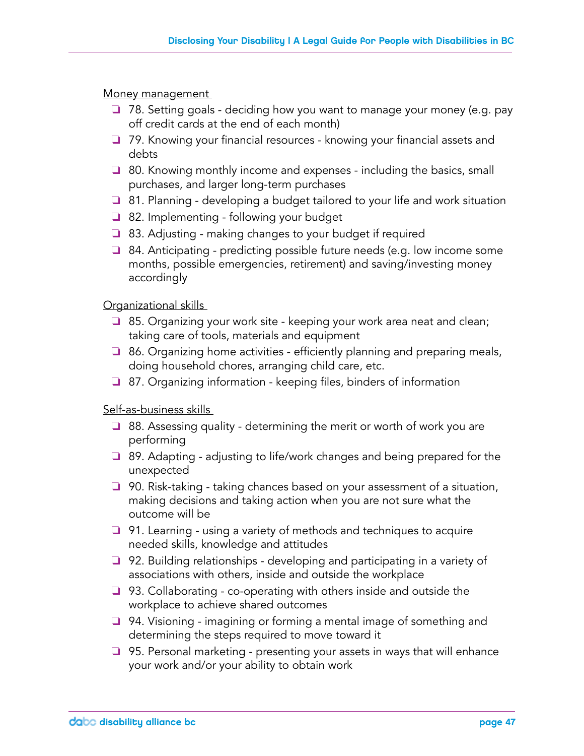Money management

- ❏ 78. Setting goals - deciding how you want to manage your money (e.g. pay off credit cards at the end of each month)
- ❏ 79. Knowing your financial resources - knowing your financial assets and debts
- ❏ 80. Knowing monthly income and expenses - including the basics, small purchases, and larger long-term purchases
- ❏ 81. Planning - developing a budget tailored to your life and work situation
- ❏ 82. Implementing - following your budget
- ❏ 83. Adjusting - making changes to your budget if required
- ❏ 84. Anticipating - predicting possible future needs (e.g. low income some months, possible emergencies, retirement) and saving/investing money accordingly

Organizational skills

- ❏ 85. Organizing your work site - keeping your work area neat and clean; taking care of tools, materials and equipment
- ❏ 86. Organizing home activities - efficiently planning and preparing meals, doing household chores, arranging child care, etc.
- ❏ 87. Organizing information - keeping files, binders of information

Self-as-business skills

- ❏ 88. Assessing quality - determining the merit or worth of work you are performing
- ❏ 89. Adapting - adjusting to life/work changes and being prepared for the unexpected
- ❏ 90. Risk-taking - taking chances based on your assessment of a situation, making decisions and taking action when you are not sure what the outcome will be
- ❏ 91. Learning - using a variety of methods and techniques to acquire needed skills, knowledge and attitudes
- ❏ 92. Building relationships - developing and participating in a variety of associations with others, inside and outside the workplace
- ❏ 93. Collaborating - co-operating with others inside and outside the workplace to achieve shared outcomes
- ❏ 94. Visioning - imagining or forming a mental image of something and determining the steps required to move toward it
- ❏ 95. Personal marketing - presenting your assets in ways that will enhance your work and/or your ability to obtain work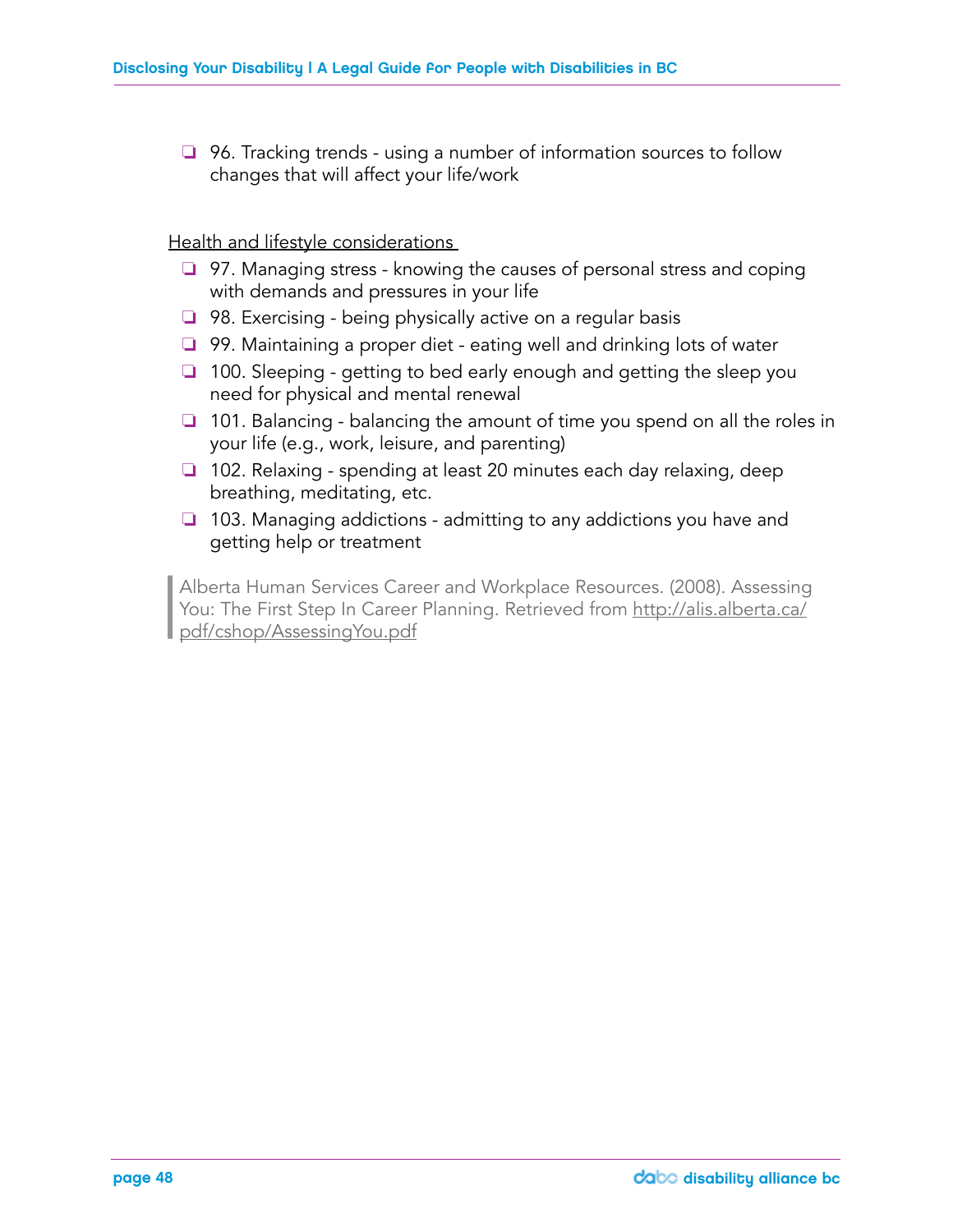- ❑ 96. Tracking trends - using a number of information sources to follow changes that will affect your life/work

Health and lifestyle considerations

- ❑ 97. Managing stress - knowing the causes of personal stress and coping with demands and pressures in your life
- ❑ 98. Exercising - being physically active on a regular basis
- ❑ 99. Maintaining a proper diet - eating well and drinking lots of water
- ❑ 100. Sleeping - getting to bed early enough and getting the sleep you need for physical and mental renewal
- ❑ 101. Balancing - balancing the amount of time you spend on all the roles in your life (e.g., work, leisure, and parenting)
- ❑ 102. Relaxing - spending at least 20 minutes each day relaxing, deep breathing, meditating, etc.
- ❑ 103. Managing addictions - admitting to any addictions you have and getting help or treatment

> Alberta Human Services Career and Workplace Resources. (2008). Assessing You: The First Step In Career Planning. Retrieved from http://alis.alberta.ca/pdf/cshop/AssessingYou.pdf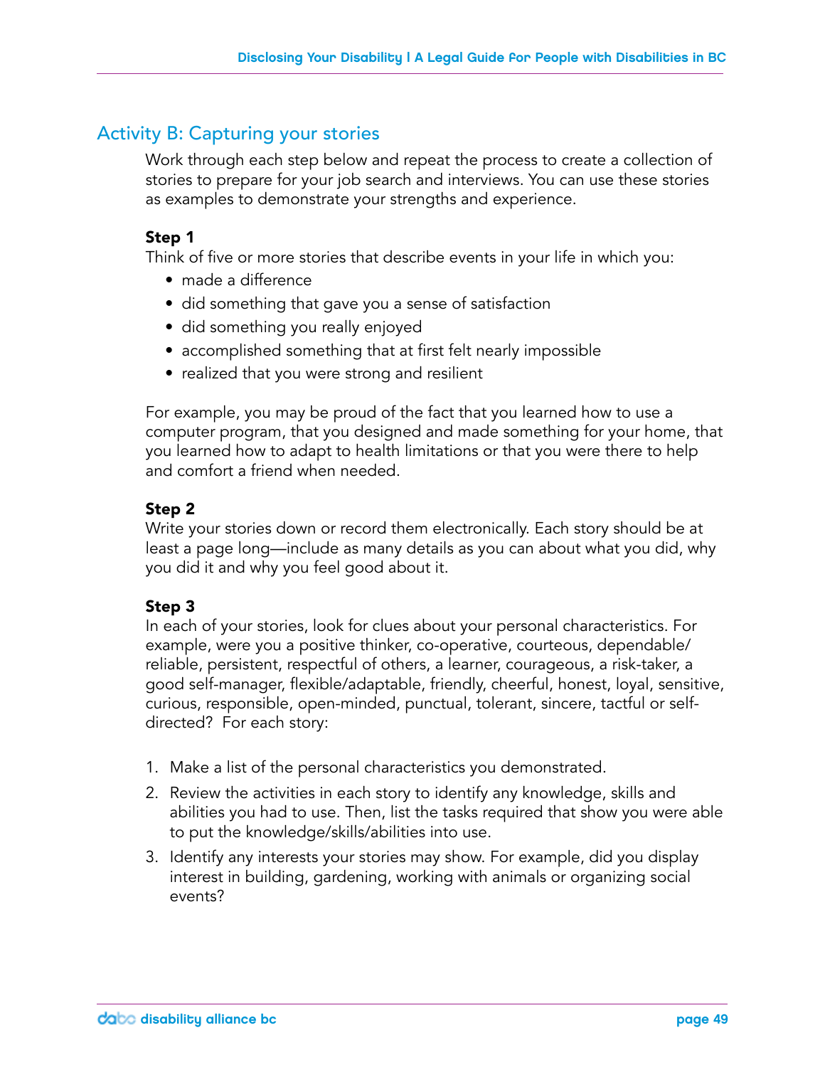## Activity B: Capturing your stories

Work through each step below and repeat the process to create a collection of stories to prepare for your job search and interviews. You can use these stories as examples to demonstrate your strengths and experience.

**Step 1**

Think of five or more stories that describe events in your life in which you:

- made a difference
- did something that gave you a sense of satisfaction
- did something you really enjoyed
- accomplished something that at first felt nearly impossible
- realized that you were strong and resilient

For example, you may be proud of the fact that you learned how to use a computer program, that you designed and made something for your home, that you learned how to adapt to health limitations or that you were there to help and comfort a friend when needed.

**Step 2**

Write your stories down or record them electronically. Each story should be at least a page long—include as many details as you can about what you did, why you did it and why you feel good about it.

**Step 3**

In each of your stories, look for clues about your personal characteristics. For example, were you a positive thinker, co-operative, courteous, dependable/reliable, persistent, respectful of others, a learner, courageous, a risk-taker, a good self-manager, flexible/adaptable, friendly, cheerful, honest, loyal, sensitive, curious, responsible, open-minded, punctual, tolerant, sincere, tactful or self-directed? For each story:

1. Make a list of the personal characteristics you demonstrated.
2. Review the activities in each story to identify any knowledge, skills and abilities you had to use. Then, list the tasks required that show you were able to put the knowledge/skills/abilities into use.
3. Identify any interests your stories may show. For example, did you display interest in building, gardening, working with animals or organizing social events?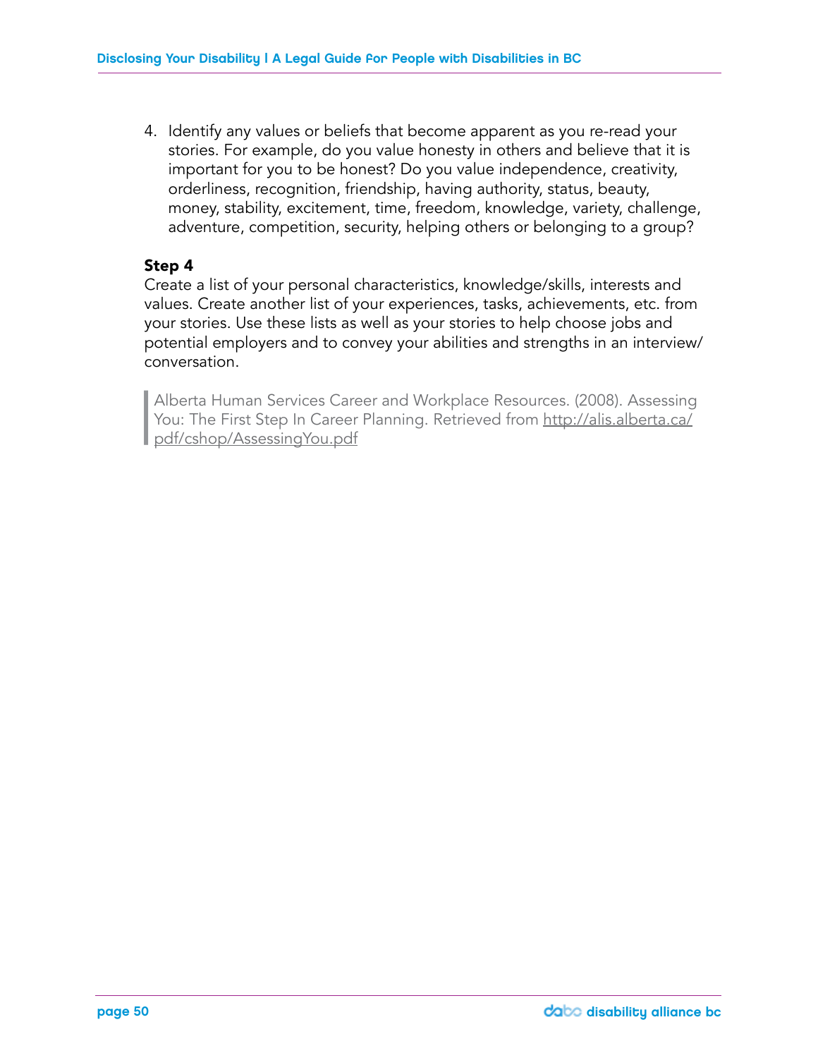4. Identify any values or beliefs that become apparent as you re-read your stories. For example, do you value honesty in others and believe that it is important for you to be honest? Do you value independence, creativity, orderliness, recognition, friendship, having authority, status, beauty, money, stability, excitement, time, freedom, knowledge, variety, challenge, adventure, competition, security, helping others or belonging to a group?

**Step 4**

Create a list of your personal characteristics, knowledge/skills, interests and values. Create another list of your experiences, tasks, achievements, etc. from your stories. Use these lists as well as your stories to help choose jobs and potential employers and to convey your abilities and strengths in an interview/conversation.

> Alberta Human Services Career and Workplace Resources. (2008). Assessing You: The First Step In Career Planning. Retrieved from http://alis.alberta.ca/pdf/cshop/AssessingYou.pdf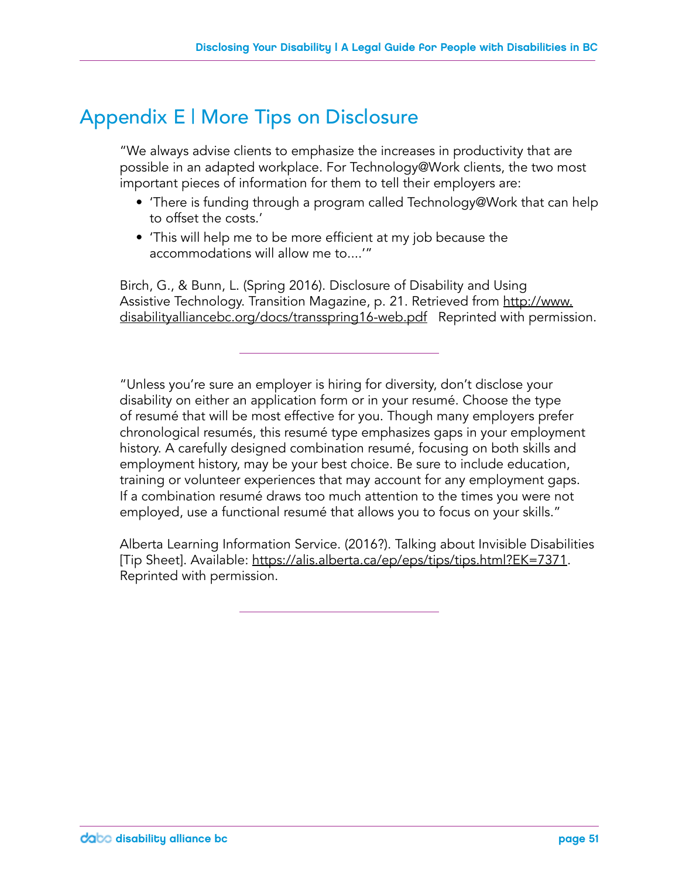# Appendix E | More Tips on Disclosure

"We always advise clients to emphasize the increases in productivity that are possible in an adapted workplace. For Technology@Work clients, the two most important pieces of information for them to tell their employers are:

- 'There is funding through a program called Technology@Work that can help to offset the costs.'
- 'This will help me to be more efficient at my job because the accommodations will allow me to....'"

Birch, G., & Bunn, L. (Spring 2016). Disclosure of Disability and Using Assistive Technology. Transition Magazine, p. 21. Retrieved from http://www.disabilityalliancebc.org/docs/transspring16-web.pdf Reprinted with permission.

---

"Unless you're sure an employer is hiring for diversity, don't disclose your disability on either an application form or in your resumé. Choose the type of resumé that will be most effective for you. Though many employers prefer chronological resumés, this resumé type emphasizes gaps in your employment history. A carefully designed combination resumé, focusing on both skills and employment history, may be your best choice. Be sure to include education, training or volunteer experiences that may account for any employment gaps. If a combination resumé draws too much attention to the times you were not employed, use a functional resumé that allows you to focus on your skills."

Alberta Learning Information Service. (2016?). Talking about Invisible Disabilities [Tip Sheet]. Available: https://alis.alberta.ca/ep/eps/tips/tips.html?EK=7371. Reprinted with permission.

---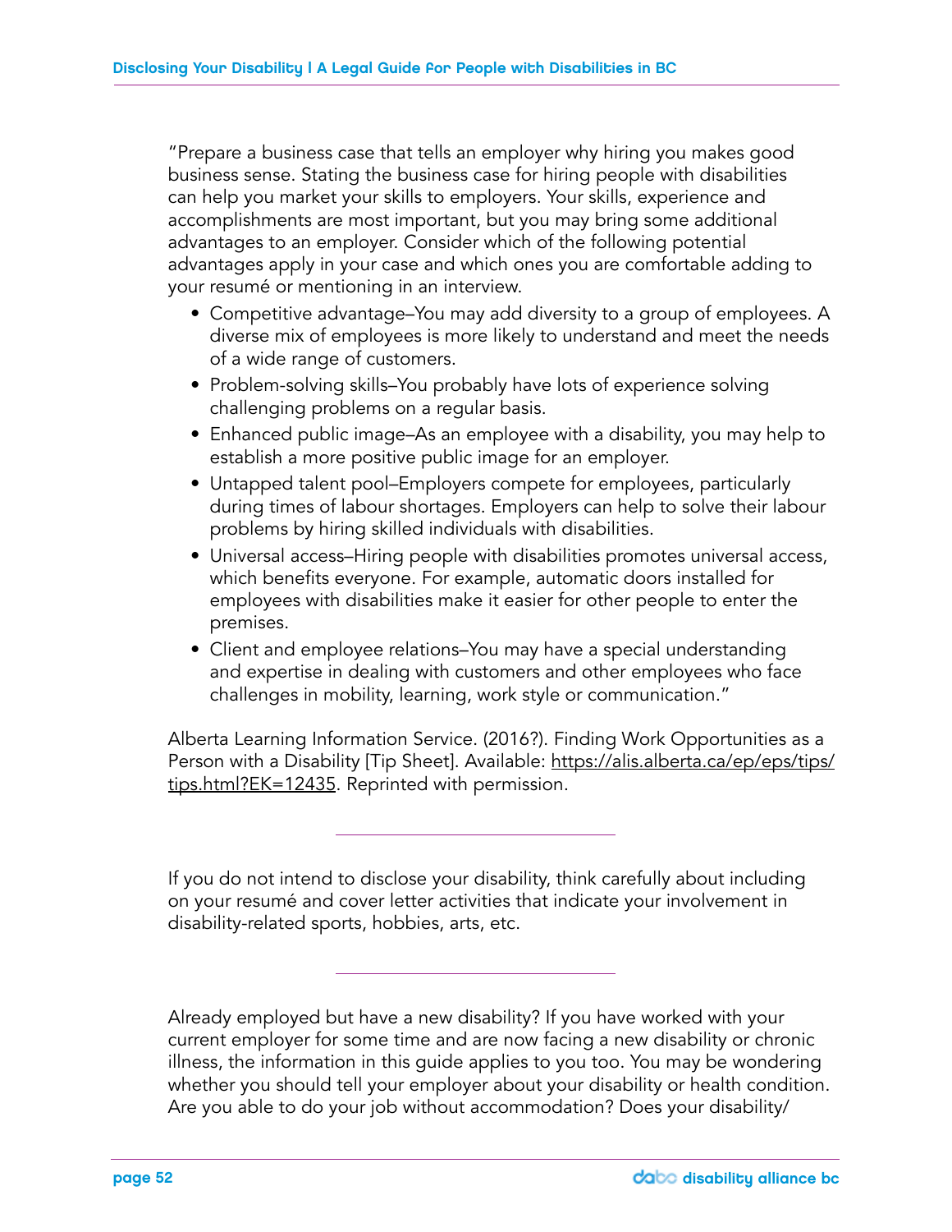"Prepare a business case that tells an employer why hiring you makes good business sense. Stating the business case for hiring people with disabilities can help you market your skills to employers. Your skills, experience and accomplishments are most important, but you may bring some additional advantages to an employer. Consider which of the following potential advantages apply in your case and which ones you are comfortable adding to your resumé or mentioning in an interview.

- Competitive advantage–You may add diversity to a group of employees. A diverse mix of employees is more likely to understand and meet the needs of a wide range of customers.
- Problem-solving skills–You probably have lots of experience solving challenging problems on a regular basis.
- Enhanced public image–As an employee with a disability, you may help to establish a more positive public image for an employer.
- Untapped talent pool–Employers compete for employees, particularly during times of labour shortages. Employers can help to solve their labour problems by hiring skilled individuals with disabilities.
- Universal access–Hiring people with disabilities promotes universal access, which benefits everyone. For example, automatic doors installed for employees with disabilities make it easier for other people to enter the premises.
- Client and employee relations–You may have a special understanding and expertise in dealing with customers and other employees who face challenges in mobility, learning, work style or communication."

Alberta Learning Information Service. (2016?). Finding Work Opportunities as a Person with a Disability [Tip Sheet]. Available: https://alis.alberta.ca/ep/eps/tips/tips.html?EK=12435. Reprinted with permission.

---

If you do not intend to disclose your disability, think carefully about including on your resumé and cover letter activities that indicate your involvement in disability-related sports, hobbies, arts, etc.

---

Already employed but have a new disability? If you have worked with your current employer for some time and are now facing a new disability or chronic illness, the information in this guide applies to you too. You may be wondering whether you should tell your employer about your disability or health condition. Are you able to do your job without accommodation? Does your disability/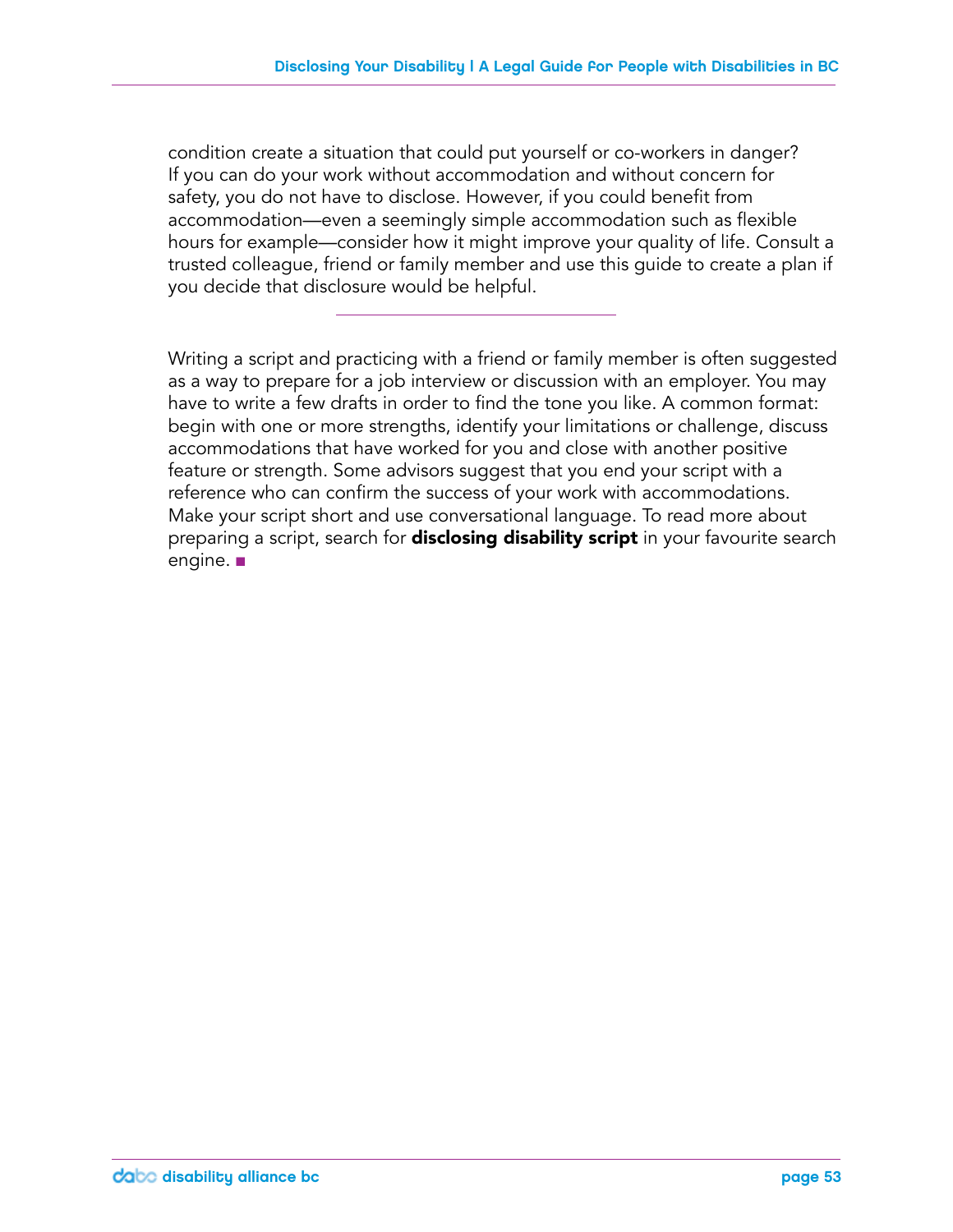condition create a situation that could put yourself or co-workers in danger? If you can do your work without accommodation and without concern for safety, you do not have to disclose. However, if you could benefit from accommodation—even a seemingly simple accommodation such as flexible hours for example—consider how it might improve your quality of life. Consult a trusted colleague, friend or family member and use this guide to create a plan if you decide that disclosure would be helpful.

---

Writing a script and practicing with a friend or family member is often suggested as a way to prepare for a job interview or discussion with an employer. You may have to write a few drafts in order to find the tone you like. A common format: begin with one or more strengths, identify your limitations or challenge, discuss accommodations that have worked for you and close with another positive feature or strength. Some advisors suggest that you end your script with a reference who can confirm the success of your work with accommodations. Make your script short and use conversational language. To read more about preparing a script, search for **disclosing disability script** in your favourite search engine. ■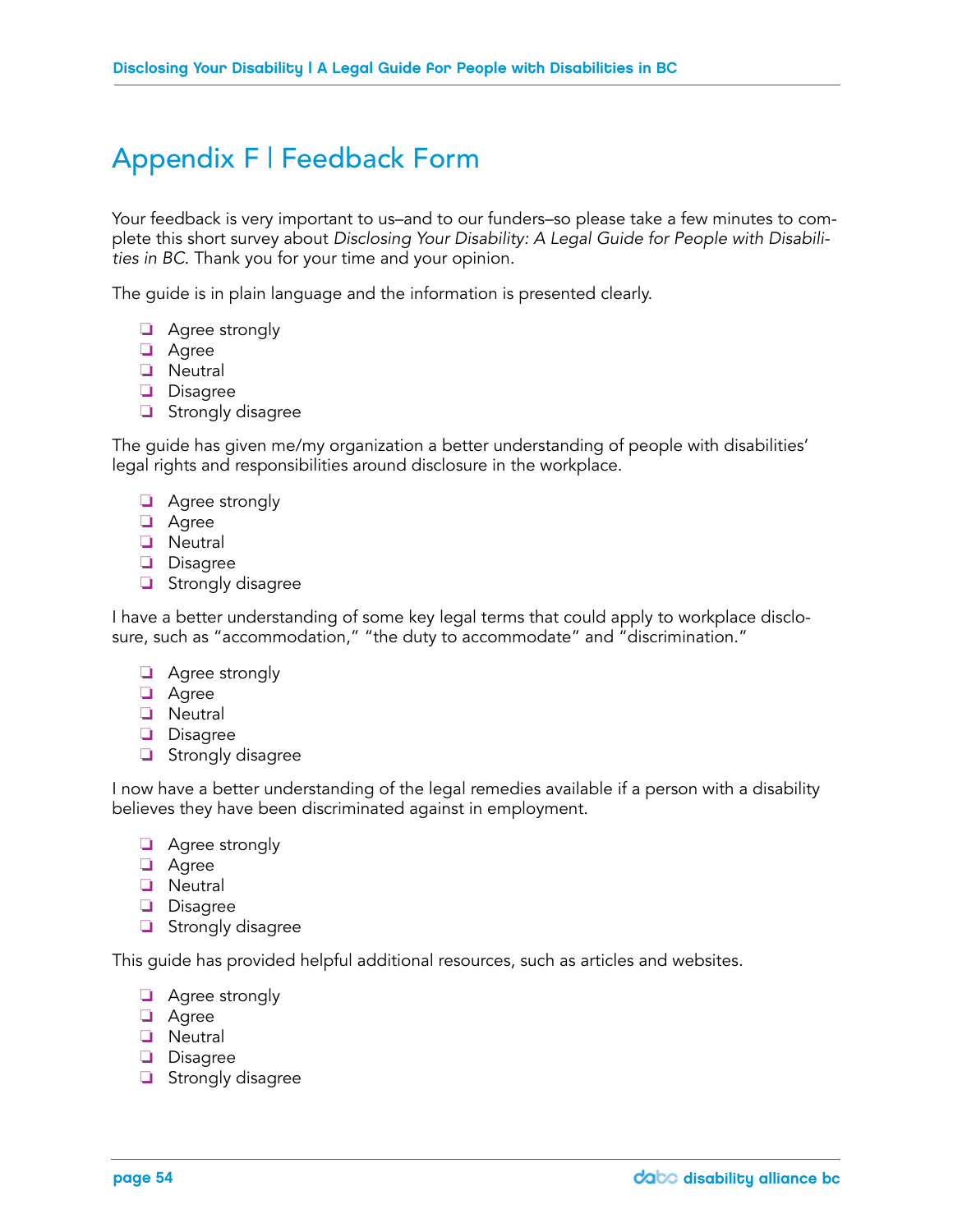# Appendix F | Feedback Form

Your feedback is very important to us–and to our funders–so please take a few minutes to complete this short survey about *Disclosing Your Disability: A Legal Guide for People with Disabilities in BC.* Thank you for your time and your opinion.

The guide is in plain language and the information is presented clearly.

- ❑ Agree strongly
- ❑ Agree
- ❑ Neutral
- ❑ Disagree
- ❑ Strongly disagree

The guide has given me/my organization a better understanding of people with disabilities' legal rights and responsibilities around disclosure in the workplace.

- ❑ Agree strongly
- ❑ Agree
- ❑ Neutral
- ❑ Disagree
- ❑ Strongly disagree

I have a better understanding of some key legal terms that could apply to workplace disclosure, such as "accommodation," "the duty to accommodate" and "discrimination."

- ❑ Agree strongly
- ❑ Agree
- ❑ Neutral
- ❑ Disagree
- ❑ Strongly disagree

I now have a better understanding of the legal remedies available if a person with a disability believes they have been discriminated against in employment.

- ❑ Agree strongly
- ❑ Agree
- ❑ Neutral
- ❑ Disagree
- ❑ Strongly disagree

This guide has provided helpful additional resources, such as articles and websites.

- ❑ Agree strongly
- ❑ Agree
- ❑ Neutral
- ❑ Disagree
- ❑ Strongly disagree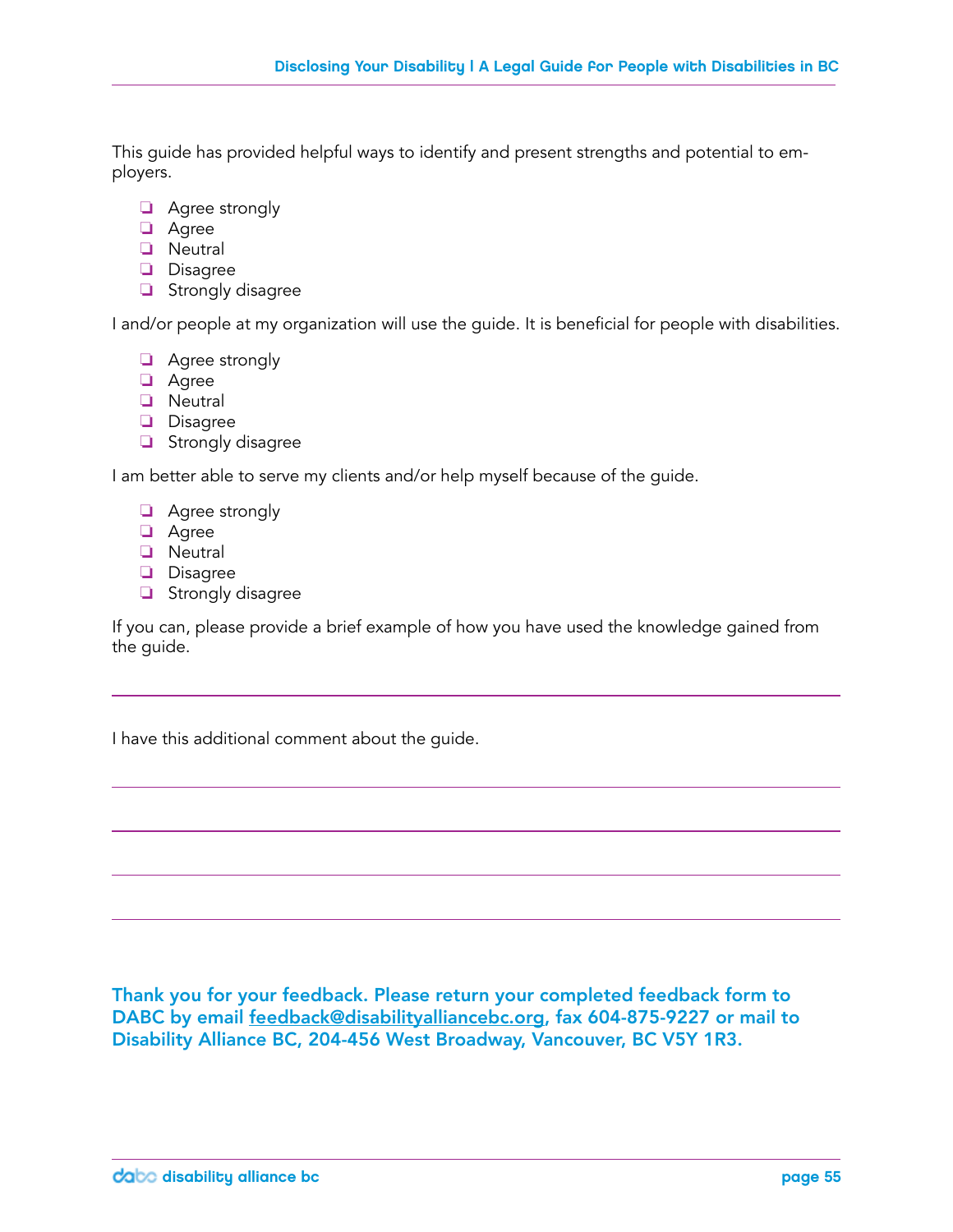This guide has provided helpful ways to identify and present strengths and potential to employers.

- ❏ Agree strongly
- ❏ Agree
- ❏ Neutral
- ❏ Disagree
- ❏ Strongly disagree

I and/or people at my organization will use the guide. It is beneficial for people with disabilities.

- ❏ Agree strongly
- ❏ Agree
- ❏ Neutral
- ❏ Disagree
- ❏ Strongly disagree

I am better able to serve my clients and/or help myself because of the guide.

- ❏ Agree strongly
- ❏ Agree
- ❏ Neutral
- ❏ Disagree
- ❏ Strongly disagree

If you can, please provide a brief example of how you have used the knowledge gained from the guide.

---

I have this additional comment about the guide.

---

---

---

---

**Thank you for your feedback. Please return your completed feedback form to DABC by email feedback@disabilityalliancebc.org, fax 604-875-9227 or mail to Disability Alliance BC, 204-456 West Broadway, Vancouver, BC V5Y 1R3.**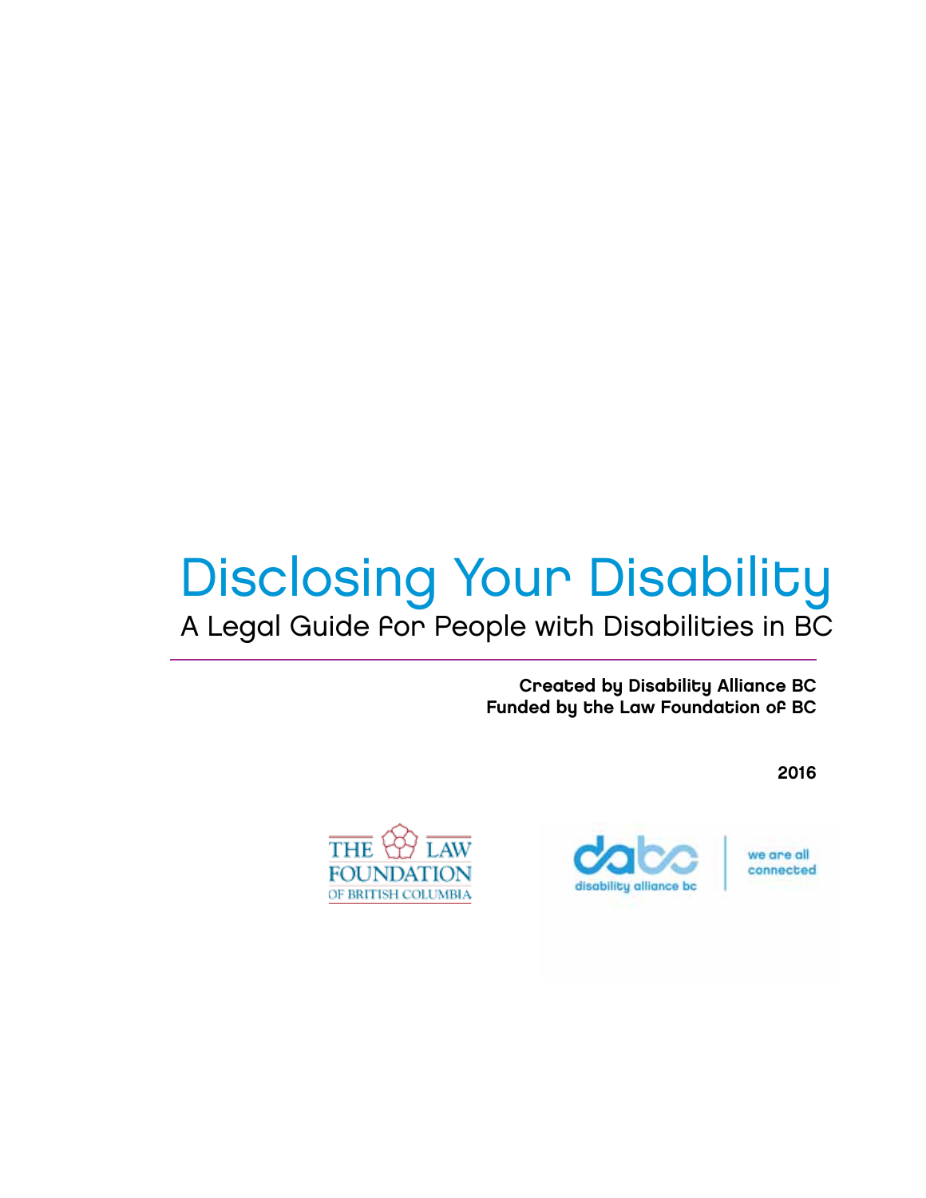# Disclosing Your Disability

## A Legal Guide for People with Disabilities in BC

**Created by Disability Alliance BC**
**Funded by the Law Foundation of BC**

**2016**

THE LAW FOUNDATION OF BRITISH COLUMBIA

disability alliance bc

we are all connected